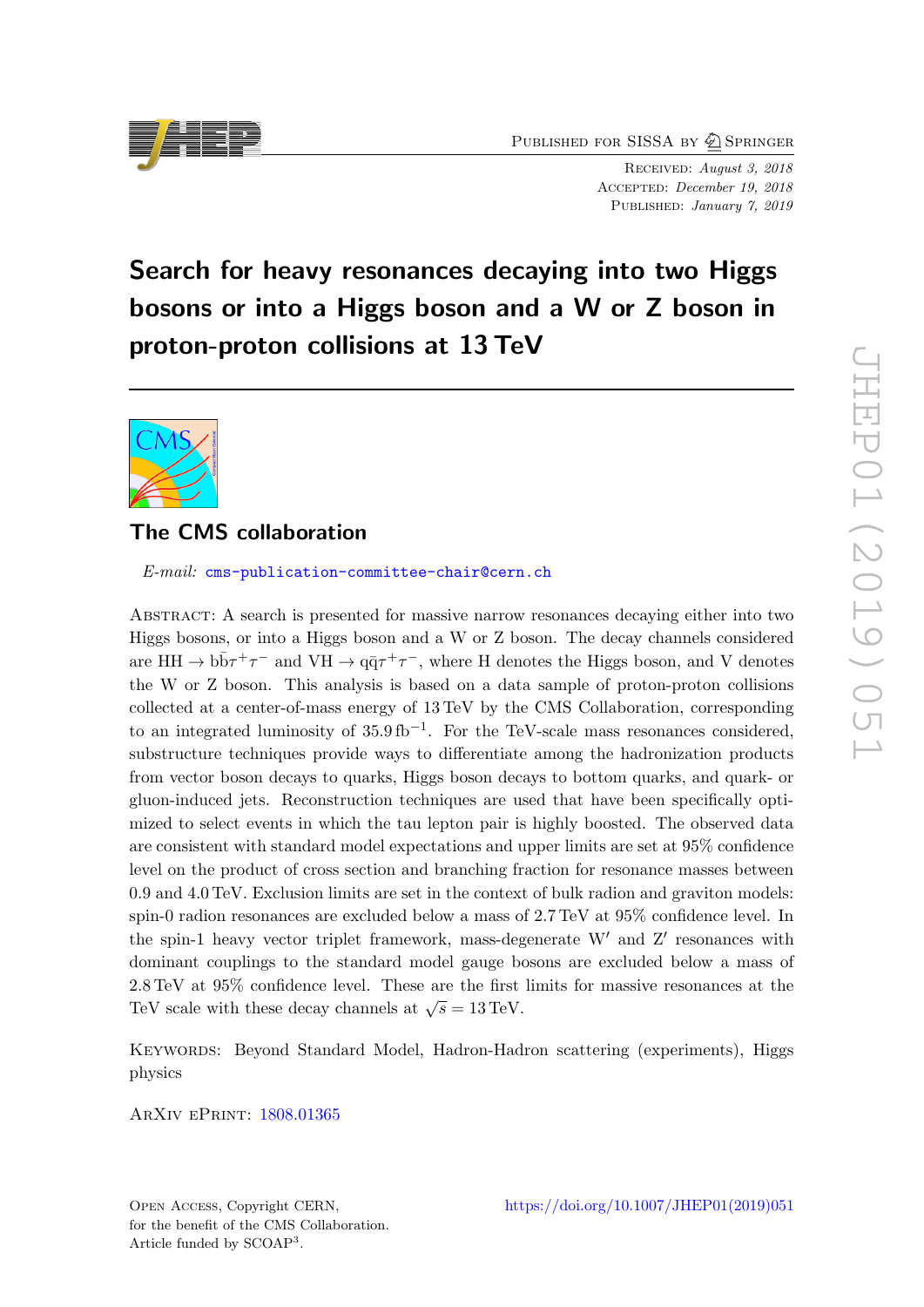Published for SISSA by Springer

Received: *August 3, 2018*
Accepted: *December 19, 2018*
Published: *January 7, 2019*

# Search for heavy resonances decaying into two Higgs bosons or into a Higgs boson and a W or Z boson in proton-proton collisions at 13 TeV

## The CMS collaboration

*E-mail:* cms-publication-committee-chair@cern.ch

Abstract: A search is presented for massive narrow resonances decaying either into two Higgs bosons, or into a Higgs boson and a W or Z boson. The decay channels considered are $\mathrm{HH} \rightarrow \mathrm{b}\bar{\mathrm{b}}\tau^+\tau^-$ and $\mathrm{VH} \rightarrow \mathrm{q}\bar{\mathrm{q}}\tau^+\tau^-$, where H denotes the Higgs boson, and V denotes the W or Z boson. This analysis is based on a data sample of proton-proton collisions collected at a center-of-mass energy of 13 TeV by the CMS Collaboration, corresponding to an integrated luminosity of 35.9 fb$^{-1}$. For the TeV-scale mass resonances considered, substructure techniques provide ways to differentiate among the hadronization products from vector boson decays to quarks, Higgs boson decays to bottom quarks, and quark- or gluon-induced jets. Reconstruction techniques are used that have been specifically optimized to select events in which the tau lepton pair is highly boosted. The observed data are consistent with standard model expectations and upper limits are set at 95% confidence level on the product of cross section and branching fraction for resonance masses between 0.9 and 4.0 TeV. Exclusion limits are set in the context of bulk radion and graviton models: spin-0 radion resonances are excluded below a mass of 2.7 TeV at 95% confidence level. In the spin-1 heavy vector triplet framework, mass-degenerate W′ and Z′ resonances with dominant couplings to the standard model gauge bosons are excluded below a mass of 2.8 TeV at 95% confidence level. These are the first limits for massive resonances at the TeV scale with these decay channels at $\sqrt{s} = 13$ TeV.

Keywords: Beyond Standard Model, Hadron-Hadron scattering (experiments), Higgs physics

ArXiv ePrint: 1808.01365

Open Access, Copyright CERN, for the benefit of the CMS Collaboration. Article funded by SCOAP$^3$.

https://doi.org/10.1007/JHEP01(2019)051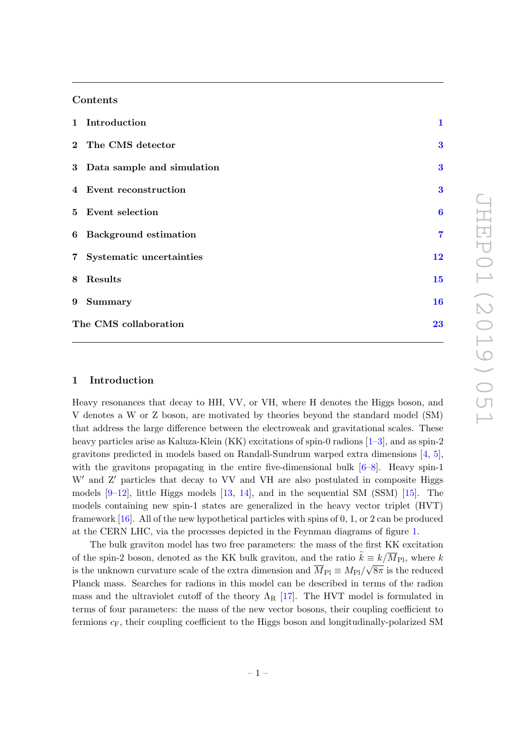## Contents

| | | |
|---|---|---|
| 1 | Introduction | 1 |
| 2 | The CMS detector | 3 |
| 3 | Data sample and simulation | 3 |
| 4 | Event reconstruction | 3 |
| 5 | Event selection | 6 |
| 6 | Background estimation | 7 |
| 7 | Systematic uncertainties | 12 |
| 8 | Results | 15 |
| 9 | Summary | 16 |
| | The CMS collaboration | 23 |

## 1 Introduction

Heavy resonances that decay to HH, VV, or VH, where H denotes the Higgs boson, and V denotes a W or Z boson, are motivated by theories beyond the standard model (SM) that address the large difference between the electroweak and gravitational scales. These heavy particles arise as Kaluza-Klein (KK) excitations of spin-0 radions [1–3], and as spin-2 gravitons predicted in models based on Randall-Sundrum warped extra dimensions [4, 5], with the gravitons propagating in the entire five-dimensional bulk [6–8]. Heavy spin-1 W′ and Z′ particles that decay to VV and VH are also postulated in composite Higgs models [9–12], little Higgs models [13, 14], and in the sequential SM (SSM) [15]. The models containing new spin-1 states are generalized in the heavy vector triplet (HVT) framework [16]. All of the new hypothetical particles with spins of 0, 1, or 2 can be produced at the CERN LHC, via the processes depicted in the Feynman diagrams of figure 1.

The bulk graviton model has two free parameters: the mass of the first KK excitation of the spin-2 boson, denoted as the KK bulk graviton, and the ratio $\tilde{k} \equiv k/\overline{M}_{\mathrm{Pl}}$, where $k$ is the unknown curvature scale of the extra dimension and $\overline{M}_{\mathrm{Pl}} \equiv M_{\mathrm{Pl}}/\sqrt{8\pi}$ is the reduced Planck mass. Searches for radions in this model can be described in terms of the radion mass and the ultraviolet cutoff of the theory $\Lambda_{\mathrm{R}}$ [17]. The HVT model is formulated in terms of four parameters: the mass of the new vector bosons, their coupling coefficient to fermions $c_{\mathrm{F}}$, their coupling coefficient to the Higgs boson and longitudinally-polarized SM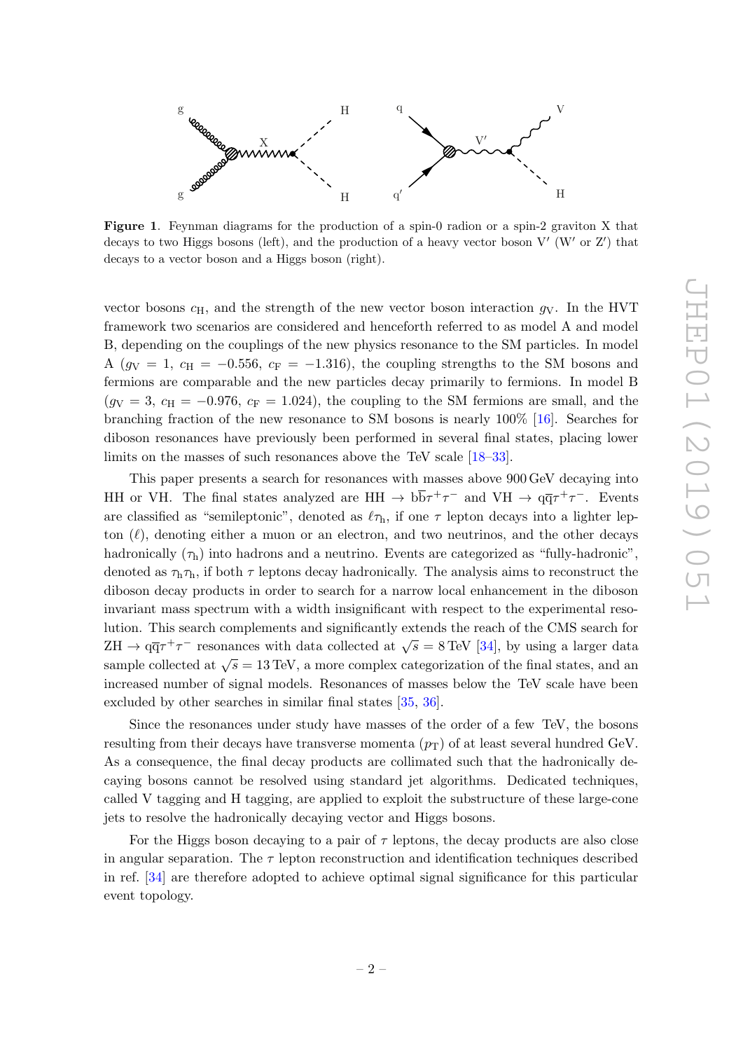**Figure 1**. Feynman diagrams for the production of a spin-0 radion or a spin-2 graviton X that decays to two Higgs bosons (left), and the production of a heavy vector boson V′ (W′ or Z′) that decays to a vector boson and a Higgs boson (right).

vector bosons $c_{\mathrm{H}}$, and the strength of the new vector boson interaction $g_{\mathrm{V}}$. In the HVT framework two scenarios are considered and henceforth referred to as model A and model B, depending on the couplings of the new physics resonance to the SM particles. In model A ($g_{\mathrm{V}} = 1$, $c_{\mathrm{H}} = -0.556$, $c_{\mathrm{F}} = -1.316$), the coupling strengths to the SM bosons and fermions are comparable and the new particles decay primarily to fermions. In model B ($g_{\mathrm{V}} = 3$, $c_{\mathrm{H}} = -0.976$, $c_{\mathrm{F}} = 1.024$), the coupling to the SM fermions are small, and the branching fraction of the new resonance to SM bosons is nearly 100% [16]. Searches for diboson resonances have previously been performed in several final states, placing lower limits on the masses of such resonances above the TeV scale [18–33].

This paper presents a search for resonances with masses above 900 GeV decaying into HH or VH. The final states analyzed are $\mathrm{HH} \to \mathrm{b\overline{b}}\tau^+\tau^-$ and $\mathrm{VH} \to \mathrm{q\overline{q}}\tau^+\tau^-$. Events are classified as "semileptonic", denoted as $\ell\tau_{\mathrm{h}}$, if one $\tau$ lepton decays into a lighter lepton ($\ell$), denoting either a muon or an electron, and two neutrinos, and the other decays hadronically ($\tau_{\mathrm{h}}$) into hadrons and a neutrino. Events are categorized as "fully-hadronic", denoted as $\tau_{\mathrm{h}}\tau_{\mathrm{h}}$, if both $\tau$ leptons decay hadronically. The analysis aims to reconstruct the diboson decay products in order to search for a narrow local enhancement in the diboson invariant mass spectrum with a width insignificant with respect to the experimental resolution. This search complements and significantly extends the reach of the CMS search for $\mathrm{ZH} \to \mathrm{q\overline{q}}\tau^+\tau^-$ resonances with data collected at $\sqrt{s} = 8\,\mathrm{TeV}$ [34], by using a larger data sample collected at $\sqrt{s} = 13\,\mathrm{TeV}$, a more complex categorization of the final states, and an increased number of signal models. Resonances of masses below the TeV scale have been excluded by other searches in similar final states [35, 36].

Since the resonances under study have masses of the order of a few TeV, the bosons resulting from their decays have transverse momenta ($p_{\mathrm{T}}$) of at least several hundred GeV. As a consequence, the final decay products are collimated such that the hadronically decaying bosons cannot be resolved using standard jet algorithms. Dedicated techniques, called V tagging and H tagging, are applied to exploit the substructure of these large-cone jets to resolve the hadronically decaying vector and Higgs bosons.

For the Higgs boson decaying to a pair of $\tau$ leptons, the decay products are also close in angular separation. The $\tau$ lepton reconstruction and identification techniques described in ref. [34] are therefore adopted to achieve optimal signal significance for this particular event topology.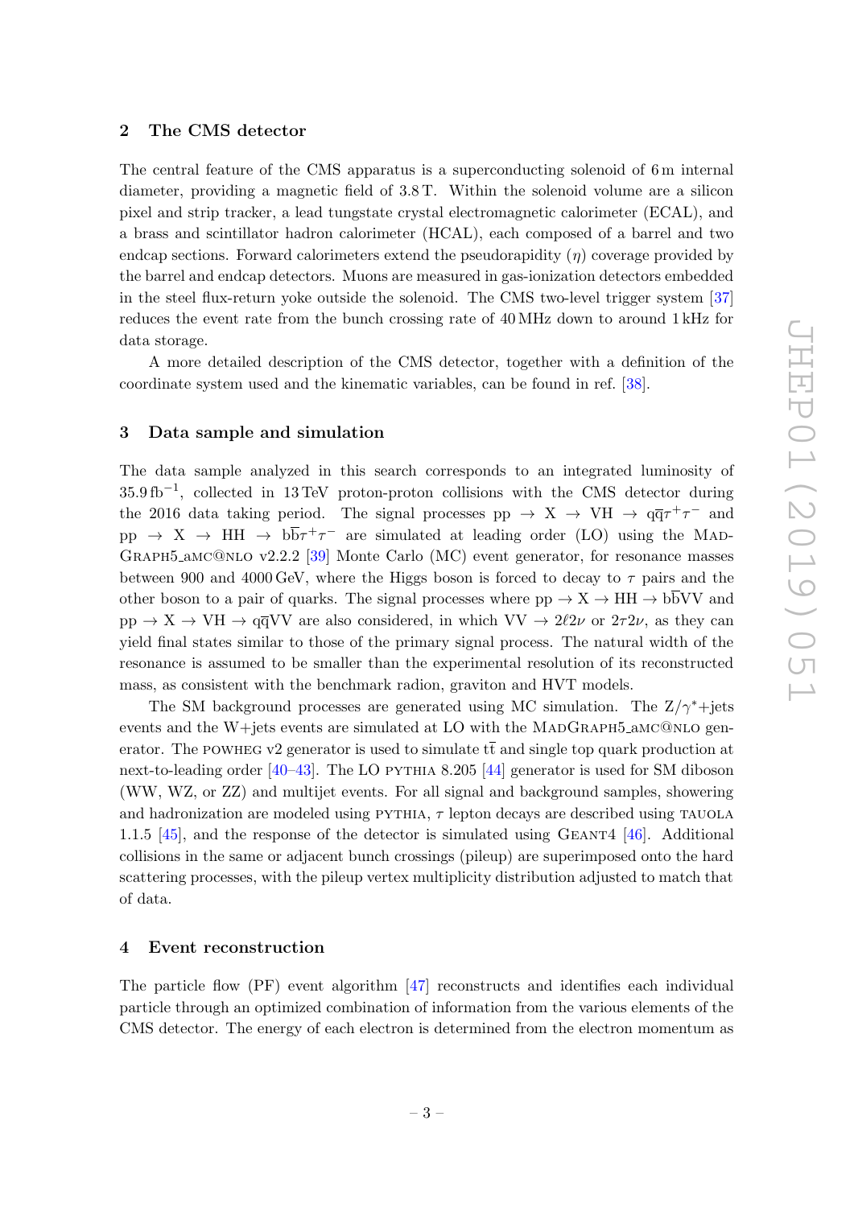## 2 The CMS detector

The central feature of the CMS apparatus is a superconducting solenoid of 6 m internal diameter, providing a magnetic field of 3.8 T. Within the solenoid volume are a silicon pixel and strip tracker, a lead tungstate crystal electromagnetic calorimeter (ECAL), and a brass and scintillator hadron calorimeter (HCAL), each composed of a barrel and two endcap sections. Forward calorimeters extend the pseudorapidity ($\eta$) coverage provided by the barrel and endcap detectors. Muons are measured in gas-ionization detectors embedded in the steel flux-return yoke outside the solenoid. The CMS two-level trigger system [37] reduces the event rate from the bunch crossing rate of 40 MHz down to around 1 kHz for data storage.

A more detailed description of the CMS detector, together with a definition of the coordinate system used and the kinematic variables, can be found in ref. [38].

## 3 Data sample and simulation

The data sample analyzed in this search corresponds to an integrated luminosity of $35.9\,\text{fb}^{-1}$, collected in 13 TeV proton-proton collisions with the CMS detector during the 2016 data taking period. The signal processes $\text{pp} \to \text{X} \to \text{VH} \to \text{q}\overline{\text{q}}\tau^+\tau^-$ and $\text{pp} \to \text{X} \to \text{HH} \to \text{b}\overline{\text{b}}\tau^+\tau^-$ are simulated at leading order (LO) using the MadGraph5_aMC@NLO v2.2.2 [39] Monte Carlo (MC) event generator, for resonance masses between 900 and 4000 GeV, where the Higgs boson is forced to decay to $\tau$ pairs and the other boson to a pair of quarks. The signal processes where $\text{pp} \to \text{X} \to \text{HH} \to \text{b}\overline{\text{b}}\text{VV}$ and $\text{pp} \to \text{X} \to \text{VH} \to \text{q}\overline{\text{q}}\text{VV}$ are also considered, in which $\text{VV} \to 2\ell 2\nu$ or $2\tau 2\nu$, as they can yield final states similar to those of the primary signal process. The natural width of the resonance is assumed to be smaller than the experimental resolution of its reconstructed mass, as consistent with the benchmark radion, graviton and HVT models.

The SM background processes are generated using MC simulation. The $\text{Z}/\gamma^*$+jets events and the W+jets events are simulated at LO with the MadGraph5_aMC@NLO generator. The powheg v2 generator is used to simulate $\text{t}\overline{\text{t}}$ and single top quark production at next-to-leading order [40–43]. The LO pythia 8.205 [44] generator is used for SM diboson (WW, WZ, or ZZ) and multijet events. For all signal and background samples, showering and hadronization are modeled using pythia, $\tau$ lepton decays are described using tauola 1.1.5 [45], and the response of the detector is simulated using Geant4 [46]. Additional collisions in the same or adjacent bunch crossings (pileup) are superimposed onto the hard scattering processes, with the pileup vertex multiplicity distribution adjusted to match that of data.

## 4 Event reconstruction

The particle flow (PF) event algorithm [47] reconstructs and identifies each individual particle through an optimized combination of information from the various elements of the CMS detector. The energy of each electron is determined from the electron momentum as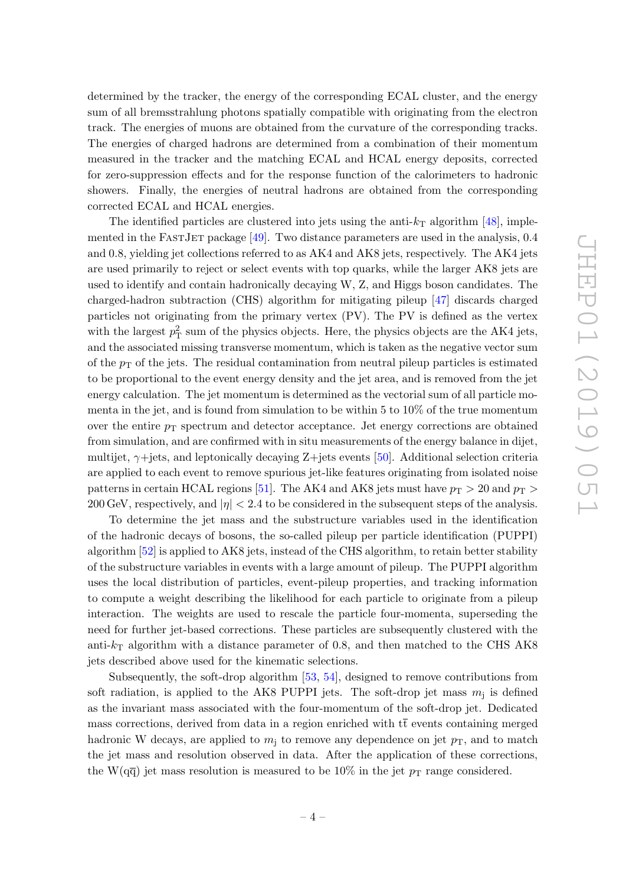determined by the tracker, the energy of the corresponding ECAL cluster, and the energy sum of all bremsstrahlung photons spatially compatible with originating from the electron track. The energies of muons are obtained from the curvature of the corresponding tracks. The energies of charged hadrons are determined from a combination of their momentum measured in the tracker and the matching ECAL and HCAL energy deposits, corrected for zero-suppression effects and for the response function of the calorimeters to hadronic showers. Finally, the energies of neutral hadrons are obtained from the corresponding corrected ECAL and HCAL energies.

The identified particles are clustered into jets using the anti-$k_{\mathrm{T}}$ algorithm [48], implemented in the FastJet package [49]. Two distance parameters are used in the analysis, 0.4 and 0.8, yielding jet collections referred to as AK4 and AK8 jets, respectively. The AK4 jets are used primarily to reject or select events with top quarks, while the larger AK8 jets are used to identify and contain hadronically decaying W, Z, and Higgs boson candidates. The charged-hadron subtraction (CHS) algorithm for mitigating pileup [47] discards charged particles not originating from the primary vertex (PV). The PV is defined as the vertex with the largest $p_{\mathrm{T}}^2$ sum of the physics objects. Here, the physics objects are the AK4 jets, and the associated missing transverse momentum, which is taken as the negative vector sum of the $p_{\mathrm{T}}$ of the jets. The residual contamination from neutral pileup particles is estimated to be proportional to the event energy density and the jet area, and is removed from the jet energy calculation. The jet momentum is determined as the vectorial sum of all particle momenta in the jet, and is found from simulation to be within 5 to 10% of the true momentum over the entire $p_{\mathrm{T}}$ spectrum and detector acceptance. Jet energy corrections are obtained from simulation, and are confirmed with in situ measurements of the energy balance in dijet, multijet, $\gamma$+jets, and leptonically decaying Z+jets events [50]. Additional selection criteria are applied to each event to remove spurious jet-like features originating from isolated noise patterns in certain HCAL regions [51]. The AK4 and AK8 jets must have $p_{\mathrm{T}} > 20$ and $p_{\mathrm{T}} > 200\,\mathrm{GeV}$, respectively, and $|\eta| < 2.4$ to be considered in the subsequent steps of the analysis.

To determine the jet mass and the substructure variables used in the identification of the hadronic decays of bosons, the so-called pileup per particle identification (PUPPI) algorithm [52] is applied to AK8 jets, instead of the CHS algorithm, to retain better stability of the substructure variables in events with a large amount of pileup. The PUPPI algorithm uses the local distribution of particles, event-pileup properties, and tracking information to compute a weight describing the likelihood for each particle to originate from a pileup interaction. The weights are used to rescale the particle four-momenta, superseding the need for further jet-based corrections. These particles are subsequently clustered with the anti-$k_{\mathrm{T}}$ algorithm with a distance parameter of 0.8, and then matched to the CHS AK8 jets described above used for the kinematic selections.

Subsequently, the soft-drop algorithm [53, 54], designed to remove contributions from soft radiation, is applied to the AK8 PUPPI jets. The soft-drop jet mass $m_{\mathrm{j}}$ is defined as the invariant mass associated with the four-momentum of the soft-drop jet. Dedicated mass corrections, derived from data in a region enriched with $\mathrm{t\overline{t}}$ events containing merged hadronic W decays, are applied to $m_{\mathrm{j}}$ to remove any dependence on jet $p_{\mathrm{T}}$, and to match the jet mass and resolution observed in data. After the application of these corrections, the $\mathrm{W(q\overline{q})}$ jet mass resolution is measured to be 10% in the jet $p_{\mathrm{T}}$ range considered.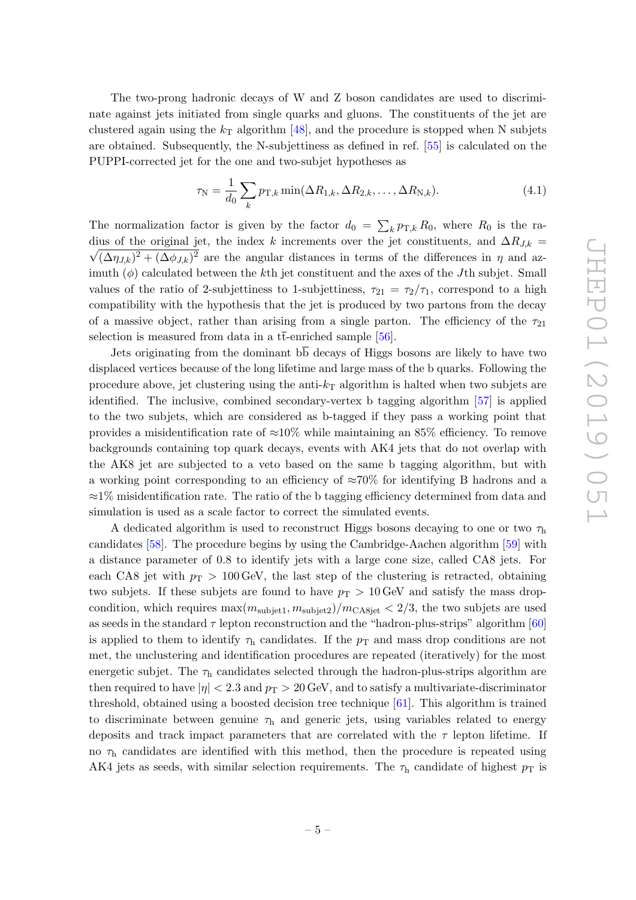The two-prong hadronic decays of W and Z boson candidates are used to discriminate against jets initiated from single quarks and gluons. The constituents of the jet are clustered again using the $k_{\mathrm{T}}$ algorithm [48], and the procedure is stopped when N subjets are obtained. Subsequently, the N-subjettiness as defined in ref. [55] is calculated on the PUPPI-corrected jet for the one and two-subjet hypotheses as

$$\tau_{\mathrm{N}} = \frac{1}{d_0} \sum_k p_{\mathrm{T},k} \min(\Delta R_{1,k}, \Delta R_{2,k}, \ldots, \Delta R_{\mathrm{N},k}). \tag{4.1}$$

The normalization factor is given by the factor $d_0 = \sum_k p_{\mathrm{T},k} R_0$, where $R_0$ is the radius of the original jet, the index $k$ increments over the jet constituents, and $\Delta R_{J,k} = \sqrt{(\Delta\eta_{J,k})^2 + (\Delta\phi_{J,k})^2}$ are the angular distances in terms of the differences in $\eta$ and azimuth ($\phi$) calculated between the $k$th jet constituent and the axes of the $J$th subjet. Small values of the ratio of 2-subjettiness to 1-subjettiness, $\tau_{21} = \tau_2/\tau_1$, correspond to a high compatibility with the hypothesis that the jet is produced by two partons from the decay of a massive object, rather than arising from a single parton. The efficiency of the $\tau_{21}$ selection is measured from data in a $\mathrm{t\bar{t}}$-enriched sample [56].

Jets originating from the dominant $\mathrm{b\bar{b}}$ decays of Higgs bosons are likely to have two displaced vertices because of the long lifetime and large mass of the b quarks. Following the procedure above, jet clustering using the anti-$k_{\mathrm{T}}$ algorithm is halted when two subjets are identified. The inclusive, combined secondary-vertex b tagging algorithm [57] is applied to the two subjets, which are considered as b-tagged if they pass a working point that provides a misidentification rate of $\approx$10% while maintaining an 85% efficiency. To remove backgrounds containing top quark decays, events with AK4 jets that do not overlap with the AK8 jet are subjected to a veto based on the same b tagging algorithm, but with a working point corresponding to an efficiency of $\approx$70% for identifying B hadrons and a $\approx$1% misidentification rate. The ratio of the b tagging efficiency determined from data and simulation is used as a scale factor to correct the simulated events.

A dedicated algorithm is used to reconstruct Higgs bosons decaying to one or two $\tau_{\mathrm{h}}$ candidates [58]. The procedure begins by using the Cambridge-Aachen algorithm [59] with a distance parameter of 0.8 to identify jets with a large cone size, called CA8 jets. For each CA8 jet with $p_{\mathrm{T}} > 100\,\mathrm{GeV}$, the last step of the clustering is retracted, obtaining two subjets. If these subjets are found to have $p_{\mathrm{T}} > 10\,\mathrm{GeV}$ and satisfy the mass drop-condition, which requires $\max(m_{\mathrm{subjet1}}, m_{\mathrm{subjet2}})/m_{\mathrm{CA8jet}} < 2/3$, the two subjets are used as seeds in the standard $\tau$ lepton reconstruction and the "hadron-plus-strips" algorithm [60] is applied to them to identify $\tau_{\mathrm{h}}$ candidates. If the $p_{\mathrm{T}}$ and mass drop conditions are not met, the unclustering and identification procedures are repeated (iteratively) for the most energetic subjet. The $\tau_{\mathrm{h}}$ candidates selected through the hadron-plus-strips algorithm are then required to have $|\eta| < 2.3$ and $p_{\mathrm{T}} > 20\,\mathrm{GeV}$, and to satisfy a multivariate-discriminator threshold, obtained using a boosted decision tree technique [61]. This algorithm is trained to discriminate between genuine $\tau_{\mathrm{h}}$ and generic jets, using variables related to energy deposits and track impact parameters that are correlated with the $\tau$ lepton lifetime. If no $\tau_{\mathrm{h}}$ candidates are identified with this method, then the procedure is repeated using AK4 jets as seeds, with similar selection requirements. The $\tau_{\mathrm{h}}$ candidate of highest $p_{\mathrm{T}}$ is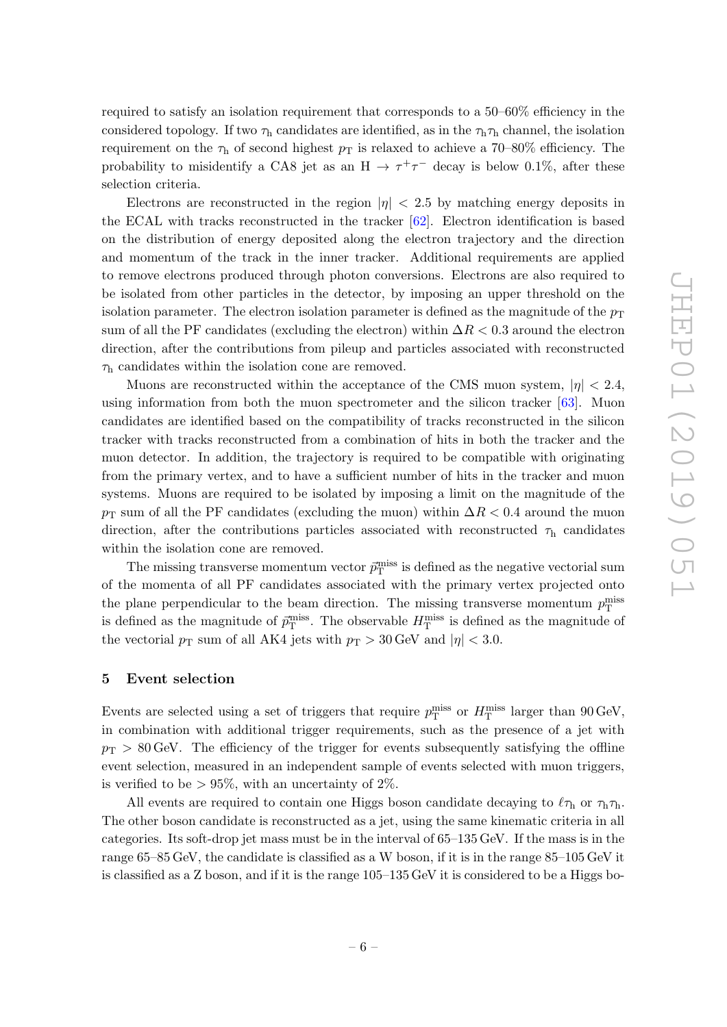required to satisfy an isolation requirement that corresponds to a 50–60% efficiency in the considered topology. If two $\tau_\mathrm{h}$ candidates are identified, as in the $\tau_\mathrm{h}\tau_\mathrm{h}$ channel, the isolation requirement on the $\tau_\mathrm{h}$ of second highest $p_\mathrm{T}$ is relaxed to achieve a 70–80% efficiency. The probability to misidentify a CA8 jet as an $\mathrm{H} \to \tau^+\tau^-$ decay is below 0.1%, after these selection criteria.

Electrons are reconstructed in the region $|\eta| < 2.5$ by matching energy deposits in the ECAL with tracks reconstructed in the tracker [62]. Electron identification is based on the distribution of energy deposited along the electron trajectory and the direction and momentum of the track in the inner tracker. Additional requirements are applied to remove electrons produced through photon conversions. Electrons are also required to be isolated from other particles in the detector, by imposing an upper threshold on the isolation parameter. The electron isolation parameter is defined as the magnitude of the $p_\mathrm{T}$ sum of all the PF candidates (excluding the electron) within $\Delta R < 0.3$ around the electron direction, after the contributions from pileup and particles associated with reconstructed $\tau_\mathrm{h}$ candidates within the isolation cone are removed.

Muons are reconstructed within the acceptance of the CMS muon system, $|\eta| < 2.4$, using information from both the muon spectrometer and the silicon tracker [63]. Muon candidates are identified based on the compatibility of tracks reconstructed in the silicon tracker with tracks reconstructed from a combination of hits in both the tracker and the muon detector. In addition, the trajectory is required to be compatible with originating from the primary vertex, and to have a sufficient number of hits in the tracker and muon systems. Muons are required to be isolated by imposing a limit on the magnitude of the $p_\mathrm{T}$ sum of all the PF candidates (excluding the muon) within $\Delta R < 0.4$ around the muon direction, after the contributions particles associated with reconstructed $\tau_\mathrm{h}$ candidates within the isolation cone are removed.

The missing transverse momentum vector $\vec{p}_\mathrm{T}^{\,\mathrm{miss}}$ is defined as the negative vectorial sum of the momenta of all PF candidates associated with the primary vertex projected onto the plane perpendicular to the beam direction. The missing transverse momentum $p_\mathrm{T}^\mathrm{miss}$ is defined as the magnitude of $\vec{p}_\mathrm{T}^{\,\mathrm{miss}}$. The observable $H_\mathrm{T}^\mathrm{miss}$ is defined as the magnitude of the vectorial $p_\mathrm{T}$ sum of all AK4 jets with $p_\mathrm{T} > 30\,\mathrm{GeV}$ and $|\eta| < 3.0$.

## 5 Event selection

Events are selected using a set of triggers that require $p_\mathrm{T}^\mathrm{miss}$ or $H_\mathrm{T}^\mathrm{miss}$ larger than 90 GeV, in combination with additional trigger requirements, such as the presence of a jet with $p_\mathrm{T} > 80\,\mathrm{GeV}$. The efficiency of the trigger for events subsequently satisfying the offline event selection, measured in an independent sample of events selected with muon triggers, is verified to be $> 95\%$, with an uncertainty of 2%.

All events are required to contain one Higgs boson candidate decaying to $\ell\tau_\mathrm{h}$ or $\tau_\mathrm{h}\tau_\mathrm{h}$. The other boson candidate is reconstructed as a jet, using the same kinematic criteria in all categories. Its soft-drop jet mass must be in the interval of 65–135 GeV. If the mass is in the range 65–85 GeV, the candidate is classified as a W boson, if it is in the range 85–105 GeV it is classified as a Z boson, and if it is the range 105–135 GeV it is considered to be a Higgs bo-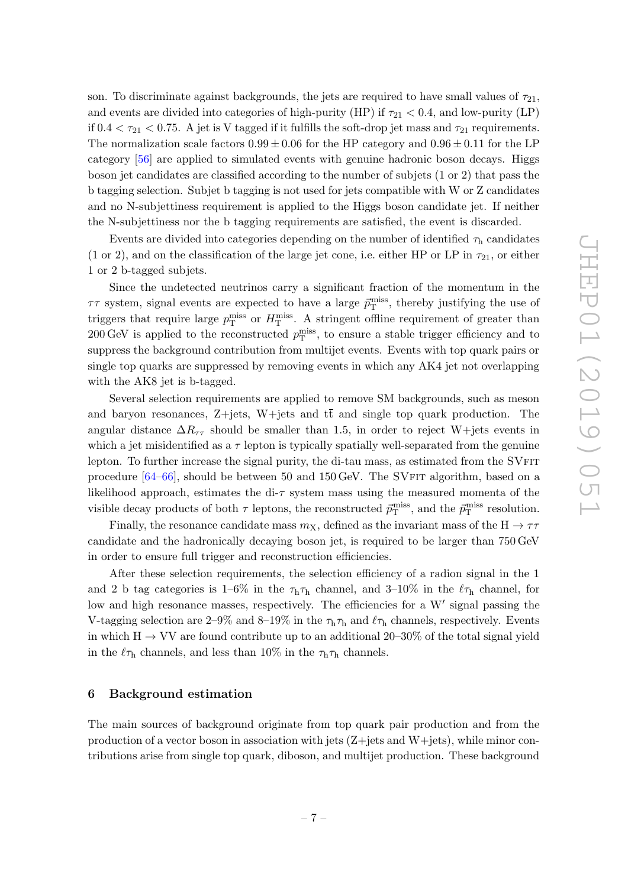son. To discriminate against backgrounds, the jets are required to have small values of $\tau_{21}$, and events are divided into categories of high-purity (HP) if $\tau_{21} < 0.4$, and low-purity (LP) if $0.4 < \tau_{21} < 0.75$. A jet is V tagged if it fulfills the soft-drop jet mass and $\tau_{21}$ requirements. The normalization scale factors $0.99 \pm 0.06$ for the HP category and $0.96 \pm 0.11$ for the LP category [56] are applied to simulated events with genuine hadronic boson decays. Higgs boson jet candidates are classified according to the number of subjets (1 or 2) that pass the b tagging selection. Subjet b tagging is not used for jets compatible with W or Z candidates and no N-subjettiness requirement is applied to the Higgs boson candidate jet. If neither the N-subjettiness nor the b tagging requirements are satisfied, the event is discarded.

Events are divided into categories depending on the number of identified $\tau_h$ candidates (1 or 2), and on the classification of the large jet cone, i.e. either HP or LP in $\tau_{21}$, or either 1 or 2 b-tagged subjets.

Since the undetected neutrinos carry a significant fraction of the momentum in the $\tau\tau$ system, signal events are expected to have a large $\vec{p}_{\mathrm{T}}^{\mathrm{miss}}$, thereby justifying the use of triggers that require large $p_{\mathrm{T}}^{\mathrm{miss}}$ or $H_{\mathrm{T}}^{\mathrm{miss}}$. A stringent offline requirement of greater than 200 GeV is applied to the reconstructed $p_{\mathrm{T}}^{\mathrm{miss}}$, to ensure a stable trigger efficiency and to suppress the background contribution from multijet events. Events with top quark pairs or single top quarks are suppressed by removing events in which any AK4 jet not overlapping with the AK8 jet is b-tagged.

Several selection requirements are applied to remove SM backgrounds, such as meson and baryon resonances, Z+jets, W+jets and $\mathrm{t\bar{t}}$ and single top quark production. The angular distance $\Delta R_{\tau\tau}$ should be smaller than 1.5, in order to reject W+jets events in which a jet misidentified as a $\tau$ lepton is typically spatially well-separated from the genuine lepton. To further increase the signal purity, the di-tau mass, as estimated from the SVFIT procedure [64–66], should be between 50 and 150 GeV. The SVFIT algorithm, based on a likelihood approach, estimates the di-$\tau$ system mass using the measured momenta of the visible decay products of both $\tau$ leptons, the reconstructed $\vec{p}_{\mathrm{T}}^{\mathrm{miss}}$, and the $\vec{p}_{\mathrm{T}}^{\mathrm{miss}}$ resolution.

Finally, the resonance candidate mass $m_{\mathrm{X}}$, defined as the invariant mass of the $\mathrm{H} \to \tau\tau$ candidate and the hadronically decaying boson jet, is required to be larger than 750 GeV in order to ensure full trigger and reconstruction efficiencies.

After these selection requirements, the selection efficiency of a radion signal in the 1 and 2 b tag categories is 1–6% in the $\tau_h\tau_h$ channel, and 3–10% in the $\ell\tau_h$ channel, for low and high resonance masses, respectively. The efficiencies for a W′ signal passing the V-tagging selection are 2–9% and 8–19% in the $\tau_h\tau_h$ and $\ell\tau_h$ channels, respectively. Events in which $\mathrm{H} \to \mathrm{VV}$ are found contribute up to an additional 20–30% of the total signal yield in the $\ell\tau_h$ channels, and less than 10% in the $\tau_h\tau_h$ channels.

## 6 Background estimation

The main sources of background originate from top quark pair production and from the production of a vector boson in association with jets (Z+jets and W+jets), while minor contributions arise from single top quark, diboson, and multijet production. These background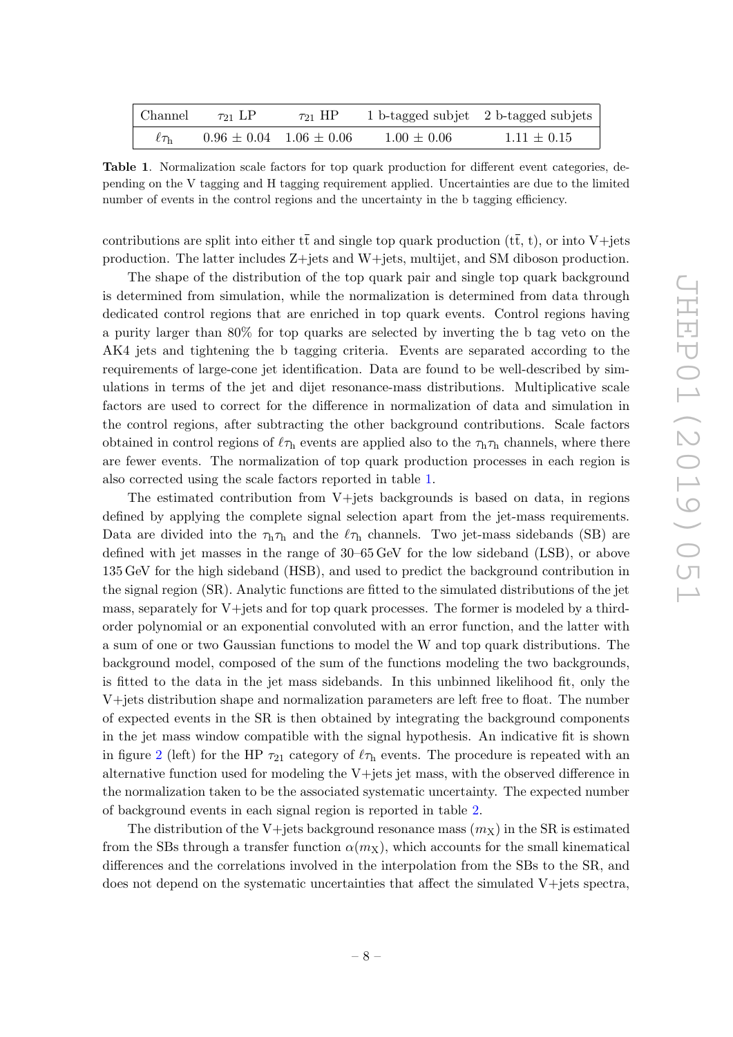| Channel | $\tau_{21}$ LP | $\tau_{21}$ HP | 1 b-tagged subjet | 2 b-tagged subjets |
|---|---|---|---|---|
| $\ell\tau_{\mathrm{h}}$ | $0.96 \pm 0.04$ | $1.06 \pm 0.06$ | $1.00 \pm 0.06$ | $1.11 \pm 0.15$ |

**Table 1**. Normalization scale factors for top quark production for different event categories, depending on the V tagging and H tagging requirement applied. Uncertainties are due to the limited number of events in the control regions and the uncertainty in the b tagging efficiency.

contributions are split into either $\mathrm{t\bar{t}}$ and single top quark production ($\mathrm{t\bar{t}}$, t), or into V+jets production. The latter includes Z+jets and W+jets, multijet, and SM diboson production.

The shape of the distribution of the top quark pair and single top quark background is determined from simulation, while the normalization is determined from data through dedicated control regions that are enriched in top quark events. Control regions having a purity larger than 80% for top quarks are selected by inverting the b tag veto on the AK4 jets and tightening the b tagging criteria. Events are separated according to the requirements of large-cone jet identification. Data are found to be well-described by simulations in terms of the jet and dijet resonance-mass distributions. Multiplicative scale factors are used to correct for the difference in normalization of data and simulation in the control regions, after subtracting the other background contributions. Scale factors obtained in control regions of $\ell\tau_{\mathrm{h}}$ events are applied also to the $\tau_{\mathrm{h}}\tau_{\mathrm{h}}$ channels, where there are fewer events. The normalization of top quark production processes in each region is also corrected using the scale factors reported in table 1.

The estimated contribution from V+jets backgrounds is based on data, in regions defined by applying the complete signal selection apart from the jet-mass requirements. Data are divided into the $\tau_{\mathrm{h}}\tau_{\mathrm{h}}$ and the $\ell\tau_{\mathrm{h}}$ channels. Two jet-mass sidebands (SB) are defined with jet masses in the range of 30–65 GeV for the low sideband (LSB), or above 135 GeV for the high sideband (HSB), and used to predict the background contribution in the signal region (SR). Analytic functions are fitted to the simulated distributions of the jet mass, separately for V+jets and for top quark processes. The former is modeled by a third-order polynomial or an exponential convoluted with an error function, and the latter with a sum of one or two Gaussian functions to model the W and top quark distributions. The background model, composed of the sum of the functions modeling the two backgrounds, is fitted to the data in the jet mass sidebands. In this unbinned likelihood fit, only the V+jets distribution shape and normalization parameters are left free to float. The number of expected events in the SR is then obtained by integrating the background components in the jet mass window compatible with the signal hypothesis. An indicative fit is shown in figure 2 (left) for the HP $\tau_{21}$ category of $\ell\tau_{\mathrm{h}}$ events. The procedure is repeated with an alternative function used for modeling the V+jets jet mass, with the observed difference in the normalization taken to be the associated systematic uncertainty. The expected number of background events in each signal region is reported in table 2.

The distribution of the V+jets background resonance mass ($m_{\mathrm{X}}$) in the SR is estimated from the SBs through a transfer function $\alpha(m_{\mathrm{X}})$, which accounts for the small kinematical differences and the correlations involved in the interpolation from the SBs to the SR, and does not depend on the systematic uncertainties that affect the simulated V+jets spectra,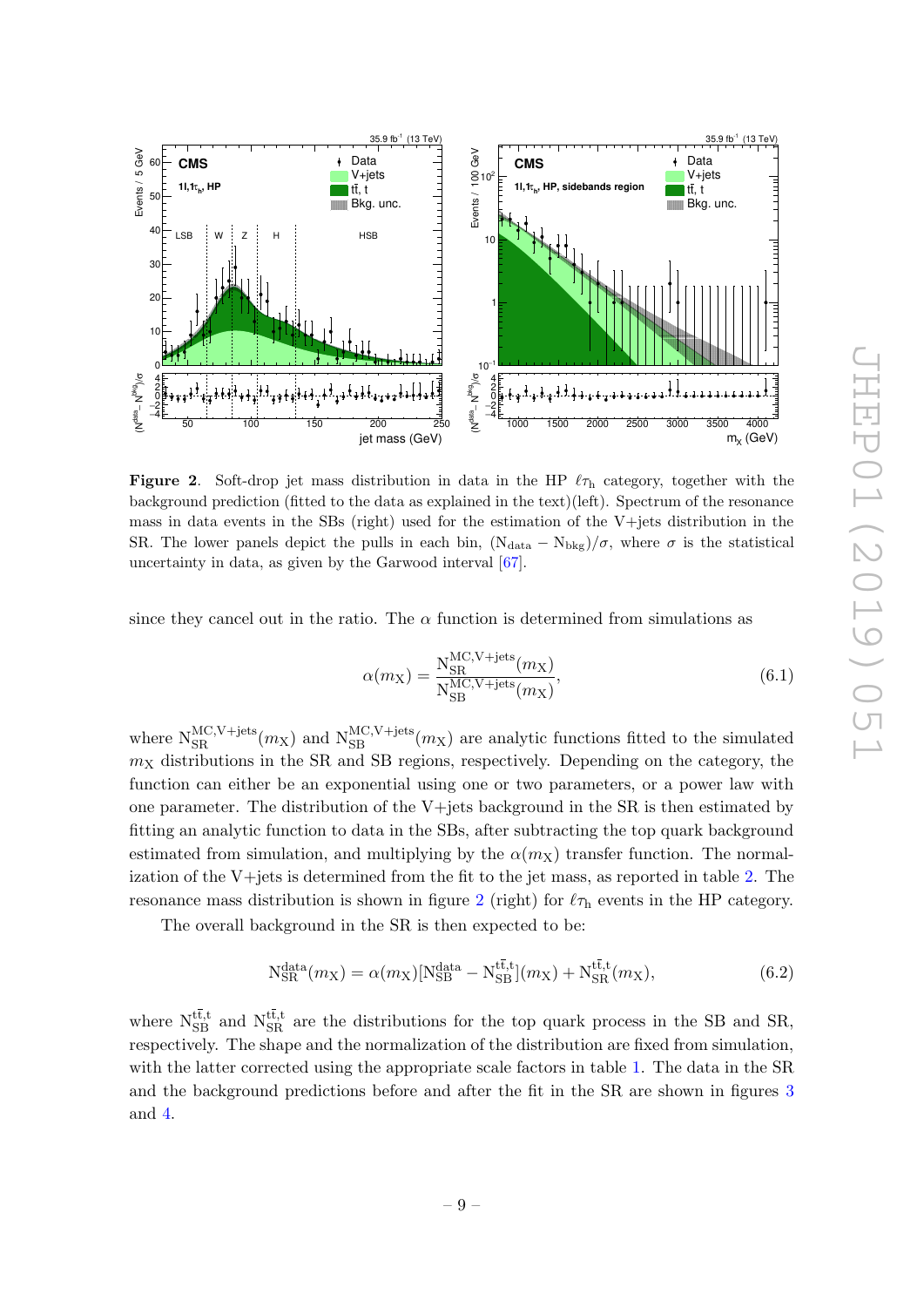**Figure 2**. Soft-drop jet mass distribution in data in the HP $\ell\tau_\mathrm{h}$ category, together with the background prediction (fitted to the data as explained in the text)(left). Spectrum of the resonance mass in data events in the SBs (right) used for the estimation of the V+jets distribution in the SR. The lower panels depict the pulls in each bin, $(\mathrm{N}_\mathrm{data} - \mathrm{N}_\mathrm{bkg})/\sigma$, where $\sigma$ is the statistical uncertainty in data, as given by the Garwood interval [67].

since they cancel out in the ratio. The $\alpha$ function is determined from simulations as

$$\alpha(m_\mathrm{X}) = \frac{\mathrm{N}_\mathrm{SR}^\mathrm{MC,V+jets}(m_\mathrm{X})}{\mathrm{N}_\mathrm{SB}^\mathrm{MC,V+jets}(m_\mathrm{X})}, \tag{6.1}$$

where $\mathrm{N}_\mathrm{SR}^\mathrm{MC,V+jets}(m_\mathrm{X})$ and $\mathrm{N}_\mathrm{SB}^\mathrm{MC,V+jets}(m_\mathrm{X})$ are analytic functions fitted to the simulated $m_\mathrm{X}$ distributions in the SR and SB regions, respectively. Depending on the category, the function can either be an exponential using one or two parameters, or a power law with one parameter. The distribution of the V+jets background in the SR is then estimated by fitting an analytic function to data in the SBs, after subtracting the top quark background estimated from simulation, and multiplying by the $\alpha(m_\mathrm{X})$ transfer function. The normalization of the V+jets is determined from the fit to the jet mass, as reported in table 2. The resonance mass distribution is shown in figure 2 (right) for $\ell\tau_\mathrm{h}$ events in the HP category.

The overall background in the SR is then expected to be:

$$\mathrm{N}_\mathrm{SR}^\mathrm{data}(m_\mathrm{X}) = \alpha(m_\mathrm{X})[\mathrm{N}_\mathrm{SB}^\mathrm{data} - \mathrm{N}_\mathrm{SB}^{\mathrm{t\bar{t},t}}](m_\mathrm{X}) + \mathrm{N}_\mathrm{SR}^{\mathrm{t\bar{t},t}}(m_\mathrm{X}), \tag{6.2}$$

where $\mathrm{N}_\mathrm{SB}^{\mathrm{t\bar{t},t}}$ and $\mathrm{N}_\mathrm{SR}^{\mathrm{t\bar{t},t}}$ are the distributions for the top quark process in the SB and SR, respectively. The shape and the normalization of the distribution are fixed from simulation, with the latter corrected using the appropriate scale factors in table 1. The data in the SR and the background predictions before and after the fit in the SR are shown in figures 3 and 4.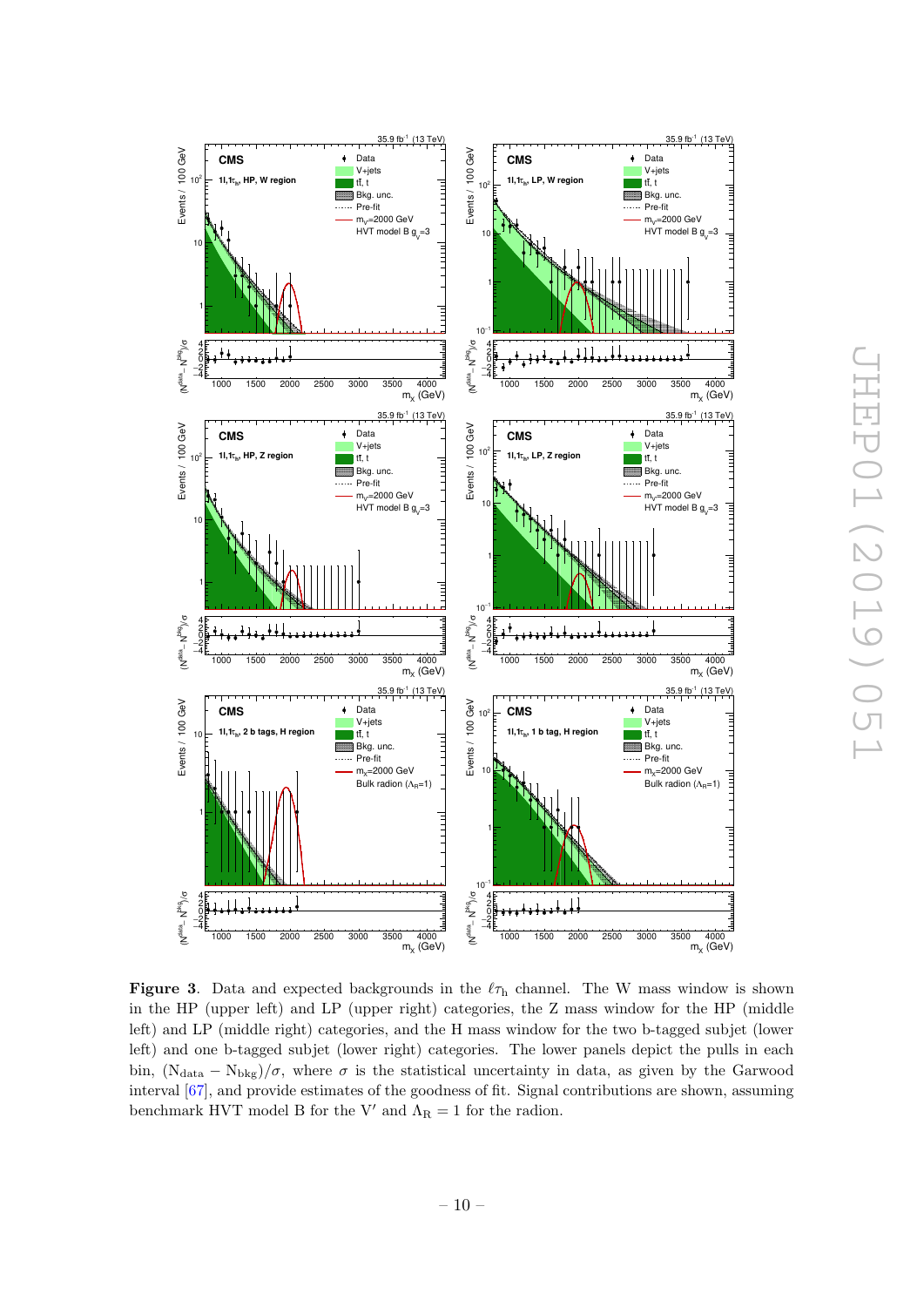**Figure 3**. Data and expected backgrounds in the $\ell\tau_\mathrm{h}$ channel. The W mass window is shown in the HP (upper left) and LP (upper right) categories, the Z mass window for the HP (middle left) and LP (middle right) categories, and the H mass window for the two b-tagged subjet (lower left) and one b-tagged subjet (lower right) categories. The lower panels depict the pulls in each bin, $(\mathrm{N}_\mathrm{data} - \mathrm{N}_\mathrm{bkg})/\sigma$, where $\sigma$ is the statistical uncertainty in data, as given by the Garwood interval [67], and provide estimates of the goodness of fit. Signal contributions are shown, assuming benchmark HVT model B for the V′ and $\Lambda_\mathrm{R} = 1$ for the radion.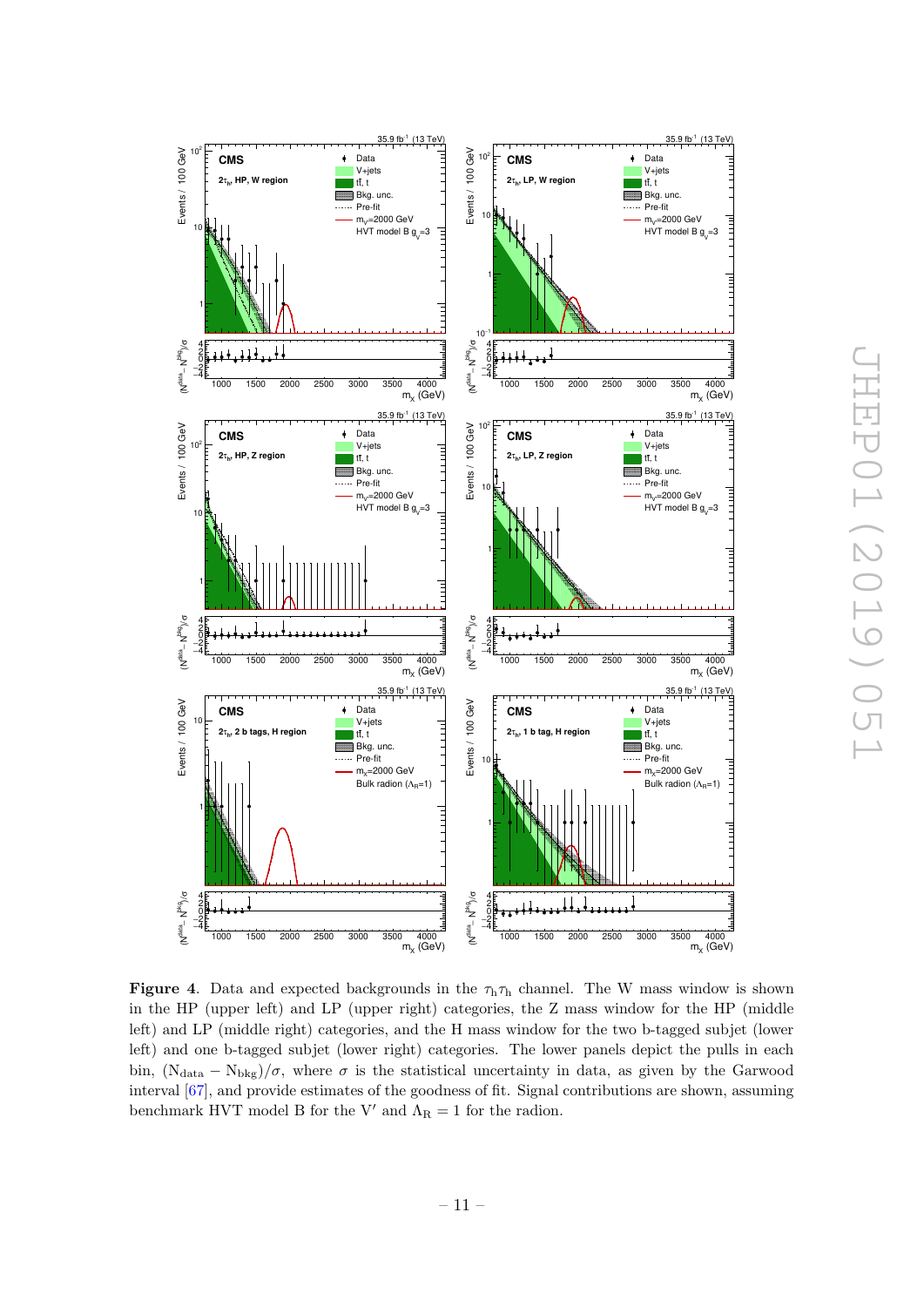**Figure 4**. Data and expected backgrounds in the $\tau_h\tau_h$ channel. The W mass window is shown in the HP (upper left) and LP (upper right) categories, the Z mass window for the HP (middle left) and LP (middle right) categories, and the H mass window for the two b-tagged subjet (lower left) and one b-tagged subjet (lower right) categories. The lower panels depict the pulls in each bin, $(N_{data} - N_{bkg})/\sigma$, where $\sigma$ is the statistical uncertainty in data, as given by the Garwood interval [67], and provide estimates of the goodness of fit. Signal contributions are shown, assuming benchmark HVT model B for the V′ and $\Lambda_R = 1$ for the radion.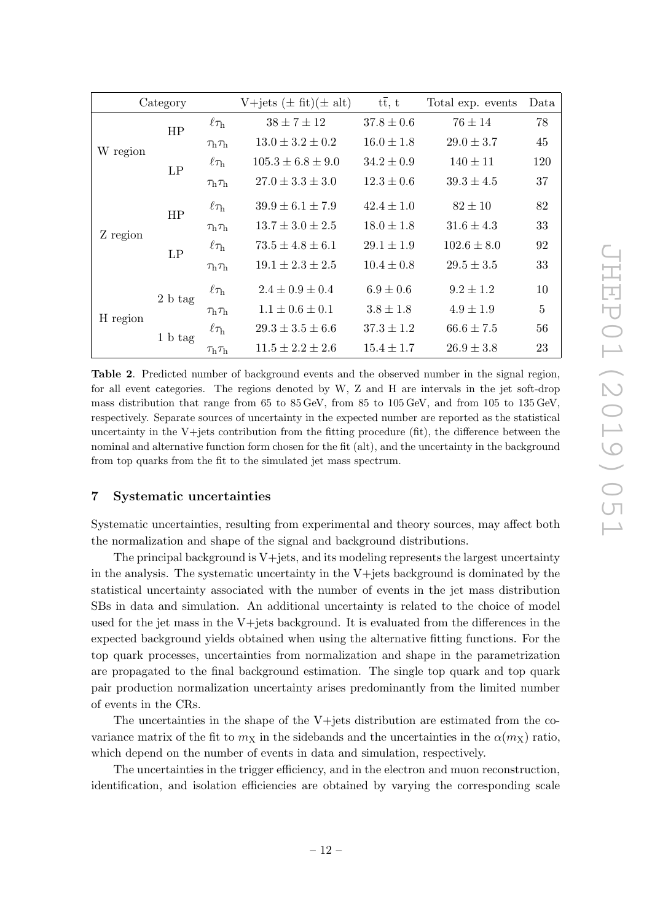| Category | | | V+jets ($\pm$ fit)($\pm$ alt) | $\mathrm{t\bar{t}}$, t | Total exp. events | Data |
|---|---|---|---|---|---|---|
| W region | HP | $\ell\tau_\mathrm{h}$ | $38 \pm 7 \pm 12$ | $37.8 \pm 0.6$ | $76 \pm 14$ | 78 |
| | | $\tau_\mathrm{h}\tau_\mathrm{h}$ | $13.0 \pm 3.2 \pm 0.2$ | $16.0 \pm 1.8$ | $29.0 \pm 3.7$ | 45 |
| | LP | $\ell\tau_\mathrm{h}$ | $105.3 \pm 6.8 \pm 9.0$ | $34.2 \pm 0.9$ | $140 \pm 11$ | 120 |
| | | $\tau_\mathrm{h}\tau_\mathrm{h}$ | $27.0 \pm 3.3 \pm 3.0$ | $12.3 \pm 0.6$ | $39.3 \pm 4.5$ | 37 |
| Z region | HP | $\ell\tau_\mathrm{h}$ | $39.9 \pm 6.1 \pm 7.9$ | $42.4 \pm 1.0$ | $82 \pm 10$ | 82 |
| | | $\tau_\mathrm{h}\tau_\mathrm{h}$ | $13.7 \pm 3.0 \pm 2.5$ | $18.0 \pm 1.8$ | $31.6 \pm 4.3$ | 33 |
| | LP | $\ell\tau_\mathrm{h}$ | $73.5 \pm 4.8 \pm 6.1$ | $29.1 \pm 1.9$ | $102.6 \pm 8.0$ | 92 |
| | | $\tau_\mathrm{h}\tau_\mathrm{h}$ | $19.1 \pm 2.3 \pm 2.5$ | $10.4 \pm 0.8$ | $29.5 \pm 3.5$ | 33 |
| H region | 2 b tag | $\ell\tau_\mathrm{h}$ | $2.4 \pm 0.9 \pm 0.4$ | $6.9 \pm 0.6$ | $9.2 \pm 1.2$ | 10 |
| | | $\tau_\mathrm{h}\tau_\mathrm{h}$ | $1.1 \pm 0.6 \pm 0.1$ | $3.8 \pm 1.8$ | $4.9 \pm 1.9$ | 5 |
| | 1 b tag | $\ell\tau_\mathrm{h}$ | $29.3 \pm 3.5 \pm 6.6$ | $37.3 \pm 1.2$ | $66.6 \pm 7.5$ | 56 |
| | | $\tau_\mathrm{h}\tau_\mathrm{h}$ | $11.5 \pm 2.2 \pm 2.6$ | $15.4 \pm 1.7$ | $26.9 \pm 3.8$ | 23 |

**Table 2**. Predicted number of background events and the observed number in the signal region, for all event categories. The regions denoted by W, Z and H are intervals in the jet soft-drop mass distribution that range from 65 to 85 GeV, from 85 to 105 GeV, and from 105 to 135 GeV, respectively. Separate sources of uncertainty in the expected number are reported as the statistical uncertainty in the V+jets contribution from the fitting procedure (fit), the difference between the nominal and alternative function form chosen for the fit (alt), and the uncertainty in the background from top quarks from the fit to the simulated jet mass spectrum.

## 7 Systematic uncertainties

Systematic uncertainties, resulting from experimental and theory sources, may affect both the normalization and shape of the signal and background distributions.

The principal background is V+jets, and its modeling represents the largest uncertainty in the analysis. The systematic uncertainty in the V+jets background is dominated by the statistical uncertainty associated with the number of events in the jet mass distribution SBs in data and simulation. An additional uncertainty is related to the choice of model used for the jet mass in the V+jets background. It is evaluated from the differences in the expected background yields obtained when using the alternative fitting functions. For the top quark processes, uncertainties from normalization and shape in the parametrization are propagated to the final background estimation. The single top quark and top quark pair production normalization uncertainty arises predominantly from the limited number of events in the CRs.

The uncertainties in the shape of the V+jets distribution are estimated from the covariance matrix of the fit to $m_\mathrm{X}$ in the sidebands and the uncertainties in the $\alpha(m_\mathrm{X})$ ratio, which depend on the number of events in data and simulation, respectively.

The uncertainties in the trigger efficiency, and in the electron and muon reconstruction, identification, and isolation efficiencies are obtained by varying the corresponding scale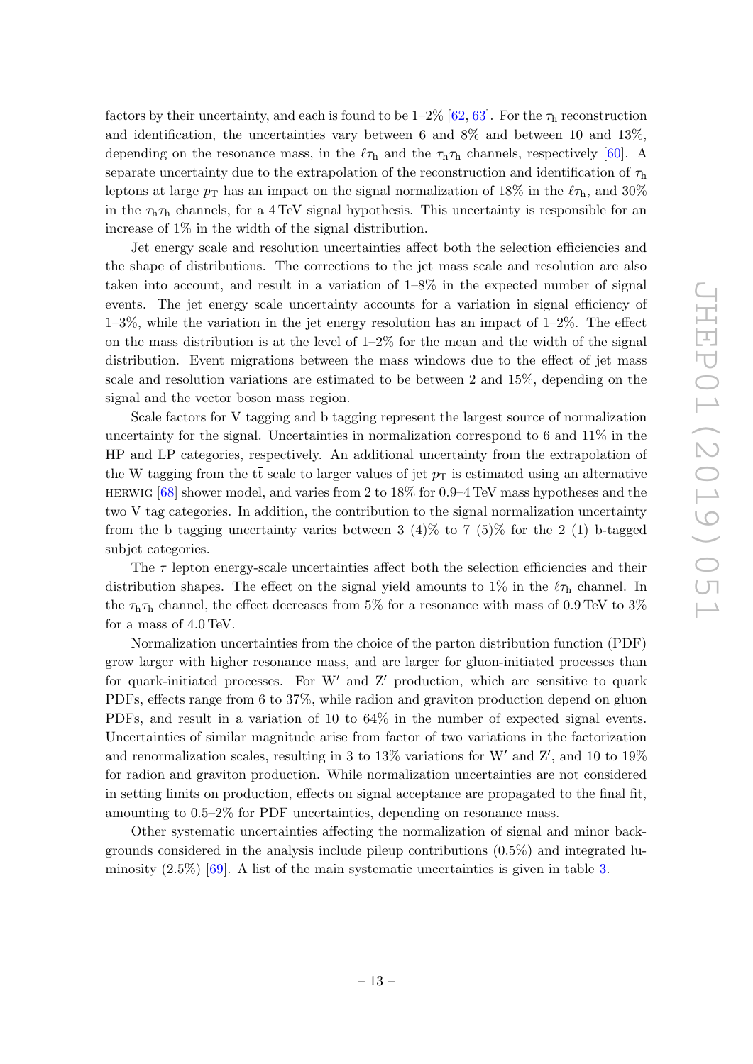factors by their uncertainty, and each is found to be 1–2% [62, 63]. For the $\tau_h$ reconstruction and identification, the uncertainties vary between 6 and 8% and between 10 and 13%, depending on the resonance mass, in the $\ell\tau_h$ and the $\tau_h\tau_h$ channels, respectively [60]. A separate uncertainty due to the extrapolation of the reconstruction and identification of $\tau_h$ leptons at large $p_T$ has an impact on the signal normalization of 18% in the $\ell\tau_h$, and 30% in the $\tau_h\tau_h$ channels, for a 4 TeV signal hypothesis. This uncertainty is responsible for an increase of 1% in the width of the signal distribution.

Jet energy scale and resolution uncertainties affect both the selection efficiencies and the shape of distributions. The corrections to the jet mass scale and resolution are also taken into account, and result in a variation of 1–8% in the expected number of signal events. The jet energy scale uncertainty accounts for a variation in signal efficiency of 1–3%, while the variation in the jet energy resolution has an impact of 1–2%. The effect on the mass distribution is at the level of 1–2% for the mean and the width of the signal distribution. Event migrations between the mass windows due to the effect of jet mass scale and resolution variations are estimated to be between 2 and 15%, depending on the signal and the vector boson mass region.

Scale factors for V tagging and b tagging represent the largest source of normalization uncertainty for the signal. Uncertainties in normalization correspond to 6 and 11% in the HP and LP categories, respectively. An additional uncertainty from the extrapolation of the W tagging from the $t\overline{t}$ scale to larger values of jet $p_T$ is estimated using an alternative HERWIG [68] shower model, and varies from 2 to 18% for 0.9–4 TeV mass hypotheses and the two V tag categories. In addition, the contribution to the signal normalization uncertainty from the b tagging uncertainty varies between 3 (4)% to 7 (5)% for the 2 (1) b-tagged subjet categories.

The $\tau$ lepton energy-scale uncertainties affect both the selection efficiencies and their distribution shapes. The effect on the signal yield amounts to 1% in the $\ell\tau_h$ channel. In the $\tau_h\tau_h$ channel, the effect decreases from 5% for a resonance with mass of 0.9 TeV to 3% for a mass of 4.0 TeV.

Normalization uncertainties from the choice of the parton distribution function (PDF) grow larger with higher resonance mass, and are larger for gluon-initiated processes than for quark-initiated processes. For W′ and Z′ production, which are sensitive to quark PDFs, effects range from 6 to 37%, while radion and graviton production depend on gluon PDFs, and result in a variation of 10 to 64% in the number of expected signal events. Uncertainties of similar magnitude arise from factor of two variations in the factorization and renormalization scales, resulting in 3 to 13% variations for W′ and Z′, and 10 to 19% for radion and graviton production. While normalization uncertainties are not considered in setting limits on production, effects on signal acceptance are propagated to the final fit, amounting to 0.5–2% for PDF uncertainties, depending on resonance mass.

Other systematic uncertainties affecting the normalization of signal and minor backgrounds considered in the analysis include pileup contributions (0.5%) and integrated luminosity (2.5%) [69]. A list of the main systematic uncertainties is given in table 3.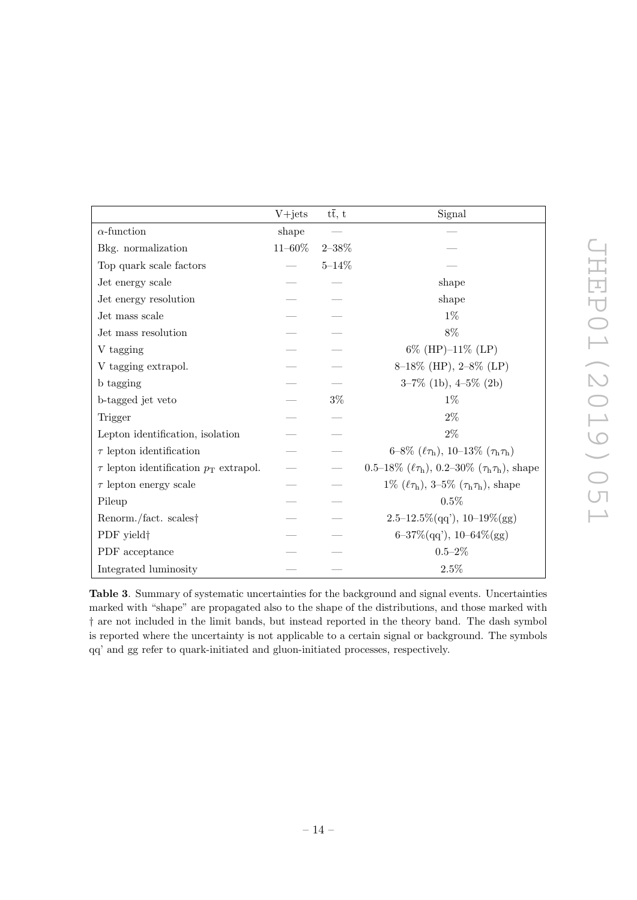| | V+jets | $t\bar{t}$, t | Signal |
|---|---|---|---|
| $\alpha$-function | shape | — | — |
| Bkg. normalization | 11–60% | 2–38% | — |
| Top quark scale factors | — | 5–14% | — |
| Jet energy scale | — | — | shape |
| Jet energy resolution | — | — | shape |
| Jet mass scale | — | — | 1% |
| Jet mass resolution | — | — | 8% |
| V tagging | — | — | 6% (HP)–11% (LP) |
| V tagging extrapol. | — | — | 8–18% (HP), 2–8% (LP) |
| b tagging | — | — | 3–7% (1b), 4–5% (2b) |
| b-tagged jet veto | — | 3% | 1% |
| Trigger | — | — | 2% |
| Lepton identification, isolation | — | — | 2% |
| $\tau$ lepton identification | — | — | 6–8% ($\ell\tau_h$), 10–13% ($\tau_h\tau_h$) |
| $\tau$ lepton identification $p_T$ extrapol. | — | — | 0.5–18% ($\ell\tau_h$), 0.2–30% ($\tau_h\tau_h$), shape |
| $\tau$ lepton energy scale | — | — | 1% ($\ell\tau_h$), 3–5% ($\tau_h\tau_h$), shape |
| Pileup | — | — | 0.5% |
| Renorm./fact. scales† | — | — | 2.5–12.5%(qq'), 10–19%(gg) |
| PDF yield† | — | — | 6–37%(qq'), 10–64%(gg) |
| PDF acceptance | — | — | 0.5–2% |
| Integrated luminosity | — | — | 2.5% |

**Table 3**. Summary of systematic uncertainties for the background and signal events. Uncertainties marked with "shape" are propagated also to the shape of the distributions, and those marked with † are not included in the limit bands, but instead reported in the theory band. The dash symbol is reported where the uncertainty is not applicable to a certain signal or background. The symbols qq' and gg refer to quark-initiated and gluon-initiated processes, respectively.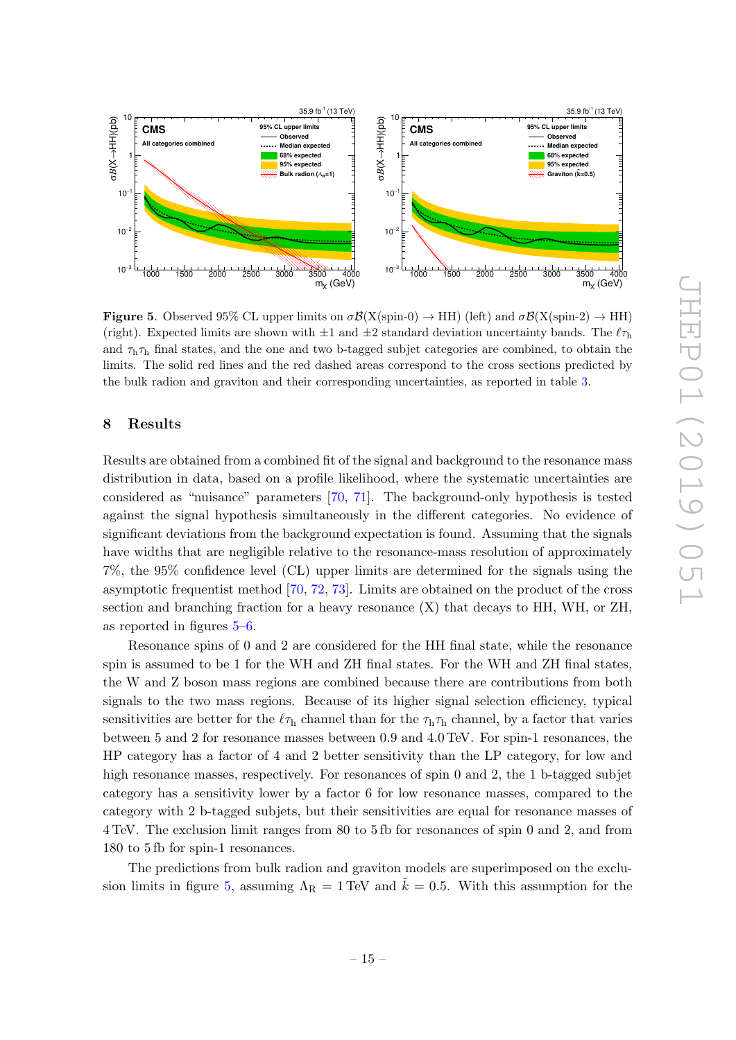Figure 5. Observed 95% CL upper limits on $\sigma\mathcal{B}(\mathrm{X(spin\text{-}0)} \to \mathrm{HH})$ (left) and $\sigma\mathcal{B}(\mathrm{X(spin\text{-}2)} \to \mathrm{HH})$ (right). Expected limits are shown with $\pm1$ and $\pm2$ standard deviation uncertainty bands. The $\ell\tau_\mathrm{h}$ and $\tau_\mathrm{h}\tau_\mathrm{h}$ final states, and the one and two b-tagged subjet categories are combined, to obtain the limits. The solid red lines and the red dashed areas correspond to the cross sections predicted by the bulk radion and graviton and their corresponding uncertainties, as reported in table 3.

## 8 Results

Results are obtained from a combined fit of the signal and background to the resonance mass distribution in data, based on a profile likelihood, where the systematic uncertainties are considered as "nuisance" parameters [70, 71]. The background-only hypothesis is tested against the signal hypothesis simultaneously in the different categories. No evidence of significant deviations from the background expectation is found. Assuming that the signals have widths that are negligible relative to the resonance-mass resolution of approximately 7%, the 95% confidence level (CL) upper limits are determined for the signals using the asymptotic frequentist method [70, 72, 73]. Limits are obtained on the product of the cross section and branching fraction for a heavy resonance (X) that decays to HH, WH, or ZH, as reported in figures 5–6.

Resonance spins of 0 and 2 are considered for the HH final state, while the resonance spin is assumed to be 1 for the WH and ZH final states. For the WH and ZH final states, the W and Z boson mass regions are combined because there are contributions from both signals to the two mass regions. Because of its higher signal selection efficiency, typical sensitivities are better for the $\ell\tau_\mathrm{h}$ channel than for the $\tau_\mathrm{h}\tau_\mathrm{h}$ channel, by a factor that varies between 5 and 2 for resonance masses between 0.9 and 4.0 TeV. For spin-1 resonances, the HP category has a factor of 4 and 2 better sensitivity than the LP category, for low and high resonance masses, respectively. For resonances of spin 0 and 2, the 1 b-tagged subjet category has a sensitivity lower by a factor 6 for low resonance masses, compared to the category with 2 b-tagged subjets, but their sensitivities are equal for resonance masses of 4 TeV. The exclusion limit ranges from 80 to 5 fb for resonances of spin 0 and 2, and from 180 to 5 fb for spin-1 resonances.

The predictions from bulk radion and graviton models are superimposed on the exclusion limits in figure 5, assuming $\Lambda_\mathrm{R} = 1\,\mathrm{TeV}$ and $\tilde{k} = 0.5$. With this assumption for the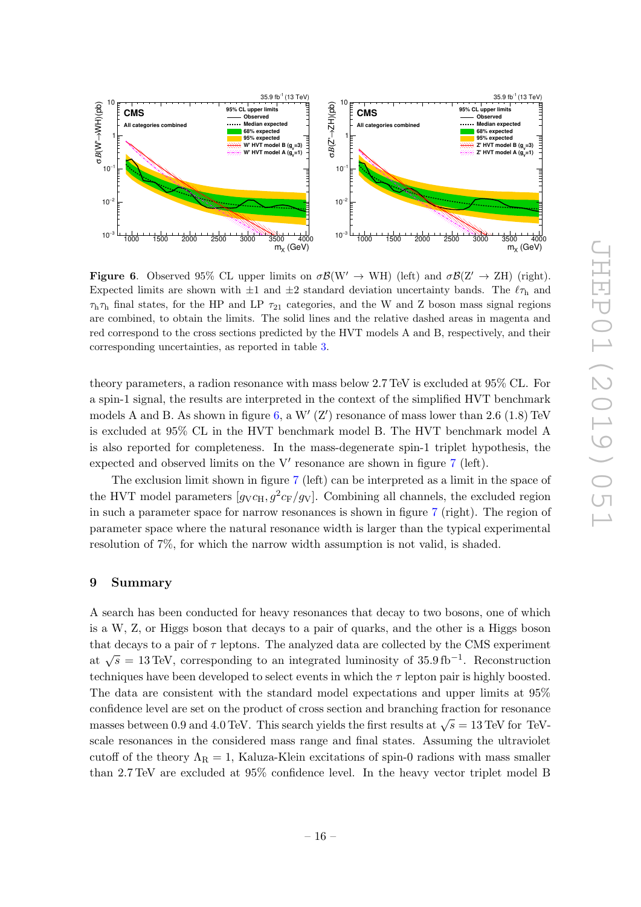**Figure 6**. Observed 95% CL upper limits on $\sigma\mathcal{B}(\mathrm{W}' \to \mathrm{WH})$ (left) and $\sigma\mathcal{B}(\mathrm{Z}' \to \mathrm{ZH})$ (right). Expected limits are shown with $\pm1$ and $\pm2$ standard deviation uncertainty bands. The $\ell\tau_\mathrm{h}$ and $\tau_\mathrm{h}\tau_\mathrm{h}$ final states, for the HP and LP $\tau_{21}$ categories, and the W and Z boson mass signal regions are combined, to obtain the limits. The solid lines and the relative dashed areas in magenta and red correspond to the cross sections predicted by the HVT models A and B, respectively, and their corresponding uncertainties, as reported in table 3.

theory parameters, a radion resonance with mass below 2.7 TeV is excluded at 95% CL. For a spin-1 signal, the results are interpreted in the context of the simplified HVT benchmark models A and B. As shown in figure 6, a W′ (Z′) resonance of mass lower than 2.6 (1.8) TeV is excluded at 95% CL in the HVT benchmark model B. The HVT benchmark model A is also reported for completeness. In the mass-degenerate spin-1 triplet hypothesis, the expected and observed limits on the V′ resonance are shown in figure 7 (left).

The exclusion limit shown in figure 7 (left) can be interpreted as a limit in the space of the HVT model parameters $[g_\mathrm{V} c_\mathrm{H}, g^2 c_\mathrm{F}/g_\mathrm{V}]$. Combining all channels, the excluded region in such a parameter space for narrow resonances is shown in figure 7 (right). The region of parameter space where the natural resonance width is larger than the typical experimental resolution of 7%, for which the narrow width assumption is not valid, is shaded.

## 9 Summary

A search has been conducted for heavy resonances that decay to two bosons, one of which is a W, Z, or Higgs boson that decays to a pair of quarks, and the other is a Higgs boson that decays to a pair of $\tau$ leptons. The analyzed data are collected by the CMS experiment at $\sqrt{s} = 13\,\mathrm{TeV}$, corresponding to an integrated luminosity of $35.9\,\mathrm{fb}^{-1}$. Reconstruction techniques have been developed to select events in which the $\tau$ lepton pair is highly boosted. The data are consistent with the standard model expectations and upper limits at 95% confidence level are set on the product of cross section and branching fraction for resonance masses between 0.9 and 4.0 TeV. This search yields the first results at $\sqrt{s} = 13\,\mathrm{TeV}$ for TeV-scale resonances in the considered mass range and final states. Assuming the ultraviolet cutoff of the theory $\Lambda_\mathrm{R} = 1$, Kaluza-Klein excitations of spin-0 radions with mass smaller than 2.7 TeV are excluded at 95% confidence level. In the heavy vector triplet model B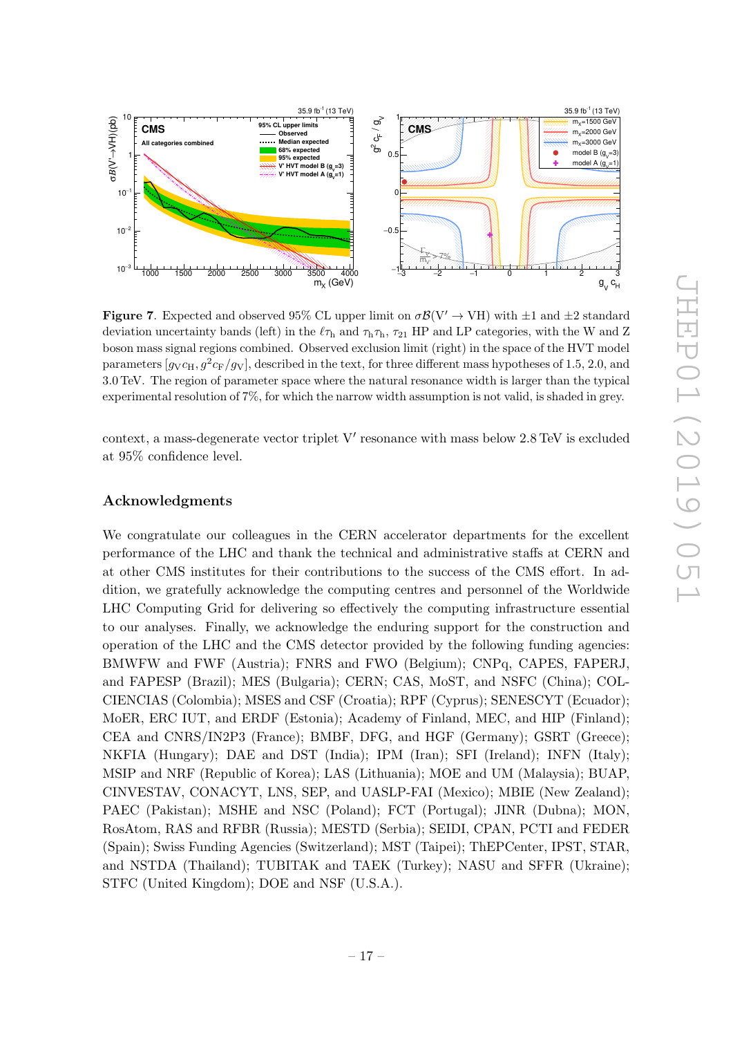**Figure 7**. Expected and observed 95% CL upper limit on $\sigma\mathcal{B}(\mathrm{V}' \to \mathrm{VH})$ with $\pm1$ and $\pm2$ standard deviation uncertainty bands (left) in the $\ell\tau_\mathrm{h}$ and $\tau_\mathrm{h}\tau_\mathrm{h}$, $\tau_{21}$ HP and LP categories, with the W and Z boson mass signal regions combined. Observed exclusion limit (right) in the space of the HVT model parameters $[g_\mathrm{V} c_\mathrm{H}, g^2 c_\mathrm{F}/g_\mathrm{V}]$, described in the text, for three different mass hypotheses of 1.5, 2.0, and 3.0 TeV. The region of parameter space where the natural resonance width is larger than the typical experimental resolution of 7%, for which the narrow width assumption is not valid, is shaded in grey.

context, a mass-degenerate vector triplet $\mathrm{V}'$ resonance with mass below 2.8 TeV is excluded at 95% confidence level.

## Acknowledgments

We congratulate our colleagues in the CERN accelerator departments for the excellent performance of the LHC and thank the technical and administrative staffs at CERN and at other CMS institutes for their contributions to the success of the CMS effort. In addition, we gratefully acknowledge the computing centres and personnel of the Worldwide LHC Computing Grid for delivering so effectively the computing infrastructure essential to our analyses. Finally, we acknowledge the enduring support for the construction and operation of the LHC and the CMS detector provided by the following funding agencies: BMWFW and FWF (Austria); FNRS and FWO (Belgium); CNPq, CAPES, FAPERJ, and FAPESP (Brazil); MES (Bulgaria); CERN; CAS, MoST, and NSFC (China); COLCIENCIAS (Colombia); MSES and CSF (Croatia); RPF (Cyprus); SENESCYT (Ecuador); MoER, ERC IUT, and ERDF (Estonia); Academy of Finland, MEC, and HIP (Finland); CEA and CNRS/IN2P3 (France); BMBF, DFG, and HGF (Germany); GSRT (Greece); NKFIA (Hungary); DAE and DST (India); IPM (Iran); SFI (Ireland); INFN (Italy); MSIP and NRF (Republic of Korea); LAS (Lithuania); MOE and UM (Malaysia); BUAP, CINVESTAV, CONACYT, LNS, SEP, and UASLP-FAI (Mexico); MBIE (New Zealand); PAEC (Pakistan); MSHE and NSC (Poland); FCT (Portugal); JINR (Dubna); MON, RosAtom, RAS and RFBR (Russia); MESTD (Serbia); SEIDI, CPAN, PCTI and FEDER (Spain); Swiss Funding Agencies (Switzerland); MST (Taipei); ThEPCenter, IPST, STAR, and NSTDA (Thailand); TUBITAK and TAEK (Turkey); NASU and SFFR (Ukraine); STFC (United Kingdom); DOE and NSF (U.S.A.).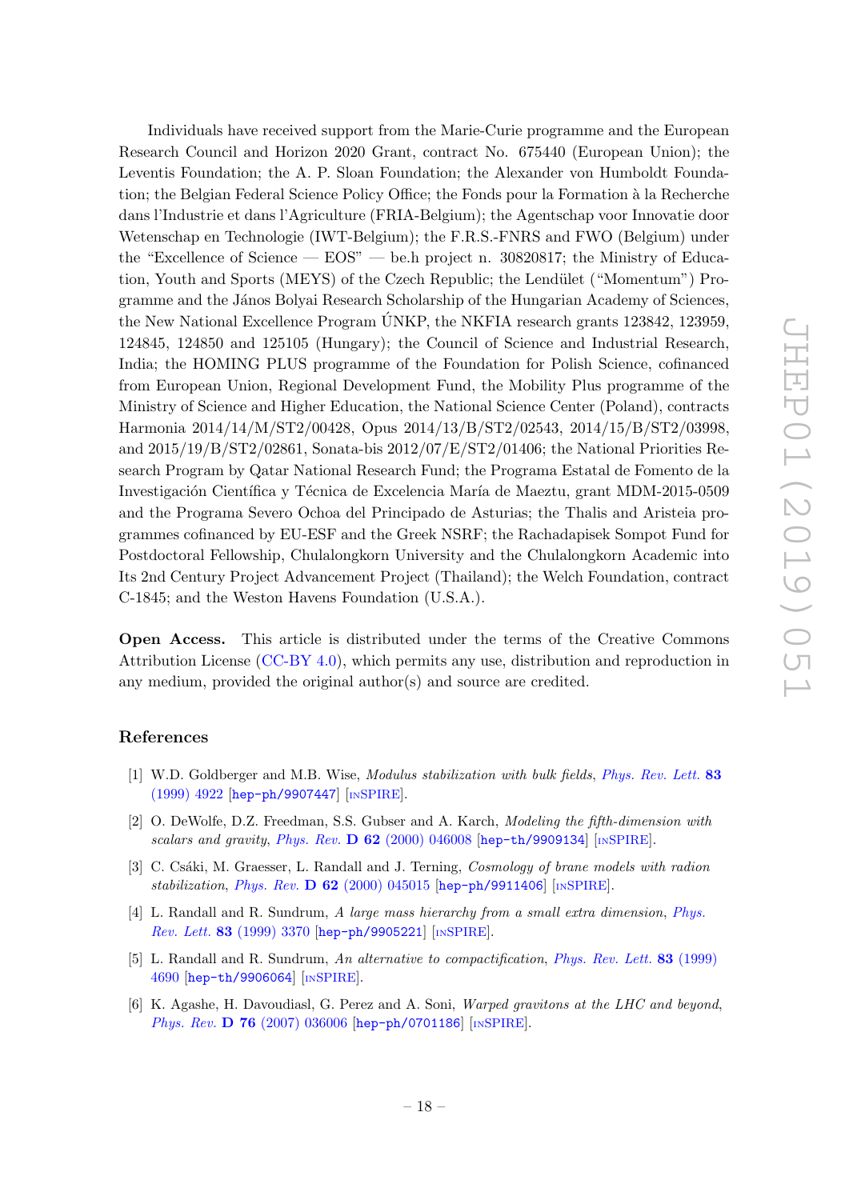Individuals have received support from the Marie-Curie programme and the European Research Council and Horizon 2020 Grant, contract No. 675440 (European Union); the Leventis Foundation; the A. P. Sloan Foundation; the Alexander von Humboldt Foundation; the Belgian Federal Science Policy Office; the Fonds pour la Formation à la Recherche dans l'Industrie et dans l'Agriculture (FRIA-Belgium); the Agentschap voor Innovatie door Wetenschap en Technologie (IWT-Belgium); the F.R.S.-FNRS and FWO (Belgium) under the "Excellence of Science — EOS" — be.h project n. 30820817; the Ministry of Education, Youth and Sports (MEYS) of the Czech Republic; the Lendület ("Momentum") Programme and the János Bolyai Research Scholarship of the Hungarian Academy of Sciences, the New National Excellence Program ÚNKP, the NKFIA research grants 123842, 123959, 124845, 124850 and 125105 (Hungary); the Council of Science and Industrial Research, India; the HOMING PLUS programme of the Foundation for Polish Science, cofinanced from European Union, Regional Development Fund, the Mobility Plus programme of the Ministry of Science and Higher Education, the National Science Center (Poland), contracts Harmonia 2014/14/M/ST2/00428, Opus 2014/13/B/ST2/02543, 2014/15/B/ST2/03998, and 2015/19/B/ST2/02861, Sonata-bis 2012/07/E/ST2/01406; the National Priorities Research Program by Qatar National Research Fund; the Programa Estatal de Fomento de la Investigación Científica y Técnica de Excelencia María de Maeztu, grant MDM-2015-0509 and the Programa Severo Ochoa del Principado de Asturias; the Thalis and Aristeia programmes cofinanced by EU-ESF and the Greek NSRF; the Rachadapisek Sompot Fund for Postdoctoral Fellowship, Chulalongkorn University and the Chulalongkorn Academic into Its 2nd Century Project Advancement Project (Thailand); the Welch Foundation, contract C-1845; and the Weston Havens Foundation (U.S.A.).

**Open Access.** This article is distributed under the terms of the Creative Commons Attribution License (CC-BY 4.0), which permits any use, distribution and reproduction in any medium, provided the original author(s) and source are credited.

## References

[1] W.D. Goldberger and M.B. Wise, *Modulus stabilization with bulk fields*, *Phys. Rev. Lett.* **83** (1999) 4922 [hep-ph/9907447] [INSPIRE].

[2] O. DeWolfe, D.Z. Freedman, S.S. Gubser and A. Karch, *Modeling the fifth-dimension with scalars and gravity*, *Phys. Rev.* **D 62** (2000) 046008 [hep-th/9909134] [INSPIRE].

[3] C. Csáki, M. Graesser, L. Randall and J. Terning, *Cosmology of brane models with radion stabilization*, *Phys. Rev.* **D 62** (2000) 045015 [hep-ph/9911406] [INSPIRE].

[4] L. Randall and R. Sundrum, *A large mass hierarchy from a small extra dimension*, *Phys. Rev. Lett.* **83** (1999) 3370 [hep-ph/9905221] [INSPIRE].

[5] L. Randall and R. Sundrum, *An alternative to compactification*, *Phys. Rev. Lett.* **83** (1999) 4690 [hep-th/9906064] [INSPIRE].

[6] K. Agashe, H. Davoudiasl, G. Perez and A. Soni, *Warped gravitons at the LHC and beyond*, *Phys. Rev.* **D 76** (2007) 036006 [hep-ph/0701186] [INSPIRE].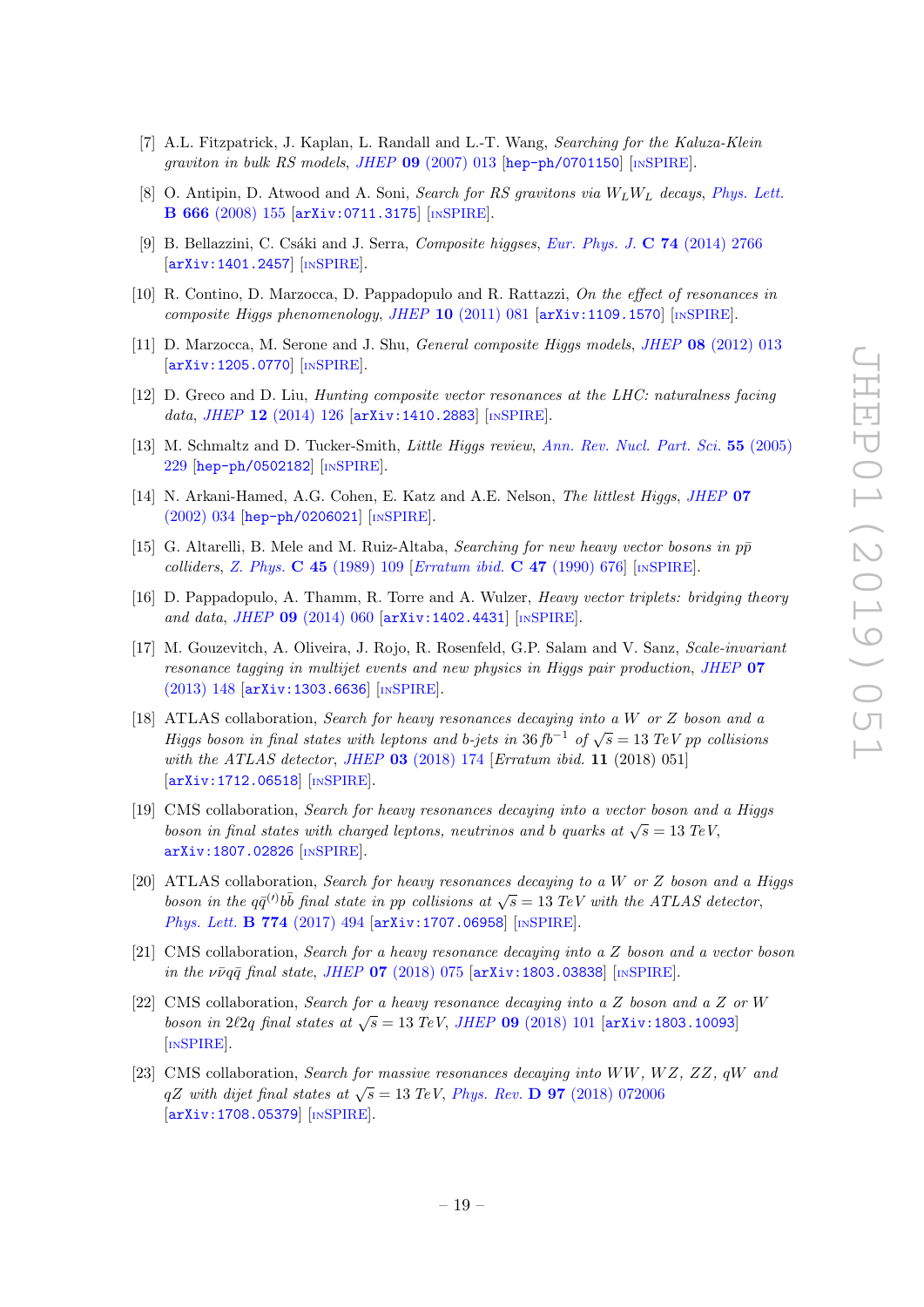[7] A.L. Fitzpatrick, J. Kaplan, L. Randall and L.-T. Wang, *Searching for the Kaluza-Klein graviton in bulk RS models*, JHEP **09** (2007) 013 [hep-ph/0701150] [INSPIRE].

[8] O. Antipin, D. Atwood and A. Soni, *Search for RS gravitons via $W_L W_L$ decays*, Phys. Lett. **B 666** (2008) 155 [arXiv:0711.3175] [INSPIRE].

[9] B. Bellazzini, C. Csáki and J. Serra, *Composite higgses*, Eur. Phys. J. **C 74** (2014) 2766 [arXiv:1401.2457] [INSPIRE].

[10] R. Contino, D. Marzocca, D. Pappadopulo and R. Rattazzi, *On the effect of resonances in composite Higgs phenomenology*, JHEP **10** (2011) 081 [arXiv:1109.1570] [INSPIRE].

[11] D. Marzocca, M. Serone and J. Shu, *General composite Higgs models*, JHEP **08** (2012) 013 [arXiv:1205.0770] [INSPIRE].

[12] D. Greco and D. Liu, *Hunting composite vector resonances at the LHC: naturalness facing data*, JHEP **12** (2014) 126 [arXiv:1410.2883] [INSPIRE].

[13] M. Schmaltz and D. Tucker-Smith, *Little Higgs review*, Ann. Rev. Nucl. Part. Sci. **55** (2005) 229 [hep-ph/0502182] [INSPIRE].

[14] N. Arkani-Hamed, A.G. Cohen, E. Katz and A.E. Nelson, *The littlest Higgs*, JHEP **07** (2002) 034 [hep-ph/0206021] [INSPIRE].

[15] G. Altarelli, B. Mele and M. Ruiz-Altaba, *Searching for new heavy vector bosons in $p\bar{p}$ colliders*, Z. Phys. **C 45** (1989) 109 [Erratum ibid. **C 47** (1990) 676] [INSPIRE].

[16] D. Pappadopulo, A. Thamm, R. Torre and A. Wulzer, *Heavy vector triplets: bridging theory and data*, JHEP **09** (2014) 060 [arXiv:1402.4431] [INSPIRE].

[17] M. Gouzevitch, A. Oliveira, J. Rojo, R. Rosenfeld, G.P. Salam and V. Sanz, *Scale-invariant resonance tagging in multijet events and new physics in Higgs pair production*, JHEP **07** (2013) 148 [arXiv:1303.6636] [INSPIRE].

[18] ATLAS collaboration, *Search for heavy resonances decaying into a $W$ or $Z$ boson and a Higgs boson in final states with leptons and b-jets in 36 $fb^{-1}$ of $\sqrt{s} = 13$ TeV pp collisions with the ATLAS detector*, JHEP **03** (2018) 174 [Erratum ibid. **11** (2018) 051] [arXiv:1712.06518] [INSPIRE].

[19] CMS collaboration, *Search for heavy resonances decaying into a vector boson and a Higgs boson in final states with charged leptons, neutrinos and b quarks at $\sqrt{s} = 13$ TeV*, arXiv:1807.02826 [INSPIRE].

[20] ATLAS collaboration, *Search for heavy resonances decaying to a $W$ or $Z$ boson and a Higgs boson in the $q\bar{q}^{(\prime)}b\bar{b}$ final state in pp collisions at $\sqrt{s} = 13$ TeV with the ATLAS detector*, Phys. Lett. **B 774** (2017) 494 [arXiv:1707.06958] [INSPIRE].

[21] CMS collaboration, *Search for a heavy resonance decaying into a Z boson and a vector boson in the $\nu\bar{\nu}q\bar{q}$ final state*, JHEP **07** (2018) 075 [arXiv:1803.03838] [INSPIRE].

[22] CMS collaboration, *Search for a heavy resonance decaying into a Z boson and a Z or W boson in $2\ell 2q$ final states at $\sqrt{s} = 13$ TeV*, JHEP **09** (2018) 101 [arXiv:1803.10093] [INSPIRE].

[23] CMS collaboration, *Search for massive resonances decaying into WW, WZ, ZZ, qW and qZ with dijet final states at $\sqrt{s} = 13$ TeV*, Phys. Rev. **D 97** (2018) 072006 [arXiv:1708.05379] [INSPIRE].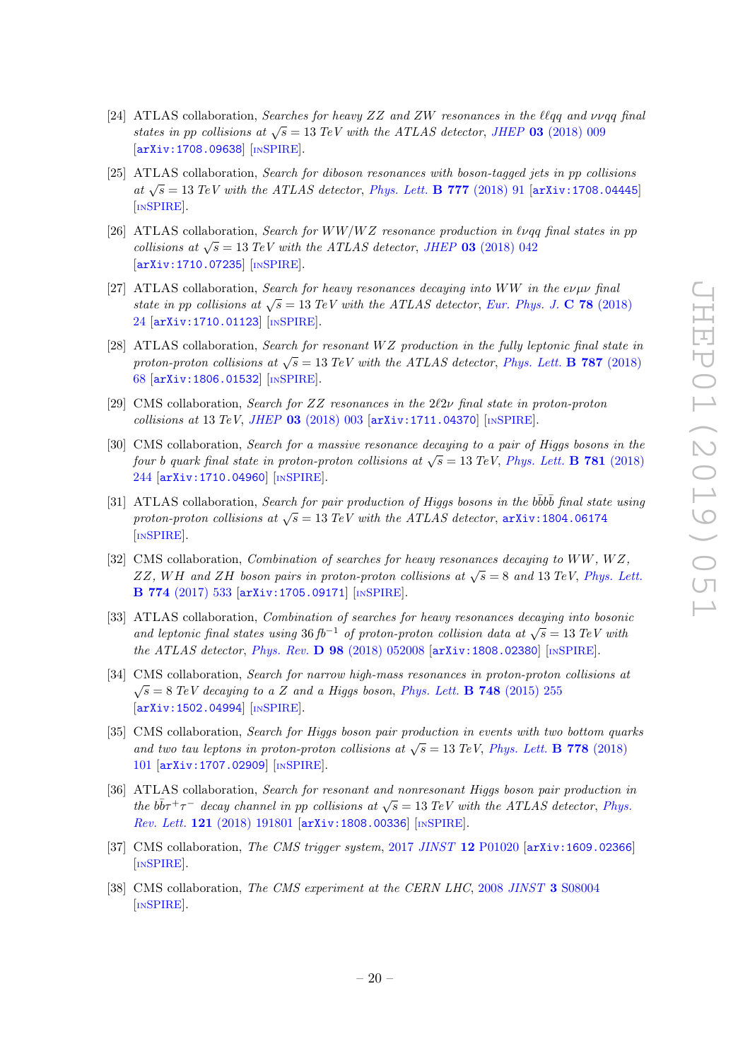[24] ATLAS collaboration, *Searches for heavy ZZ and ZW resonances in the $\ell\ell qq$ and $\nu\nu qq$ final states in pp collisions at $\sqrt{s} = 13$ TeV with the ATLAS detector*, *JHEP* **03** (2018) 009 [arXiv:1708.09638] [INSPIRE].

[25] ATLAS collaboration, *Search for diboson resonances with boson-tagged jets in pp collisions at $\sqrt{s} = 13$ TeV with the ATLAS detector*, *Phys. Lett.* **B 777** (2018) 91 [arXiv:1708.04445] [INSPIRE].

[26] ATLAS collaboration, *Search for WW/WZ resonance production in $\ell\nu qq$ final states in pp collisions at $\sqrt{s} = 13$ TeV with the ATLAS detector*, *JHEP* **03** (2018) 042 [arXiv:1710.07235] [INSPIRE].

[27] ATLAS collaboration, *Search for heavy resonances decaying into WW in the $e\nu\mu\nu$ final state in pp collisions at $\sqrt{s} = 13$ TeV with the ATLAS detector*, *Eur. Phys. J.* **C 78** (2018) 24 [arXiv:1710.01123] [INSPIRE].

[28] ATLAS collaboration, *Search for resonant WZ production in the fully leptonic final state in proton-proton collisions at $\sqrt{s} = 13$ TeV with the ATLAS detector*, *Phys. Lett.* **B 787** (2018) 68 [arXiv:1806.01532] [INSPIRE].

[29] CMS collaboration, *Search for ZZ resonances in the $2\ell 2\nu$ final state in proton-proton collisions at* 13 *TeV*, *JHEP* **03** (2018) 003 [arXiv:1711.04370] [INSPIRE].

[30] CMS collaboration, *Search for a massive resonance decaying to a pair of Higgs bosons in the four b quark final state in proton-proton collisions at $\sqrt{s} = 13$ TeV*, *Phys. Lett.* **B 781** (2018) 244 [arXiv:1710.04960] [INSPIRE].

[31] ATLAS collaboration, *Search for pair production of Higgs bosons in the $b\bar{b}b\bar{b}$ final state using proton-proton collisions at $\sqrt{s} = 13$ TeV with the ATLAS detector*, arXiv:1804.06174 [INSPIRE].

[32] CMS collaboration, *Combination of searches for heavy resonances decaying to WW, WZ, ZZ, WH and ZH boson pairs in proton-proton collisions at $\sqrt{s} = 8$ and 13 TeV*, *Phys. Lett.* **B 774** (2017) 533 [arXiv:1705.09171] [INSPIRE].

[33] ATLAS collaboration, *Combination of searches for heavy resonances decaying into bosonic and leptonic final states using* 36 $fb^{-1}$ *of proton-proton collision data at $\sqrt{s} = 13$ TeV with the ATLAS detector*, *Phys. Rev.* **D 98** (2018) 052008 [arXiv:1808.02380] [INSPIRE].

[34] CMS collaboration, *Search for narrow high-mass resonances in proton-proton collisions at $\sqrt{s} = 8$ TeV decaying to a Z and a Higgs boson*, *Phys. Lett.* **B 748** (2015) 255 [arXiv:1502.04994] [INSPIRE].

[35] CMS collaboration, *Search for Higgs boson pair production in events with two bottom quarks and two tau leptons in proton-proton collisions at $\sqrt{s} = 13$ TeV*, *Phys. Lett.* **B 778** (2018) 101 [arXiv:1707.02909] [INSPIRE].

[36] ATLAS collaboration, *Search for resonant and nonresonant Higgs boson pair production in the $b\bar{b}\tau^+\tau^-$ decay channel in pp collisions at $\sqrt{s} = 13$ TeV with the ATLAS detector*, *Phys. Rev. Lett.* **121** (2018) 191801 [arXiv:1808.00336] [INSPIRE].

[37] CMS collaboration, *The CMS trigger system*, 2017 *JINST* **12** P01020 [arXiv:1609.02366] [INSPIRE].

[38] CMS collaboration, *The CMS experiment at the CERN LHC*, 2008 *JINST* **3** S08004 [INSPIRE].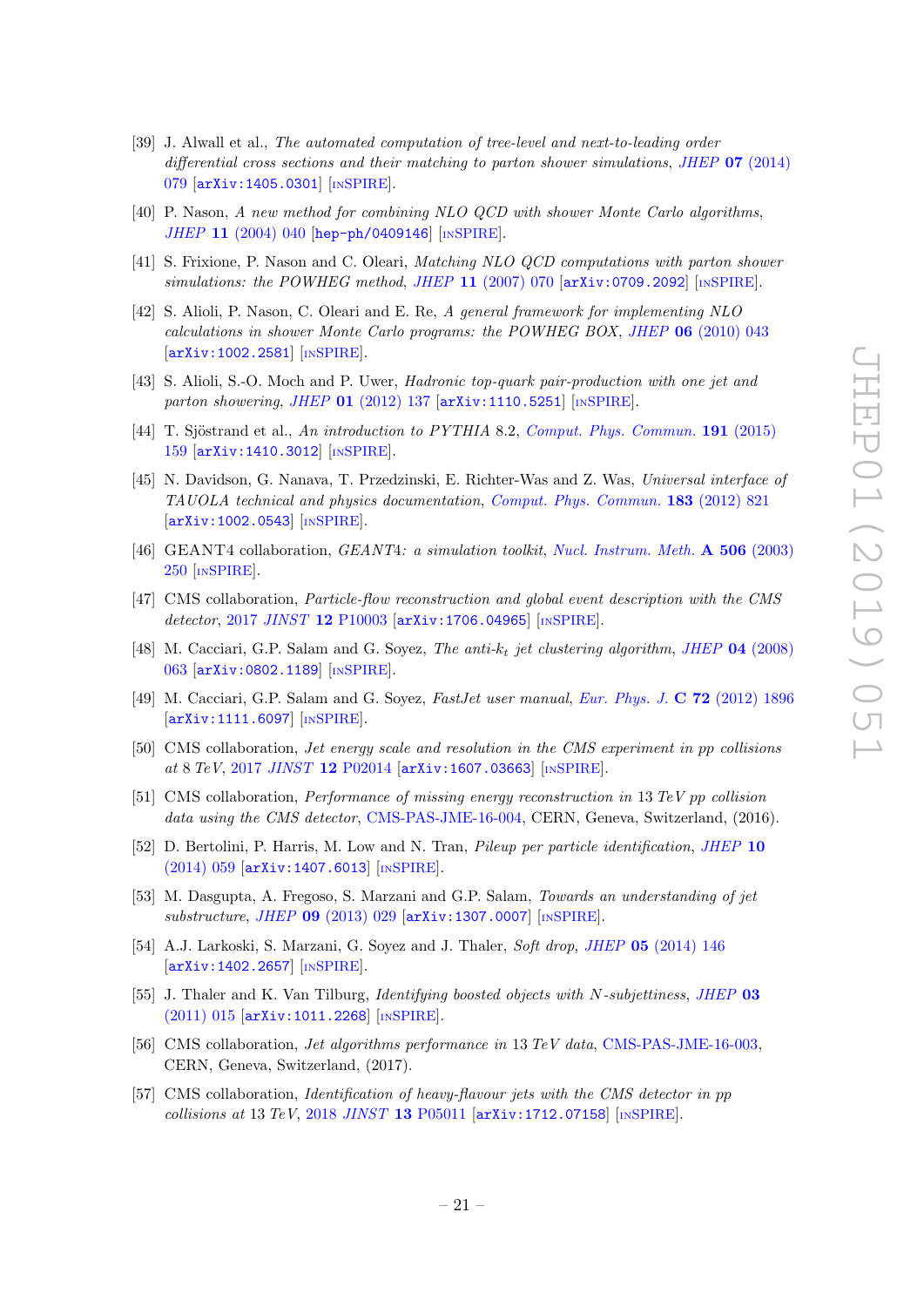[39] J. Alwall et al., *The automated computation of tree-level and next-to-leading order differential cross sections and their matching to parton shower simulations*, JHEP **07** (2014) 079 [arXiv:1405.0301] [INSPIRE].

[40] P. Nason, *A new method for combining NLO QCD with shower Monte Carlo algorithms*, JHEP **11** (2004) 040 [hep-ph/0409146] [INSPIRE].

[41] S. Frixione, P. Nason and C. Oleari, *Matching NLO QCD computations with parton shower simulations: the POWHEG method*, JHEP **11** (2007) 070 [arXiv:0709.2092] [INSPIRE].

[42] S. Alioli, P. Nason, C. Oleari and E. Re, *A general framework for implementing NLO calculations in shower Monte Carlo programs: the POWHEG BOX*, JHEP **06** (2010) 043 [arXiv:1002.2581] [INSPIRE].

[43] S. Alioli, S.-O. Moch and P. Uwer, *Hadronic top-quark pair-production with one jet and parton showering*, JHEP **01** (2012) 137 [arXiv:1110.5251] [INSPIRE].

[44] T. Sjöstrand et al., *An introduction to PYTHIA 8.2*, Comput. Phys. Commun. **191** (2015) 159 [arXiv:1410.3012] [INSPIRE].

[45] N. Davidson, G. Nanava, T. Przedzinski, E. Richter-Was and Z. Was, *Universal interface of TAUOLA technical and physics documentation*, Comput. Phys. Commun. **183** (2012) 821 [arXiv:1002.0543] [INSPIRE].

[46] GEANT4 collaboration, *GEANT4: a simulation toolkit*, Nucl. Instrum. Meth. **A 506** (2003) 250 [INSPIRE].

[47] CMS collaboration, *Particle-flow reconstruction and global event description with the CMS detector*, 2017 JINST **12** P10003 [arXiv:1706.04965] [INSPIRE].

[48] M. Cacciari, G.P. Salam and G. Soyez, *The anti-$k_t$ jet clustering algorithm*, JHEP **04** (2008) 063 [arXiv:0802.1189] [INSPIRE].

[49] M. Cacciari, G.P. Salam and G. Soyez, *FastJet user manual*, Eur. Phys. J. **C 72** (2012) 1896 [arXiv:1111.6097] [INSPIRE].

[50] CMS collaboration, *Jet energy scale and resolution in the CMS experiment in pp collisions at 8 TeV*, 2017 JINST **12** P02014 [arXiv:1607.03663] [INSPIRE].

[51] CMS collaboration, *Performance of missing energy reconstruction in 13 TeV pp collision data using the CMS detector*, CMS-PAS-JME-16-004, CERN, Geneva, Switzerland, (2016).

[52] D. Bertolini, P. Harris, M. Low and N. Tran, *Pileup per particle identification*, JHEP **10** (2014) 059 [arXiv:1407.6013] [INSPIRE].

[53] M. Dasgupta, A. Fregoso, S. Marzani and G.P. Salam, *Towards an understanding of jet substructure*, JHEP **09** (2013) 029 [arXiv:1307.0007] [INSPIRE].

[54] A.J. Larkoski, S. Marzani, G. Soyez and J. Thaler, *Soft drop*, JHEP **05** (2014) 146 [arXiv:1402.2657] [INSPIRE].

[55] J. Thaler and K. Van Tilburg, *Identifying boosted objects with N-subjettiness*, JHEP **03** (2011) 015 [arXiv:1011.2268] [INSPIRE].

[56] CMS collaboration, *Jet algorithms performance in 13 TeV data*, CMS-PAS-JME-16-003, CERN, Geneva, Switzerland, (2017).

[57] CMS collaboration, *Identification of heavy-flavour jets with the CMS detector in pp collisions at 13 TeV*, 2018 JINST **13** P05011 [arXiv:1712.07158] [INSPIRE].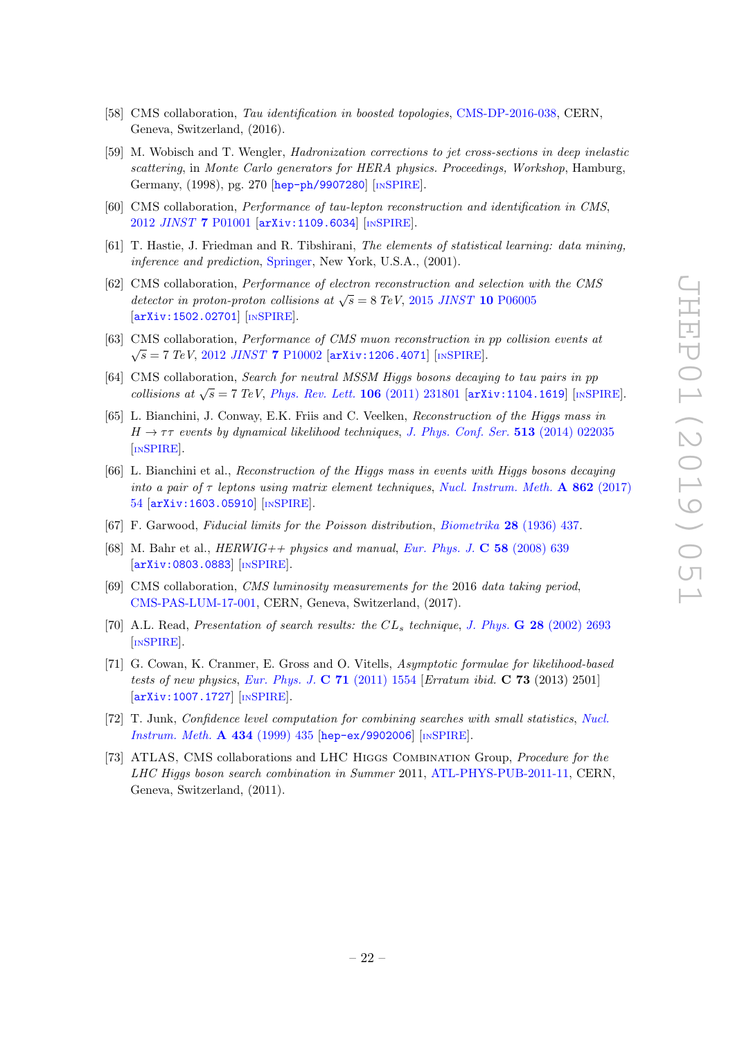[58] CMS collaboration, *Tau identification in boosted topologies*, CMS-DP-2016-038, CERN, Geneva, Switzerland, (2016).

[59] M. Wobisch and T. Wengler, *Hadronization corrections to jet cross-sections in deep inelastic scattering*, in *Monte Carlo generators for HERA physics. Proceedings, Workshop*, Hamburg, Germany, (1998), pg. 270 [hep-ph/9907280] [INSPIRE].

[60] CMS collaboration, *Performance of tau-lepton reconstruction and identification in CMS*, 2012 *JINST* **7** P01001 [arXiv:1109.6034] [INSPIRE].

[61] T. Hastie, J. Friedman and R. Tibshirani, *The elements of statistical learning: data mining, inference and prediction*, Springer, New York, U.S.A., (2001).

[62] CMS collaboration, *Performance of electron reconstruction and selection with the CMS detector in proton-proton collisions at $\sqrt{s} = 8$ TeV*, 2015 *JINST* **10** P06005 [arXiv:1502.02701] [INSPIRE].

[63] CMS collaboration, *Performance of CMS muon reconstruction in pp collision events at $\sqrt{s} = 7$ TeV*, 2012 *JINST* **7** P10002 [arXiv:1206.4071] [INSPIRE].

[64] CMS collaboration, *Search for neutral MSSM Higgs bosons decaying to tau pairs in pp collisions at $\sqrt{s} = 7$ TeV*, *Phys. Rev. Lett.* **106** (2011) 231801 [arXiv:1104.1619] [INSPIRE].

[65] L. Bianchini, J. Conway, E.K. Friis and C. Veelken, *Reconstruction of the Higgs mass in $H \to \tau\tau$ events by dynamical likelihood techniques*, *J. Phys. Conf. Ser.* **513** (2014) 022035 [INSPIRE].

[66] L. Bianchini et al., *Reconstruction of the Higgs mass in events with Higgs bosons decaying into a pair of $\tau$ leptons using matrix element techniques*, *Nucl. Instrum. Meth.* **A 862** (2017) 54 [arXiv:1603.05910] [INSPIRE].

[67] F. Garwood, *Fiducial limits for the Poisson distribution*, *Biometrika* **28** (1936) 437.

[68] M. Bahr et al., *HERWIG++ physics and manual*, *Eur. Phys. J.* **C 58** (2008) 639 [arXiv:0803.0883] [INSPIRE].

[69] CMS collaboration, *CMS luminosity measurements for the* 2016 *data taking period*, CMS-PAS-LUM-17-001, CERN, Geneva, Switzerland, (2017).

[70] A.L. Read, *Presentation of search results: the $CL_s$ technique*, *J. Phys.* **G 28** (2002) 2693 [INSPIRE].

[71] G. Cowan, K. Cranmer, E. Gross and O. Vitells, *Asymptotic formulae for likelihood-based tests of new physics*, *Eur. Phys. J.* **C 71** (2011) 1554 [*Erratum ibid.* **C 73** (2013) 2501] [arXiv:1007.1727] [INSPIRE].

[72] T. Junk, *Confidence level computation for combining searches with small statistics*, *Nucl. Instrum. Meth.* **A 434** (1999) 435 [hep-ex/9902006] [INSPIRE].

[73] ATLAS, CMS collaborations and LHC Higgs Combination Group, *Procedure for the LHC Higgs boson search combination in Summer* 2011, ATL-PHYS-PUB-2011-11, CERN, Geneva, Switzerland, (2011).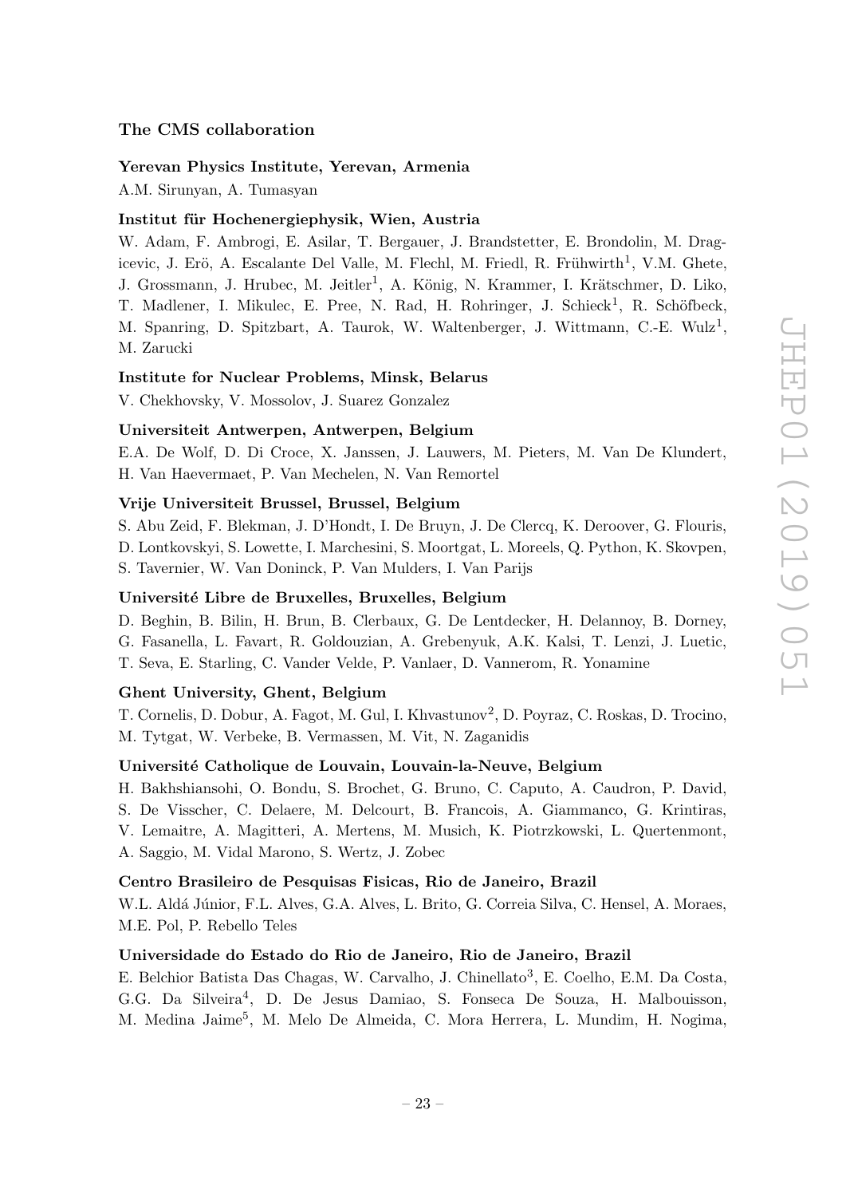### The CMS collaboration

**Yerevan Physics Institute, Yerevan, Armenia**

A.M. Sirunyan, A. Tumasyan

**Institut für Hochenergiephysik, Wien, Austria**

W. Adam, F. Ambrogi, E. Asilar, T. Bergauer, J. Brandstetter, E. Brondolin, M. Dragicevic, J. Erö, A. Escalante Del Valle, M. Flechl, M. Friedl, R. Frühwirth[1], V.M. Ghete, J. Grossmann, J. Hrubec, M. Jeitler[1], A. König, N. Krammer, I. Krätschmer, D. Liko, T. Madlener, I. Mikulec, E. Pree, N. Rad, H. Rohringer, J. Schieck[1], R. Schöfbeck, M. Spanring, D. Spitzbart, A. Taurok, W. Waltenberger, J. Wittmann, C.-E. Wulz[1], M. Zarucki

**Institute for Nuclear Problems, Minsk, Belarus**

V. Chekhovsky, V. Mossolov, J. Suarez Gonzalez

**Universiteit Antwerpen, Antwerpen, Belgium**

E.A. De Wolf, D. Di Croce, X. Janssen, J. Lauwers, M. Pieters, M. Van De Klundert, H. Van Haevermaet, P. Van Mechelen, N. Van Remortel

**Vrije Universiteit Brussel, Brussel, Belgium**

S. Abu Zeid, F. Blekman, J. D'Hondt, I. De Bruyn, J. De Clercq, K. Deroover, G. Flouris, D. Lontkovskyi, S. Lowette, I. Marchesini, S. Moortgat, L. Moreels, Q. Python, K. Skovpen, S. Tavernier, W. Van Doninck, P. Van Mulders, I. Van Parijs

**Université Libre de Bruxelles, Bruxelles, Belgium**

D. Beghin, B. Bilin, H. Brun, B. Clerbaux, G. De Lentdecker, H. Delannoy, B. Dorney, G. Fasanella, L. Favart, R. Goldouzian, A. Grebenyuk, A.K. Kalsi, T. Lenzi, J. Luetic, T. Seva, E. Starling, C. Vander Velde, P. Vanlaer, D. Vannerom, R. Yonamine

**Ghent University, Ghent, Belgium**

T. Cornelis, D. Dobur, A. Fagot, M. Gul, I. Khvastunov[2], D. Poyraz, C. Roskas, D. Trocino, M. Tytgat, W. Verbeke, B. Vermassen, M. Vit, N. Zaganidis

**Université Catholique de Louvain, Louvain-la-Neuve, Belgium**

H. Bakhshiansohi, O. Bondu, S. Brochet, G. Bruno, C. Caputo, A. Caudron, P. David, S. De Visscher, C. Delaere, M. Delcourt, B. Francois, A. Giammanco, G. Krintiras, V. Lemaitre, A. Magitteri, A. Mertens, M. Musich, K. Piotrzkowski, L. Quertenmont, A. Saggio, M. Vidal Marono, S. Wertz, J. Zobec

**Centro Brasileiro de Pesquisas Fisicas, Rio de Janeiro, Brazil**

W.L. Aldá Júnior, F.L. Alves, G.A. Alves, L. Brito, G. Correia Silva, C. Hensel, A. Moraes, M.E. Pol, P. Rebello Teles

**Universidade do Estado do Rio de Janeiro, Rio de Janeiro, Brazil**

E. Belchior Batista Das Chagas, W. Carvalho, J. Chinellato[3], E. Coelho, E.M. Da Costa, G.G. Da Silveira[4], D. De Jesus Damiao, S. Fonseca De Souza, H. Malbouisson, M. Medina Jaime[5], M. Melo De Almeida, C. Mora Herrera, L. Mundim, H. Nogima,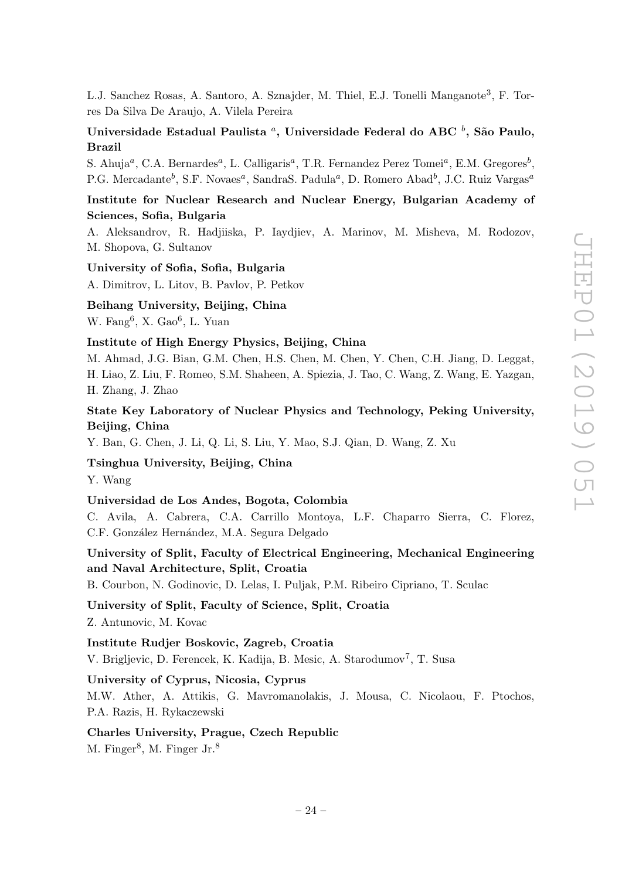L.J. Sanchez Rosas, A. Santoro, A. Sznajder, M. Thiel, E.J. Tonelli Manganote[3], F. Torres Da Silva De Araujo, A. Vilela Pereira

**Universidade Estadual Paulista [a], Universidade Federal do ABC [b], São Paulo, Brazil**

S. Ahuja[a], C.A. Bernardes[a], L. Calligaris[a], T.R. Fernandez Perez Tomei[a], E.M. Gregores[b], P.G. Mercadante[b], S.F. Novaes[a], SandraS. Padula[a], D. Romero Abad[b], J.C. Ruiz Vargas[a]

**Institute for Nuclear Research and Nuclear Energy, Bulgarian Academy of Sciences, Sofia, Bulgaria**

A. Aleksandrov, R. Hadjiiska, P. Iaydjiev, A. Marinov, M. Misheva, M. Rodozov, M. Shopova, G. Sultanov

**University of Sofia, Sofia, Bulgaria**

A. Dimitrov, L. Litov, B. Pavlov, P. Petkov

**Beihang University, Beijing, China**

W. Fang[6], X. Gao[6], L. Yuan

**Institute of High Energy Physics, Beijing, China**

M. Ahmad, J.G. Bian, G.M. Chen, H.S. Chen, M. Chen, Y. Chen, C.H. Jiang, D. Leggat, H. Liao, Z. Liu, F. Romeo, S.M. Shaheen, A. Spiezia, J. Tao, C. Wang, Z. Wang, E. Yazgan, H. Zhang, J. Zhao

**State Key Laboratory of Nuclear Physics and Technology, Peking University, Beijing, China**

Y. Ban, G. Chen, J. Li, Q. Li, S. Liu, Y. Mao, S.J. Qian, D. Wang, Z. Xu

**Tsinghua University, Beijing, China**

Y. Wang

**Universidad de Los Andes, Bogota, Colombia**

C. Avila, A. Cabrera, C.A. Carrillo Montoya, L.F. Chaparro Sierra, C. Florez, C.F. González Hernández, M.A. Segura Delgado

**University of Split, Faculty of Electrical Engineering, Mechanical Engineering and Naval Architecture, Split, Croatia**

B. Courbon, N. Godinovic, D. Lelas, I. Puljak, P.M. Ribeiro Cipriano, T. Sculac

**University of Split, Faculty of Science, Split, Croatia**

Z. Antunovic, M. Kovac

**Institute Rudjer Boskovic, Zagreb, Croatia**

V. Brigljevic, D. Ferencek, K. Kadija, B. Mesic, A. Starodumov[7], T. Susa

**University of Cyprus, Nicosia, Cyprus**

M.W. Ather, A. Attikis, G. Mavromanolakis, J. Mousa, C. Nicolaou, F. Ptochos, P.A. Razis, H. Rykaczewski

**Charles University, Prague, Czech Republic**

M. Finger[8], M. Finger Jr.[8]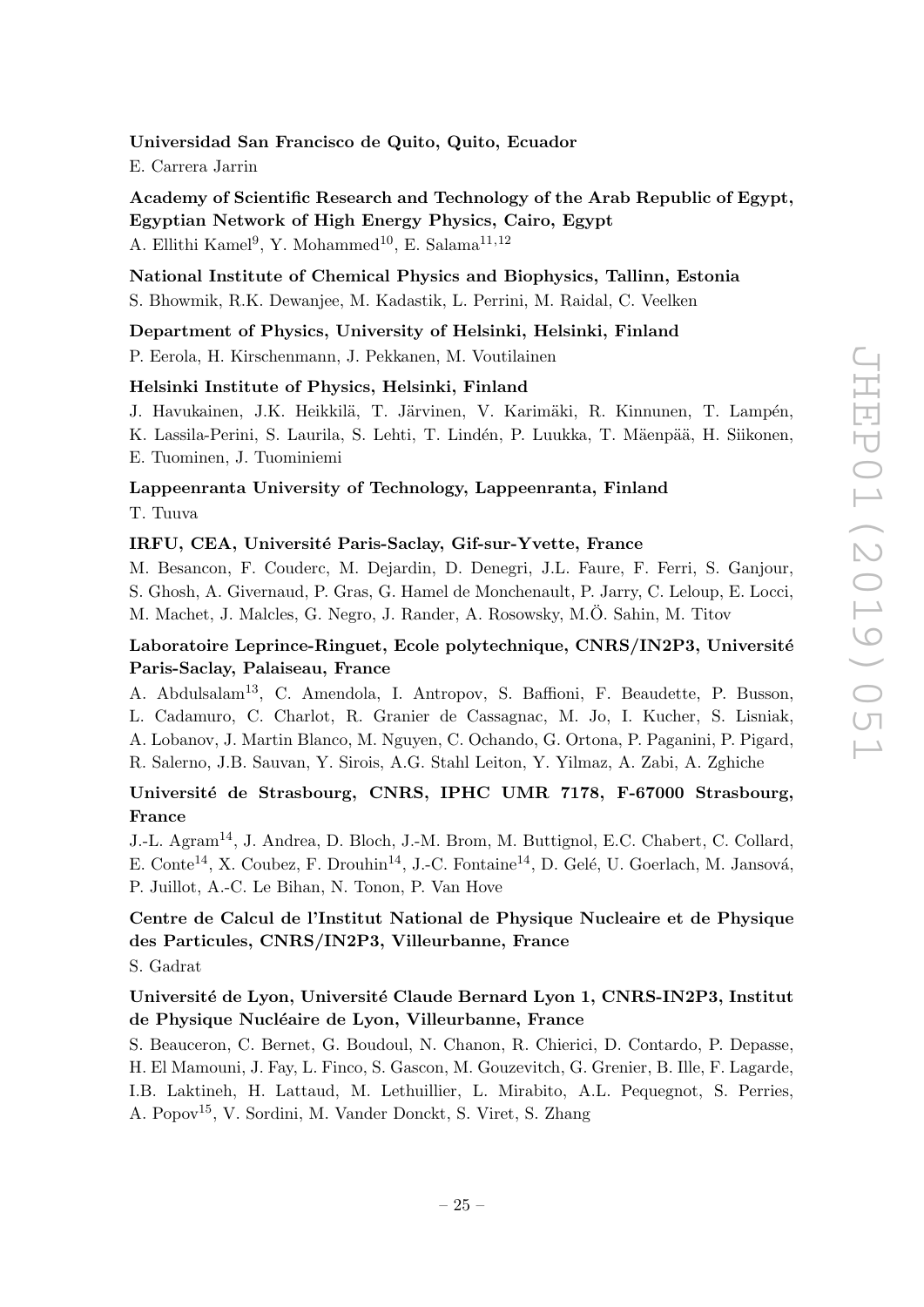**Universidad San Francisco de Quito, Quito, Ecuador**

E. Carrera Jarrin

**Academy of Scientific Research and Technology of the Arab Republic of Egypt, Egyptian Network of High Energy Physics, Cairo, Egypt**

A. Ellithi Kamel[9], Y. Mohammed[10], E. Salama[11,12]

**National Institute of Chemical Physics and Biophysics, Tallinn, Estonia**

S. Bhowmik, R.K. Dewanjee, M. Kadastik, L. Perrini, M. Raidal, C. Veelken

**Department of Physics, University of Helsinki, Helsinki, Finland**

P. Eerola, H. Kirschenmann, J. Pekkanen, M. Voutilainen

**Helsinki Institute of Physics, Helsinki, Finland**

J. Havukainen, J.K. Heikkilä, T. Järvinen, V. Karimäki, R. Kinnunen, T. Lampén, K. Lassila-Perini, S. Laurila, S. Lehti, T. Lindén, P. Luukka, T. Mäenpää, H. Siikonen, E. Tuominen, J. Tuominiemi

**Lappeenranta University of Technology, Lappeenranta, Finland**

T. Tuuva

**IRFU, CEA, Université Paris-Saclay, Gif-sur-Yvette, France**

M. Besancon, F. Couderc, M. Dejardin, D. Denegri, J.L. Faure, F. Ferri, S. Ganjour, S. Ghosh, A. Givernaud, P. Gras, G. Hamel de Monchenault, P. Jarry, C. Leloup, E. Locci, M. Machet, J. Malcles, G. Negro, J. Rander, A. Rosowsky, M.Ö. Sahin, M. Titov

**Laboratoire Leprince-Ringuet, Ecole polytechnique, CNRS/IN2P3, Université Paris-Saclay, Palaiseau, France**

A. Abdulsalam[13], C. Amendola, I. Antropov, S. Baffioni, F. Beaudette, P. Busson, L. Cadamuro, C. Charlot, R. Granier de Cassagnac, M. Jo, I. Kucher, S. Lisniak, A. Lobanov, J. Martin Blanco, M. Nguyen, C. Ochando, G. Ortona, P. Paganini, P. Pigard, R. Salerno, J.B. Sauvan, Y. Sirois, A.G. Stahl Leiton, Y. Yilmaz, A. Zabi, A. Zghiche

**Université de Strasbourg, CNRS, IPHC UMR 7178, F-67000 Strasbourg, France**

J.-L. Agram[14], J. Andrea, D. Bloch, J.-M. Brom, M. Buttignol, E.C. Chabert, C. Collard, E. Conte[14], X. Coubez, F. Drouhin[14], J.-C. Fontaine[14], D. Gelé, U. Goerlach, M. Jansová, P. Juillot, A.-C. Le Bihan, N. Tonon, P. Van Hove

**Centre de Calcul de l'Institut National de Physique Nucleaire et de Physique des Particules, CNRS/IN2P3, Villeurbanne, France**

S. Gadrat

**Université de Lyon, Université Claude Bernard Lyon 1, CNRS-IN2P3, Institut de Physique Nucléaire de Lyon, Villeurbanne, France**

S. Beauceron, C. Bernet, G. Boudoul, N. Chanon, R. Chierici, D. Contardo, P. Depasse, H. El Mamouni, J. Fay, L. Finco, S. Gascon, M. Gouzevitch, G. Grenier, B. Ille, F. Lagarde, I.B. Laktineh, H. Lattaud, M. Lethuillier, L. Mirabito, A.L. Pequegnot, S. Perries, A. Popov[15], V. Sordini, M. Vander Donckt, S. Viret, S. Zhang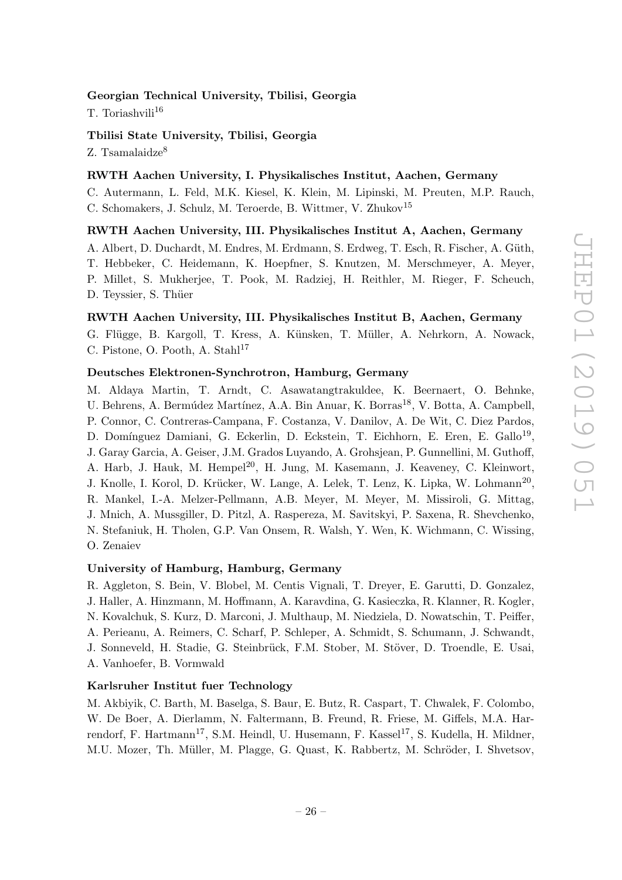**Georgian Technical University, Tbilisi, Georgia**

T. Toriashvili[16]

**Tbilisi State University, Tbilisi, Georgia**

Z. Tsamalaidze[8]

**RWTH Aachen University, I. Physikalisches Institut, Aachen, Germany**

C. Autermann, L. Feld, M.K. Kiesel, K. Klein, M. Lipinski, M. Preuten, M.P. Rauch, C. Schomakers, J. Schulz, M. Teroerde, B. Wittmer, V. Zhukov[15]

**RWTH Aachen University, III. Physikalisches Institut A, Aachen, Germany**

A. Albert, D. Duchardt, M. Endres, M. Erdmann, S. Erdweg, T. Esch, R. Fischer, A. Güth, T. Hebbeker, C. Heidemann, K. Hoepfner, S. Knutzen, M. Merschmeyer, A. Meyer, P. Millet, S. Mukherjee, T. Pook, M. Radziej, H. Reithler, M. Rieger, F. Scheuch, D. Teyssier, S. Thüer

**RWTH Aachen University, III. Physikalisches Institut B, Aachen, Germany**

G. Flügge, B. Kargoll, T. Kress, A. Künsken, T. Müller, A. Nehrkorn, A. Nowack, C. Pistone, O. Pooth, A. Stahl[17]

**Deutsches Elektronen-Synchrotron, Hamburg, Germany**

M. Aldaya Martin, T. Arndt, C. Asawatangtrakuldee, K. Beernaert, O. Behnke, U. Behrens, A. Bermúdez Martínez, A.A. Bin Anuar, K. Borras[18], V. Botta, A. Campbell, P. Connor, C. Contreras-Campana, F. Costanza, V. Danilov, A. De Wit, C. Diez Pardos, D. Domínguez Damiani, G. Eckerlin, D. Eckstein, T. Eichhorn, E. Eren, E. Gallo[19], J. Garay Garcia, A. Geiser, J.M. Grados Luyando, A. Grohsjean, P. Gunnellini, M. Guthoff, A. Harb, J. Hauk, M. Hempel[20], H. Jung, M. Kasemann, J. Keaveney, C. Kleinwort, J. Knolle, I. Korol, D. Krücker, W. Lange, A. Lelek, T. Lenz, K. Lipka, W. Lohmann[20], R. Mankel, I.-A. Melzer-Pellmann, A.B. Meyer, M. Meyer, M. Missiroli, G. Mittag, J. Mnich, A. Mussgiller, D. Pitzl, A. Raspereza, M. Savitskyi, P. Saxena, R. Shevchenko, N. Stefaniuk, H. Tholen, G.P. Van Onsem, R. Walsh, Y. Wen, K. Wichmann, C. Wissing, O. Zenaiev

**University of Hamburg, Hamburg, Germany**

R. Aggleton, S. Bein, V. Blobel, M. Centis Vignali, T. Dreyer, E. Garutti, D. Gonzalez, J. Haller, A. Hinzmann, M. Hoffmann, A. Karavdina, G. Kasieczka, R. Klanner, R. Kogler, N. Kovalchuk, S. Kurz, D. Marconi, J. Multhaup, M. Niedziela, D. Nowatschin, T. Peiffer, A. Perieanu, A. Reimers, C. Scharf, P. Schleper, A. Schmidt, S. Schumann, J. Schwandt, J. Sonneveld, H. Stadie, G. Steinbrück, F.M. Stober, M. Stöver, D. Troendle, E. Usai, A. Vanhoefer, B. Vormwald

**Karlsruher Institut fuer Technology**

M. Akbiyik, C. Barth, M. Baselga, S. Baur, E. Butz, R. Caspart, T. Chwalek, F. Colombo, W. De Boer, A. Dierlamm, N. Faltermann, B. Freund, R. Friese, M. Giffels, M.A. Harrendorf, F. Hartmann[17], S.M. Heindl, U. Husemann, F. Kassel[17], S. Kudella, H. Mildner, M.U. Mozer, Th. Müller, M. Plagge, G. Quast, K. Rabbertz, M. Schröder, I. Shvetsov,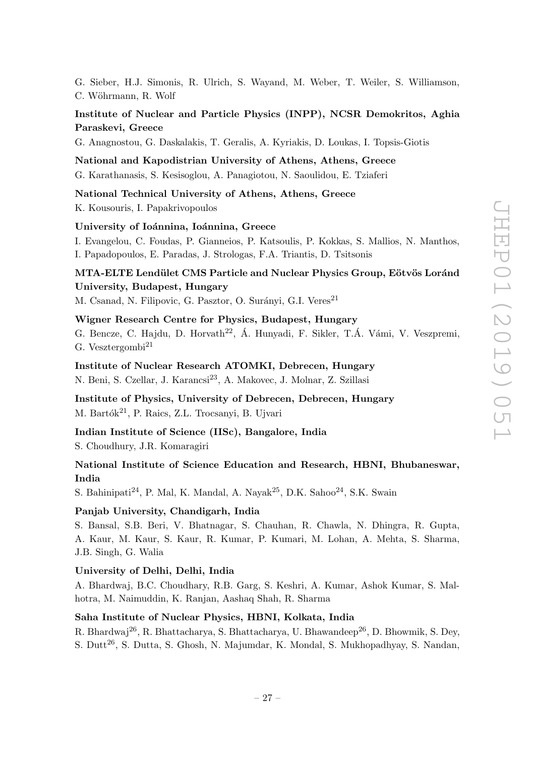G. Sieber, H.J. Simonis, R. Ulrich, S. Wayand, M. Weber, T. Weiler, S. Williamson, C. Wöhrmann, R. Wolf

**Institute of Nuclear and Particle Physics (INPP), NCSR Demokritos, Aghia Paraskevi, Greece**

G. Anagnostou, G. Daskalakis, T. Geralis, A. Kyriakis, D. Loukas, I. Topsis-Giotis

**National and Kapodistrian University of Athens, Athens, Greece**

G. Karathanasis, S. Kesisoglou, A. Panagiotou, N. Saoulidou, E. Tziaferi

**National Technical University of Athens, Athens, Greece**

K. Kousouris, I. Papakrivopoulos

**University of Ioánnina, Ioánnina, Greece**

I. Evangelou, C. Foudas, P. Gianneios, P. Katsoulis, P. Kokkas, S. Mallios, N. Manthos, I. Papadopoulos, E. Paradas, J. Strologas, F.A. Triantis, D. Tsitsonis

**MTA-ELTE Lendület CMS Particle and Nuclear Physics Group, Eötvös Loránd University, Budapest, Hungary**

M. Csanad, N. Filipovic, G. Pasztor, O. Surányi, G.I. Veres[21]

**Wigner Research Centre for Physics, Budapest, Hungary**

G. Bencze, C. Hajdu, D. Horvath[22], Á. Hunyadi, F. Sikler, T.Á. Vámi, V. Veszpremi, G. Vesztergombi[21]

**Institute of Nuclear Research ATOMKI, Debrecen, Hungary**

N. Beni, S. Czellar, J. Karancsi[23], A. Makovec, J. Molnar, Z. Szillasi

**Institute of Physics, University of Debrecen, Debrecen, Hungary**

M. Bartók[21], P. Raics, Z.L. Trocsanyi, B. Ujvari

**Indian Institute of Science (IISc), Bangalore, India**

S. Choudhury, J.R. Komaragiri

**National Institute of Science Education and Research, HBNI, Bhubaneswar, India**

S. Bahinipati[24], P. Mal, K. Mandal, A. Nayak[25], D.K. Sahoo[24], S.K. Swain

**Panjab University, Chandigarh, India**

S. Bansal, S.B. Beri, V. Bhatnagar, S. Chauhan, R. Chawla, N. Dhingra, R. Gupta, A. Kaur, M. Kaur, S. Kaur, R. Kumar, P. Kumari, M. Lohan, A. Mehta, S. Sharma, J.B. Singh, G. Walia

**University of Delhi, Delhi, India**

A. Bhardwaj, B.C. Choudhary, R.B. Garg, S. Keshri, A. Kumar, Ashok Kumar, S. Malhotra, M. Naimuddin, K. Ranjan, Aashaq Shah, R. Sharma

**Saha Institute of Nuclear Physics, HBNI, Kolkata, India**

R. Bhardwaj[26], R. Bhattacharya, S. Bhattacharya, U. Bhawandeep[26], D. Bhowmik, S. Dey, S. Dutt[26], S. Dutta, S. Ghosh, N. Majumdar, K. Mondal, S. Mukhopadhyay, S. Nandan,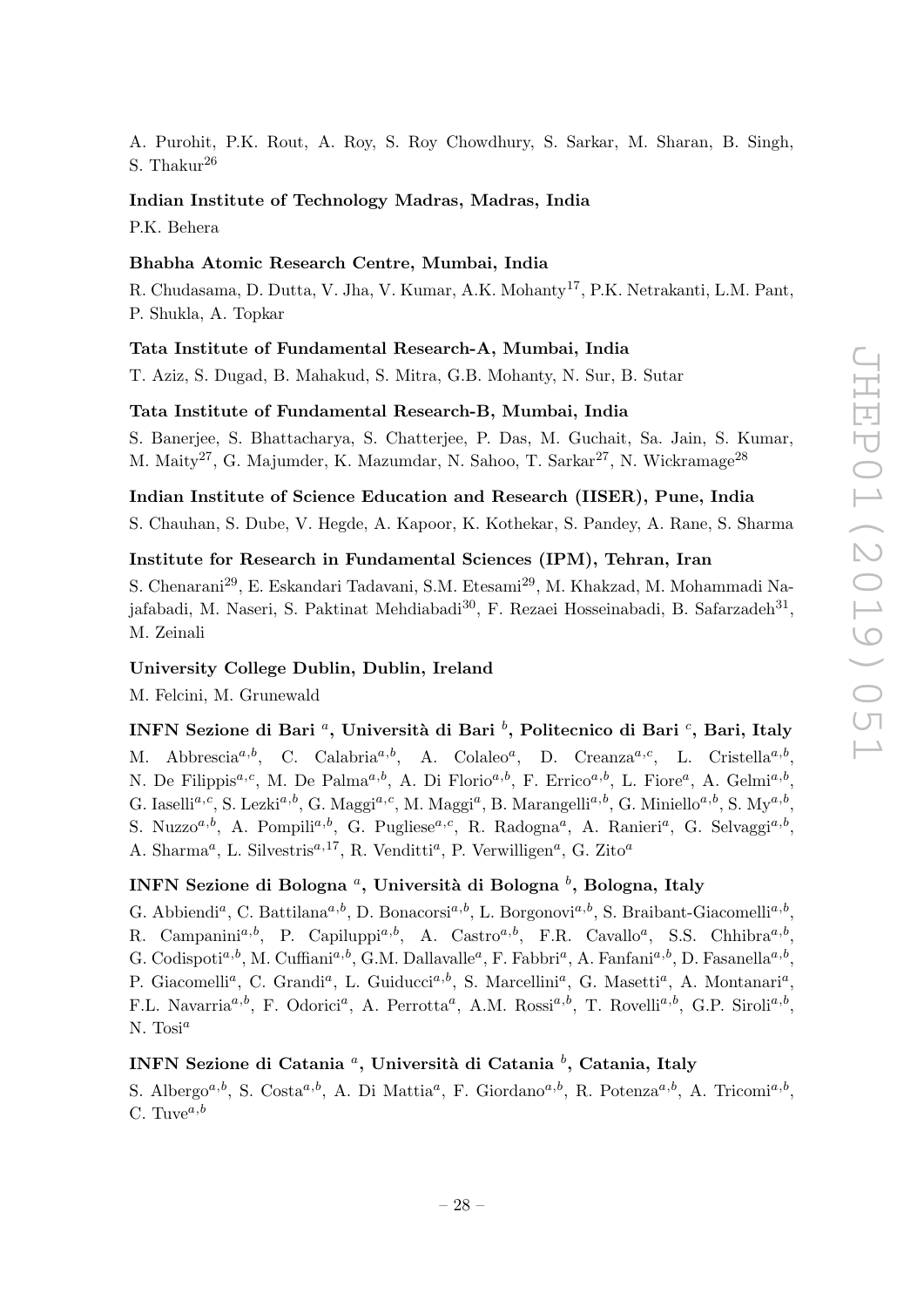A. Purohit, P.K. Rout, A. Roy, S. Roy Chowdhury, S. Sarkar, M. Sharan, B. Singh, S. Thakur[26]

**Indian Institute of Technology Madras, Madras, India**

P.K. Behera

**Bhabha Atomic Research Centre, Mumbai, India**

R. Chudasama, D. Dutta, V. Jha, V. Kumar, A.K. Mohanty[17], P.K. Netrakanti, L.M. Pant, P. Shukla, A. Topkar

**Tata Institute of Fundamental Research-A, Mumbai, India**

T. Aziz, S. Dugad, B. Mahakud, S. Mitra, G.B. Mohanty, N. Sur, B. Sutar

**Tata Institute of Fundamental Research-B, Mumbai, India**

S. Banerjee, S. Bhattacharya, S. Chatterjee, P. Das, M. Guchait, Sa. Jain, S. Kumar, M. Maity[27], G. Majumder, K. Mazumdar, N. Sahoo, T. Sarkar[27], N. Wickramage[28]

**Indian Institute of Science Education and Research (IISER), Pune, India**

S. Chauhan, S. Dube, V. Hegde, A. Kapoor, K. Kothekar, S. Pandey, A. Rane, S. Sharma

**Institute for Research in Fundamental Sciences (IPM), Tehran, Iran**

S. Chenarani[29], E. Eskandari Tadavani, S.M. Etesami[29], M. Khakzad, M. Mohammadi Najafabadi, M. Naseri, S. Paktinat Mehdiabadi[30], F. Rezaei Hosseinabadi, B. Safarzadeh[31], M. Zeinali

**University College Dublin, Dublin, Ireland**

M. Felcini, M. Grunewald

**INFN Sezione di Bari [a], Università di Bari [b], Politecnico di Bari [c], Bari, Italy**

M. Abbrescia[a,b], C. Calabria[a,b], A. Colaleo[a], D. Creanza[a,c], L. Cristella[a,b], N. De Filippis[a,c], M. De Palma[a,b], A. Di Florio[a,b], F. Errico[a,b], L. Fiore[a], A. Gelmi[a,b], G. Iaselli[a,c], S. Lezki[a,b], G. Maggi[a,c], M. Maggi[a], B. Marangelli[a,b], G. Miniello[a,b], S. My[a,b], S. Nuzzo[a,b], A. Pompili[a,b], G. Pugliese[a,c], R. Radogna[a], A. Ranieri[a], G. Selvaggi[a,b], A. Sharma[a], L. Silvestris[a,17], R. Venditti[a], P. Verwilligen[a], G. Zito[a]

**INFN Sezione di Bologna [a], Università di Bologna [b], Bologna, Italy**

G. Abbiendi[a], C. Battilana[a,b], D. Bonacorsi[a,b], L. Borgonovi[a,b], S. Braibant-Giacomelli[a,b], R. Campanini[a,b], P. Capiluppi[a,b], A. Castro[a,b], F.R. Cavallo[a], S.S. Chhibra[a,b], G. Codispoti[a,b], M. Cuffiani[a,b], G.M. Dallavalle[a], F. Fabbri[a], A. Fanfani[a,b], D. Fasanella[a,b], P. Giacomelli[a], C. Grandi[a], L. Guiducci[a,b], S. Marcellini[a], G. Masetti[a], A. Montanari[a], F.L. Navarria[a,b], F. Odorici[a], A. Perrotta[a], A.M. Rossi[a,b], T. Rovelli[a,b], G.P. Siroli[a,b], N. Tosi[a]

**INFN Sezione di Catania [a], Università di Catania [b], Catania, Italy**

S. Albergo[a,b], S. Costa[a,b], A. Di Mattia[a], F. Giordano[a,b], R. Potenza[a,b], A. Tricomi[a,b], C. Tuve[a,b]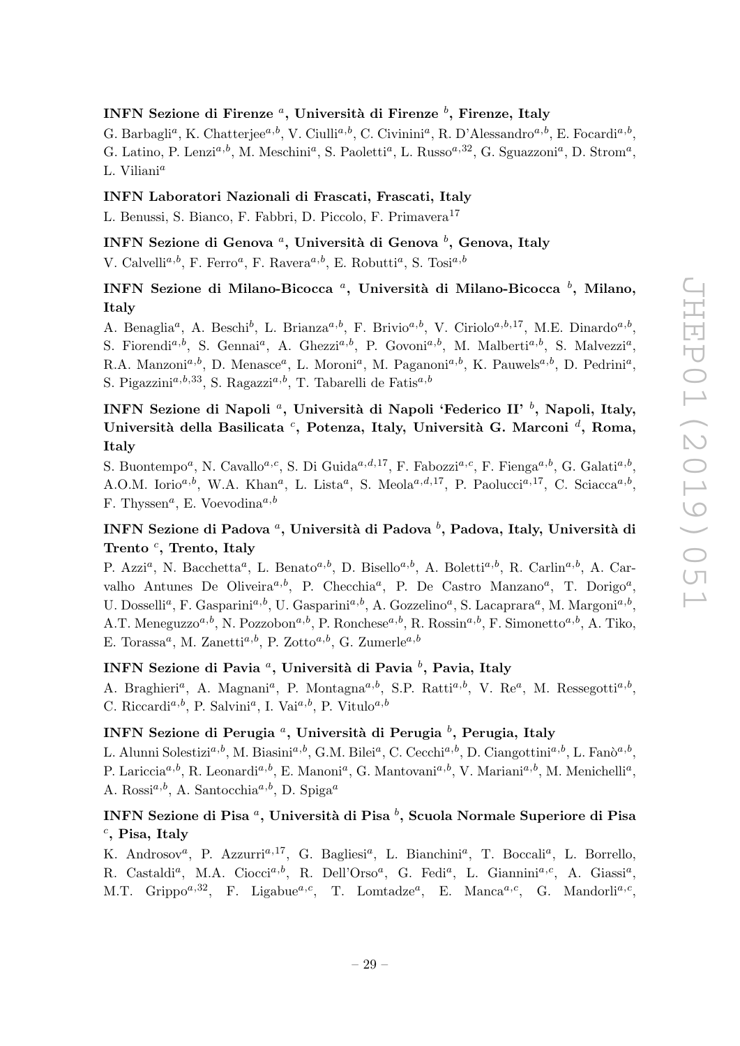### INFN Sezione di Firenze [a], Università di Firenze [b], Firenze, Italy

G. Barbagli[a], K. Chatterjee[a,b], V. Ciulli[a,b], C. Civinini[a], R. D'Alessandro[a,b], E. Focardi[a,b], G. Latino, P. Lenzi[a,b], M. Meschini[a], S. Paoletti[a], L. Russo[a,32], G. Sguazzoni[a], D. Strom[a], L. Viliani[a]

### INFN Laboratori Nazionali di Frascati, Frascati, Italy

L. Benussi, S. Bianco, F. Fabbri, D. Piccolo, F. Primavera[17]

### INFN Sezione di Genova [a], Università di Genova [b], Genova, Italy

V. Calvelli[a,b], F. Ferro[a], F. Ravera[a,b], E. Robutti[a], S. Tosi[a,b]

### INFN Sezione di Milano-Bicocca [a], Università di Milano-Bicocca [b], Milano, Italy

A. Benaglia[a], A. Beschi[b], L. Brianza[a,b], F. Brivio[a,b], V. Ciriolo[a,b,17], M.E. Dinardo[a,b], S. Fiorendi[a,b], S. Gennai[a], A. Ghezzi[a,b], P. Govoni[a,b], M. Malberti[a,b], S. Malvezzi[a], R.A. Manzoni[a,b], D. Menasce[a], L. Moroni[a], M. Paganoni[a,b], K. Pauwels[a,b], D. Pedrini[a], S. Pigazzini[a,b,33], S. Ragazzi[a,b], T. Tabarelli de Fatis[a,b]

### INFN Sezione di Napoli [a], Università di Napoli 'Federico II' [b], Napoli, Italy, Università della Basilicata [c], Potenza, Italy, Università G. Marconi [d], Roma, Italy

S. Buontempo[a], N. Cavallo[a,c], S. Di Guida[a,d,17], F. Fabozzi[a,c], F. Fienga[a,b], G. Galati[a,b], A.O.M. Iorio[a,b], W.A. Khan[a], L. Lista[a], S. Meola[a,d,17], P. Paolucci[a,17], C. Sciacca[a,b], F. Thyssen[a], E. Voevodina[a,b]

### INFN Sezione di Padova [a], Università di Padova [b], Padova, Italy, Università di Trento [c], Trento, Italy

P. Azzi[a], N. Bacchetta[a], L. Benato[a,b], D. Bisello[a,b], A. Boletti[a,b], R. Carlin[a,b], A. Carvalho Antunes De Oliveira[a,b], P. Checchia[a], P. De Castro Manzano[a], T. Dorigo[a], U. Dosselli[a], F. Gasparini[a,b], U. Gasparini[a,b], A. Gozzelino[a], S. Lacaprara[a], M. Margoni[a,b], A.T. Meneguzzo[a,b], N. Pozzobon[a,b], P. Ronchese[a,b], R. Rossin[a,b], F. Simonetto[a,b], A. Tiko, E. Torassa[a], M. Zanetti[a,b], P. Zotto[a,b], G. Zumerle[a,b]

### INFN Sezione di Pavia [a], Università di Pavia [b], Pavia, Italy

A. Braghieri[a], A. Magnani[a], P. Montagna[a,b], S.P. Ratti[a,b], V. Re[a], M. Ressegotti[a,b], C. Riccardi[a,b], P. Salvini[a], I. Vai[a,b], P. Vitulo[a,b]

### INFN Sezione di Perugia [a], Università di Perugia [b], Perugia, Italy

L. Alunni Solestizi[a,b], M. Biasini[a,b], G.M. Bilei[a], C. Cecchi[a,b], D. Ciangottini[a,b], L. Fanò[a,b], P. Lariccia[a,b], R. Leonardi[a,b], E. Manoni[a], G. Mantovani[a,b], V. Mariani[a,b], M. Menichelli[a], A. Rossi[a,b], A. Santocchia[a,b], D. Spiga[a]

### INFN Sezione di Pisa [a], Università di Pisa [b], Scuola Normale Superiore di Pisa [c], Pisa, Italy

K. Androsov[a], P. Azzurri[a,17], G. Bagliesi[a], L. Bianchini[a], T. Boccali[a], L. Borrello, R. Castaldi[a], M.A. Ciocci[a,b], R. Dell'Orso[a], G. Fedi[a], L. Giannini[a,c], A. Giassi[a], M.T. Grippo[a,32], F. Ligabue[a,c], T. Lomtadze[a], E. Manca[a,c], G. Mandorli[a,c],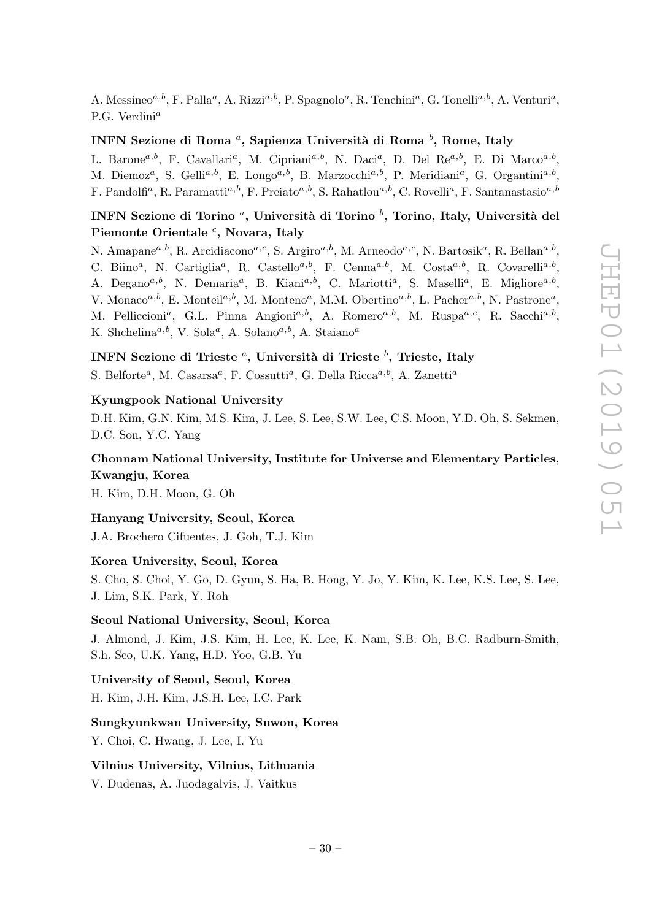A. Messineo[a,b], F. Palla[a], A. Rizzi[a,b], P. Spagnolo[a], R. Tenchini[a], G. Tonelli[a,b], A. Venturi[a], P.G. Verdini[a]

**INFN Sezione di Roma [a], Sapienza Università di Roma [b], Rome, Italy**

L. Barone[a,b], F. Cavallari[a], M. Cipriani[a,b], N. Daci[a], D. Del Re[a,b], E. Di Marco[a,b], M. Diemoz[a], S. Gelli[a,b], E. Longo[a,b], B. Marzocchi[a,b], P. Meridiani[a], G. Organtini[a,b], F. Pandolfi[a], R. Paramatti[a,b], F. Preiato[a,b], S. Rahatlou[a,b], C. Rovelli[a], F. Santanastasio[a,b]

**INFN Sezione di Torino [a], Università di Torino [b], Torino, Italy, Università del Piemonte Orientale [c], Novara, Italy**

N. Amapane[a,b], R. Arcidiacono[a,c], S. Argiro[a,b], M. Arneodo[a,c], N. Bartosik[a], R. Bellan[a,b], C. Biino[a], N. Cartiglia[a], R. Castello[a,b], F. Cenna[a,b], M. Costa[a,b], R. Covarelli[a,b], A. Degano[a,b], N. Demaria[a], B. Kiani[a,b], C. Mariotti[a], S. Maselli[a], E. Migliore[a,b], V. Monaco[a,b], E. Monteil[a,b], M. Monteno[a], M.M. Obertino[a,b], L. Pacher[a,b], N. Pastrone[a], M. Pelliccioni[a], G.L. Pinna Angioni[a,b], A. Romero[a,b], M. Ruspa[a,c], R. Sacchi[a,b], K. Shchelina[a,b], V. Sola[a], A. Solano[a,b], A. Staiano[a]

**INFN Sezione di Trieste [a], Università di Trieste [b], Trieste, Italy**

S. Belforte[a], M. Casarsa[a], F. Cossutti[a], G. Della Ricca[a,b], A. Zanetti[a]

**Kyungpook National University**

D.H. Kim, G.N. Kim, M.S. Kim, J. Lee, S. Lee, S.W. Lee, C.S. Moon, Y.D. Oh, S. Sekmen, D.C. Son, Y.C. Yang

**Chonnam National University, Institute for Universe and Elementary Particles, Kwangju, Korea**

H. Kim, D.H. Moon, G. Oh

**Hanyang University, Seoul, Korea**

J.A. Brochero Cifuentes, J. Goh, T.J. Kim

**Korea University, Seoul, Korea**

S. Cho, S. Choi, Y. Go, D. Gyun, S. Ha, B. Hong, Y. Jo, Y. Kim, K. Lee, K.S. Lee, S. Lee, J. Lim, S.K. Park, Y. Roh

**Seoul National University, Seoul, Korea**

J. Almond, J. Kim, J.S. Kim, H. Lee, K. Lee, K. Nam, S.B. Oh, B.C. Radburn-Smith, S.h. Seo, U.K. Yang, H.D. Yoo, G.B. Yu

**University of Seoul, Seoul, Korea**

H. Kim, J.H. Kim, J.S.H. Lee, I.C. Park

**Sungkyunkwan University, Suwon, Korea**

Y. Choi, C. Hwang, J. Lee, I. Yu

**Vilnius University, Vilnius, Lithuania**

V. Dudenas, A. Juodagalvis, J. Vaitkus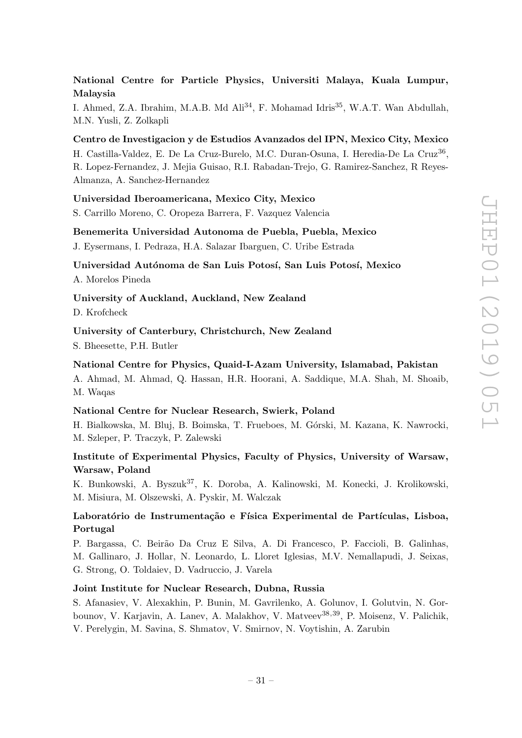**National Centre for Particle Physics, Universiti Malaya, Kuala Lumpur, Malaysia**

I. Ahmed, Z.A. Ibrahim, M.A.B. Md Ali[34], F. Mohamad Idris[35], W.A.T. Wan Abdullah, M.N. Yusli, Z. Zolkapli

**Centro de Investigacion y de Estudios Avanzados del IPN, Mexico City, Mexico**

H. Castilla-Valdez, E. De La Cruz-Burelo, M.C. Duran-Osuna, I. Heredia-De La Cruz[36], R. Lopez-Fernandez, J. Mejia Guisao, R.I. Rabadan-Trejo, G. Ramirez-Sanchez, R Reyes-Almanza, A. Sanchez-Hernandez

**Universidad Iberoamericana, Mexico City, Mexico**

S. Carrillo Moreno, C. Oropeza Barrera, F. Vazquez Valencia

**Benemerita Universidad Autonoma de Puebla, Puebla, Mexico**

J. Eysermans, I. Pedraza, H.A. Salazar Ibarguen, C. Uribe Estrada

**Universidad Autónoma de San Luis Potosí, San Luis Potosí, Mexico**

A. Morelos Pineda

**University of Auckland, Auckland, New Zealand**

D. Krofcheck

**University of Canterbury, Christchurch, New Zealand**

S. Bheesette, P.H. Butler

**National Centre for Physics, Quaid-I-Azam University, Islamabad, Pakistan**

A. Ahmad, M. Ahmad, Q. Hassan, H.R. Hoorani, A. Saddique, M.A. Shah, M. Shoaib, M. Waqas

**National Centre for Nuclear Research, Swierk, Poland**

H. Bialkowska, M. Bluj, B. Boimska, T. Frueboes, M. Górski, M. Kazana, K. Nawrocki, M. Szleper, P. Traczyk, P. Zalewski

**Institute of Experimental Physics, Faculty of Physics, University of Warsaw, Warsaw, Poland**

K. Bunkowski, A. Byszuk[37], K. Doroba, A. Kalinowski, M. Konecki, J. Krolikowski, M. Misiura, M. Olszewski, A. Pyskir, M. Walczak

**Laboratório de Instrumentação e Física Experimental de Partículas, Lisboa, Portugal**

P. Bargassa, C. Beirão Da Cruz E Silva, A. Di Francesco, P. Faccioli, B. Galinhas, M. Gallinaro, J. Hollar, N. Leonardo, L. Lloret Iglesias, M.V. Nemallapudi, J. Seixas, G. Strong, O. Toldaiev, D. Vadruccio, J. Varela

**Joint Institute for Nuclear Research, Dubna, Russia**

S. Afanasiev, V. Alexakhin, P. Bunin, M. Gavrilenko, A. Golunov, I. Golutvin, N. Gorbounov, V. Karjavin, A. Lanev, A. Malakhov, V. Matveev[38,39], P. Moisenz, V. Palichik, V. Perelygin, M. Savina, S. Shmatov, V. Smirnov, N. Voytishin, A. Zarubin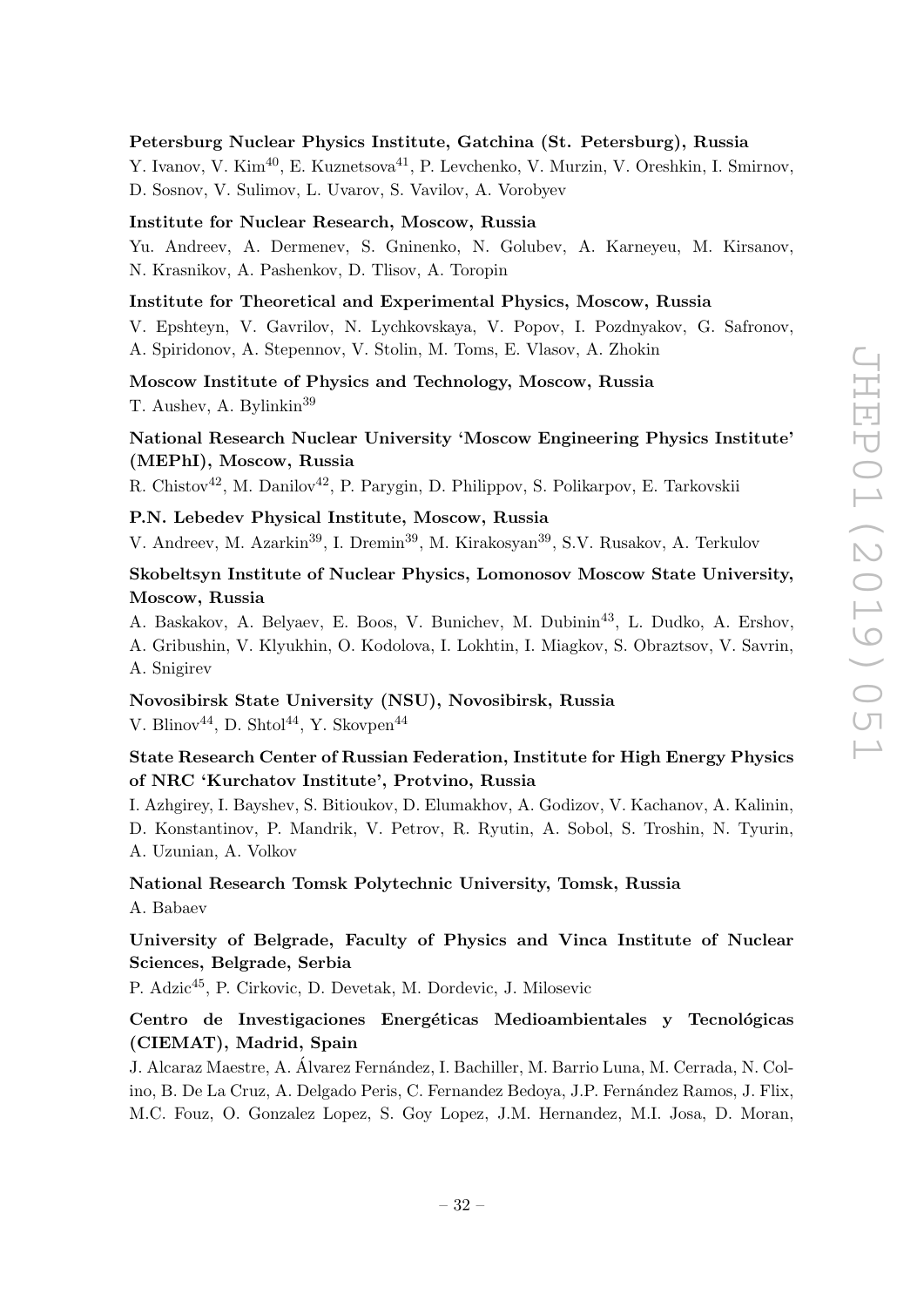**Petersburg Nuclear Physics Institute, Gatchina (St. Petersburg), Russia**
Y. Ivanov, V. Kim[40], E. Kuznetsova[41], P. Levchenko, V. Murzin, V. Oreshkin, I. Smirnov, D. Sosnov, V. Sulimov, L. Uvarov, S. Vavilov, A. Vorobyev

**Institute for Nuclear Research, Moscow, Russia**
Yu. Andreev, A. Dermenev, S. Gninenko, N. Golubev, A. Karneyeu, M. Kirsanov, N. Krasnikov, A. Pashenkov, D. Tlisov, A. Toropin

**Institute for Theoretical and Experimental Physics, Moscow, Russia**
V. Epshteyn, V. Gavrilov, N. Lychkovskaya, V. Popov, I. Pozdnyakov, G. Safronov, A. Spiridonov, A. Stepennov, V. Stolin, M. Toms, E. Vlasov, A. Zhokin

**Moscow Institute of Physics and Technology, Moscow, Russia**
T. Aushev, A. Bylinkin[39]

**National Research Nuclear University 'Moscow Engineering Physics Institute' (MEPhI), Moscow, Russia**
R. Chistov[42], M. Danilov[42], P. Parygin, D. Philippov, S. Polikarpov, E. Tarkovskii

**P.N. Lebedev Physical Institute, Moscow, Russia**
V. Andreev, M. Azarkin[39], I. Dremin[39], M. Kirakosyan[39], S.V. Rusakov, A. Terkulov

**Skobeltsyn Institute of Nuclear Physics, Lomonosov Moscow State University, Moscow, Russia**
A. Baskakov, A. Belyaev, E. Boos, V. Bunichev, M. Dubinin[43], L. Dudko, A. Ershov, A. Gribushin, V. Klyukhin, O. Kodolova, I. Lokhtin, I. Miagkov, S. Obraztsov, V. Savrin, A. Snigirev

**Novosibirsk State University (NSU), Novosibirsk, Russia**
V. Blinov[44], D. Shtol[44], Y. Skovpen[44]

**State Research Center of Russian Federation, Institute for High Energy Physics of NRC 'Kurchatov Institute', Protvino, Russia**
I. Azhgirey, I. Bayshev, S. Bitioukov, D. Elumakhov, A. Godizov, V. Kachanov, A. Kalinin, D. Konstantinov, P. Mandrik, V. Petrov, R. Ryutin, A. Sobol, S. Troshin, N. Tyurin, A. Uzunian, A. Volkov

**National Research Tomsk Polytechnic University, Tomsk, Russia**
A. Babaev

**University of Belgrade, Faculty of Physics and Vinca Institute of Nuclear Sciences, Belgrade, Serbia**
P. Adzic[45], P. Cirkovic, D. Devetak, M. Dordevic, J. Milosevic

**Centro de Investigaciones Energéticas Medioambientales y Tecnológicas (CIEMAT), Madrid, Spain**
J. Alcaraz Maestre, A. Álvarez Fernández, I. Bachiller, M. Barrio Luna, M. Cerrada, N. Colino, B. De La Cruz, A. Delgado Peris, C. Fernandez Bedoya, J.P. Fernández Ramos, J. Flix, M.C. Fouz, O. Gonzalez Lopez, S. Goy Lopez, J.M. Hernandez, M.I. Josa, D. Moran,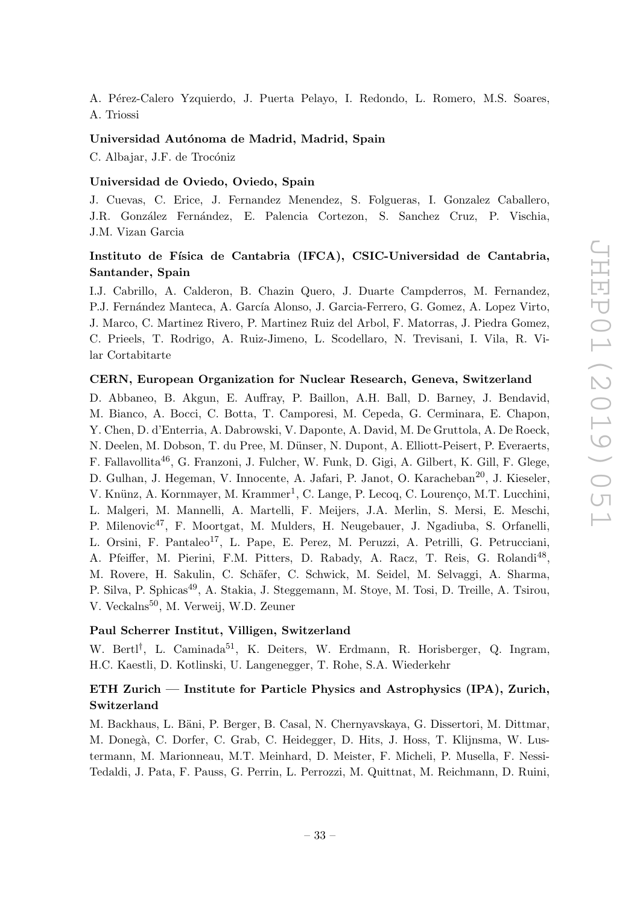A. Pérez-Calero Yzquierdo, J. Puerta Pelayo, I. Redondo, L. Romero, M.S. Soares, A. Triossi

**Universidad Autónoma de Madrid, Madrid, Spain**

C. Albajar, J.F. de Trocóniz

**Universidad de Oviedo, Oviedo, Spain**

J. Cuevas, C. Erice, J. Fernandez Menendez, S. Folgueras, I. Gonzalez Caballero, J.R. González Fernández, E. Palencia Cortezon, S. Sanchez Cruz, P. Vischia, J.M. Vizan Garcia

**Instituto de Física de Cantabria (IFCA), CSIC-Universidad de Cantabria, Santander, Spain**

I.J. Cabrillo, A. Calderon, B. Chazin Quero, J. Duarte Campderros, M. Fernandez, P.J. Fernández Manteca, A. García Alonso, J. Garcia-Ferrero, G. Gomez, A. Lopez Virto, J. Marco, C. Martinez Rivero, P. Martinez Ruiz del Arbol, F. Matorras, J. Piedra Gomez, C. Prieels, T. Rodrigo, A. Ruiz-Jimeno, L. Scodellaro, N. Trevisani, I. Vila, R. Vilar Cortabitarte

**CERN, European Organization for Nuclear Research, Geneva, Switzerland**

D. Abbaneo, B. Akgun, E. Auffray, P. Baillon, A.H. Ball, D. Barney, J. Bendavid, M. Bianco, A. Bocci, C. Botta, T. Camporesi, M. Cepeda, G. Cerminara, E. Chapon, Y. Chen, D. d'Enterria, A. Dabrowski, V. Daponte, A. David, M. De Gruttola, A. De Roeck, N. Deelen, M. Dobson, T. du Pree, M. Dünser, N. Dupont, A. Elliott-Peisert, P. Everaerts, F. Fallavollita[46], G. Franzoni, J. Fulcher, W. Funk, D. Gigi, A. Gilbert, K. Gill, F. Glege, D. Gulhan, J. Hegeman, V. Innocente, A. Jafari, P. Janot, O. Karacheban[20], J. Kieseler, V. Knünz, A. Kornmayer, M. Krammer[1], C. Lange, P. Lecoq, C. Lourenço, M.T. Lucchini, L. Malgeri, M. Mannelli, A. Martelli, F. Meijers, J.A. Merlin, S. Mersi, E. Meschi, P. Milenovic[47], F. Moortgat, M. Mulders, H. Neugebauer, J. Ngadiuba, S. Orfanelli, L. Orsini, F. Pantaleo[17], L. Pape, E. Perez, M. Peruzzi, A. Petrilli, G. Petrucciani, A. Pfeiffer, M. Pierini, F.M. Pitters, D. Rabady, A. Racz, T. Reis, G. Rolandi[48], M. Rovere, H. Sakulin, C. Schäfer, C. Schwick, M. Seidel, M. Selvaggi, A. Sharma, P. Silva, P. Sphicas[49], A. Stakia, J. Steggemann, M. Stoye, M. Tosi, D. Treille, A. Tsirou, V. Veckalns[50], M. Verweij, W.D. Zeuner

**Paul Scherrer Institut, Villigen, Switzerland**

W. Bertl[†], L. Caminada[51], K. Deiters, W. Erdmann, R. Horisberger, Q. Ingram, H.C. Kaestli, D. Kotlinski, U. Langenegger, T. Rohe, S.A. Wiederkehr

**ETH Zurich — Institute for Particle Physics and Astrophysics (IPA), Zurich, Switzerland**

M. Backhaus, L. Bäni, P. Berger, B. Casal, N. Chernyavskaya, G. Dissertori, M. Dittmar, M. Donegà, C. Dorfer, C. Grab, C. Heidegger, D. Hits, J. Hoss, T. Klijnsma, W. Lustermann, M. Marionneau, M.T. Meinhard, D. Meister, F. Micheli, P. Musella, F. Nessi-Tedaldi, J. Pata, F. Pauss, G. Perrin, L. Perrozzi, M. Quittnat, M. Reichmann, D. Ruini,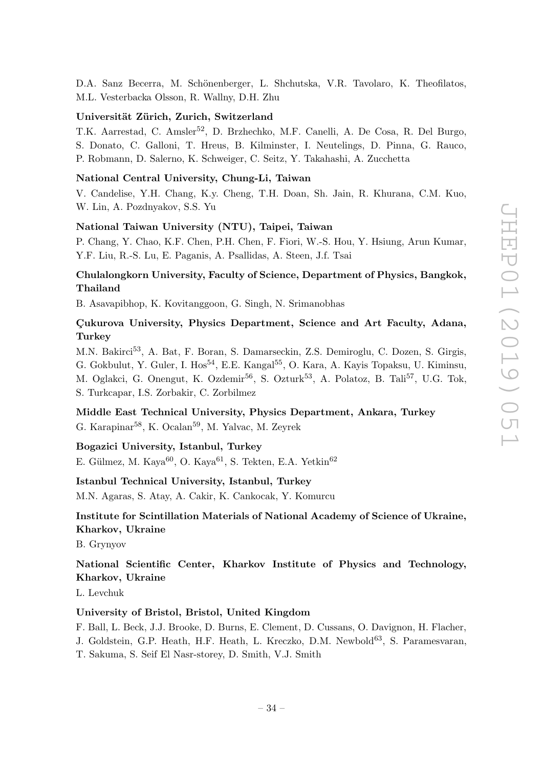D.A. Sanz Becerra, M. Schönenberger, L. Shchutska, V.R. Tavolaro, K. Theofilatos, M.L. Vesterbacka Olsson, R. Wallny, D.H. Zhu

**Universität Zürich, Zurich, Switzerland**

T.K. Aarrestad, C. Amsler[52], D. Brzhechko, M.F. Canelli, A. De Cosa, R. Del Burgo, S. Donato, C. Galloni, T. Hreus, B. Kilminster, I. Neutelings, D. Pinna, G. Rauco, P. Robmann, D. Salerno, K. Schweiger, C. Seitz, Y. Takahashi, A. Zucchetta

**National Central University, Chung-Li, Taiwan**

V. Candelise, Y.H. Chang, K.y. Cheng, T.H. Doan, Sh. Jain, R. Khurana, C.M. Kuo, W. Lin, A. Pozdnyakov, S.S. Yu

**National Taiwan University (NTU), Taipei, Taiwan**

P. Chang, Y. Chao, K.F. Chen, P.H. Chen, F. Fiori, W.-S. Hou, Y. Hsiung, Arun Kumar, Y.F. Liu, R.-S. Lu, E. Paganis, A. Psallidas, A. Steen, J.f. Tsai

**Chulalongkorn University, Faculty of Science, Department of Physics, Bangkok, Thailand**

B. Asavapibhop, K. Kovitanggoon, G. Singh, N. Srimanobhas

**Çukurova University, Physics Department, Science and Art Faculty, Adana, Turkey**

M.N. Bakirci[53], A. Bat, F. Boran, S. Damarseckin, Z.S. Demiroglu, C. Dozen, S. Girgis, G. Gokbulut, Y. Guler, I. Hos[54], E.E. Kangal[55], O. Kara, A. Kayis Topaksu, U. Kiminsu, M. Oglakci, G. Onengut, K. Ozdemir[56], S. Ozturk[53], A. Polatoz, B. Tali[57], U.G. Tok, S. Turkcapar, I.S. Zorbakir, C. Zorbilmez

**Middle East Technical University, Physics Department, Ankara, Turkey**

G. Karapinar[58], K. Ocalan[59], M. Yalvac, M. Zeyrek

**Bogazici University, Istanbul, Turkey**

E. Gülmez, M. Kaya[60], O. Kaya[61], S. Tekten, E.A. Yetkin[62]

**Istanbul Technical University, Istanbul, Turkey**

M.N. Agaras, S. Atay, A. Cakir, K. Cankocak, Y. Komurcu

**Institute for Scintillation Materials of National Academy of Science of Ukraine, Kharkov, Ukraine**

B. Grynyov

**National Scientific Center, Kharkov Institute of Physics and Technology, Kharkov, Ukraine**

L. Levchuk

**University of Bristol, Bristol, United Kingdom**

F. Ball, L. Beck, J.J. Brooke, D. Burns, E. Clement, D. Cussans, O. Davignon, H. Flacher, J. Goldstein, G.P. Heath, H.F. Heath, L. Kreczko, D.M. Newbold[63], S. Paramesvaran, T. Sakuma, S. Seif El Nasr-storey, D. Smith, V.J. Smith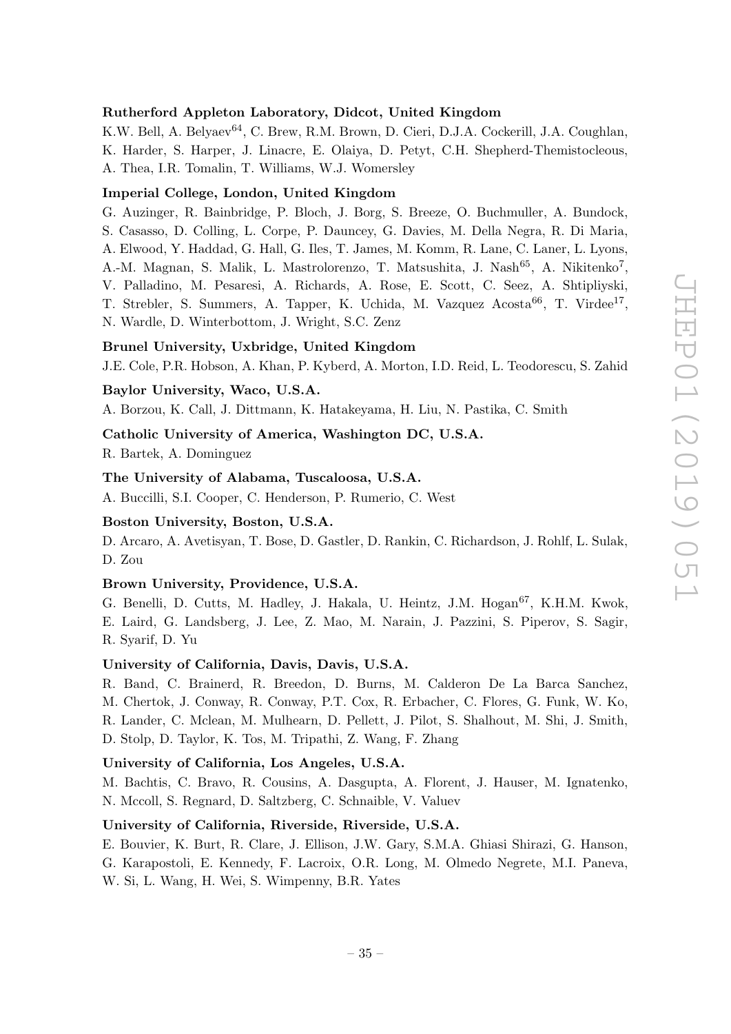**Rutherford Appleton Laboratory, Didcot, United Kingdom**

K.W. Bell, A. Belyaev[64], C. Brew, R.M. Brown, D. Cieri, D.J.A. Cockerill, J.A. Coughlan, K. Harder, S. Harper, J. Linacre, E. Olaiya, D. Petyt, C.H. Shepherd-Themistocleous, A. Thea, I.R. Tomalin, T. Williams, W.J. Womersley

**Imperial College, London, United Kingdom**

G. Auzinger, R. Bainbridge, P. Bloch, J. Borg, S. Breeze, O. Buchmuller, A. Bundock, S. Casasso, D. Colling, L. Corpe, P. Dauncey, G. Davies, M. Della Negra, R. Di Maria, A. Elwood, Y. Haddad, G. Hall, G. Iles, T. James, M. Komm, R. Lane, C. Laner, L. Lyons, A.-M. Magnan, S. Malik, L. Mastrolorenzo, T. Matsushita, J. Nash[65], A. Nikitenko[7], V. Palladino, M. Pesaresi, A. Richards, A. Rose, E. Scott, C. Seez, A. Shtipliyski, T. Strebler, S. Summers, A. Tapper, K. Uchida, M. Vazquez Acosta[66], T. Virdee[17], N. Wardle, D. Winterbottom, J. Wright, S.C. Zenz

**Brunel University, Uxbridge, United Kingdom**

J.E. Cole, P.R. Hobson, A. Khan, P. Kyberd, A. Morton, I.D. Reid, L. Teodorescu, S. Zahid

**Baylor University, Waco, U.S.A.**

A. Borzou, K. Call, J. Dittmann, K. Hatakeyama, H. Liu, N. Pastika, C. Smith

**Catholic University of America, Washington DC, U.S.A.**

R. Bartek, A. Dominguez

**The University of Alabama, Tuscaloosa, U.S.A.**

A. Buccilli, S.I. Cooper, C. Henderson, P. Rumerio, C. West

**Boston University, Boston, U.S.A.**

D. Arcaro, A. Avetisyan, T. Bose, D. Gastler, D. Rankin, C. Richardson, J. Rohlf, L. Sulak, D. Zou

**Brown University, Providence, U.S.A.**

G. Benelli, D. Cutts, M. Hadley, J. Hakala, U. Heintz, J.M. Hogan[67], K.H.M. Kwok, E. Laird, G. Landsberg, J. Lee, Z. Mao, M. Narain, J. Pazzini, S. Piperov, S. Sagir, R. Syarif, D. Yu

**University of California, Davis, Davis, U.S.A.**

R. Band, C. Brainerd, R. Breedon, D. Burns, M. Calderon De La Barca Sanchez, M. Chertok, J. Conway, R. Conway, P.T. Cox, R. Erbacher, C. Flores, G. Funk, W. Ko, R. Lander, C. Mclean, M. Mulhearn, D. Pellett, J. Pilot, S. Shalhout, M. Shi, J. Smith, D. Stolp, D. Taylor, K. Tos, M. Tripathi, Z. Wang, F. Zhang

**University of California, Los Angeles, U.S.A.**

M. Bachtis, C. Bravo, R. Cousins, A. Dasgupta, A. Florent, J. Hauser, M. Ignatenko, N. Mccoll, S. Regnard, D. Saltzberg, C. Schnaible, V. Valuev

**University of California, Riverside, Riverside, U.S.A.**

E. Bouvier, K. Burt, R. Clare, J. Ellison, J.W. Gary, S.M.A. Ghiasi Shirazi, G. Hanson, G. Karapostoli, E. Kennedy, F. Lacroix, O.R. Long, M. Olmedo Negrete, M.I. Paneva, W. Si, L. Wang, H. Wei, S. Wimpenny, B.R. Yates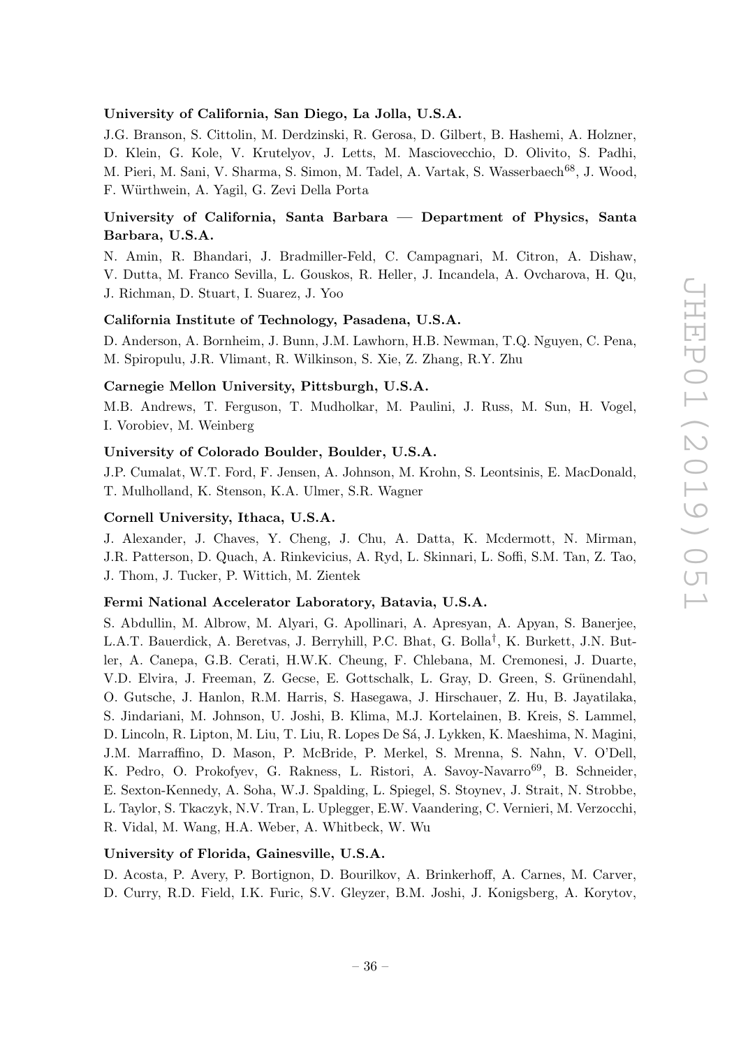**University of California, San Diego, La Jolla, U.S.A.**

J.G. Branson, S. Cittolin, M. Derdzinski, R. Gerosa, D. Gilbert, B. Hashemi, A. Holzner, D. Klein, G. Kole, V. Krutelyov, J. Letts, M. Masciovecchio, D. Olivito, S. Padhi, M. Pieri, M. Sani, V. Sharma, S. Simon, M. Tadel, A. Vartak, S. Wasserbaech[68], J. Wood, F. Würthwein, A. Yagil, G. Zevi Della Porta

**University of California, Santa Barbara — Department of Physics, Santa Barbara, U.S.A.**

N. Amin, R. Bhandari, J. Bradmiller-Feld, C. Campagnari, M. Citron, A. Dishaw, V. Dutta, M. Franco Sevilla, L. Gouskos, R. Heller, J. Incandela, A. Ovcharova, H. Qu, J. Richman, D. Stuart, I. Suarez, J. Yoo

**California Institute of Technology, Pasadena, U.S.A.**

D. Anderson, A. Bornheim, J. Bunn, J.M. Lawhorn, H.B. Newman, T.Q. Nguyen, C. Pena, M. Spiropulu, J.R. Vlimant, R. Wilkinson, S. Xie, Z. Zhang, R.Y. Zhu

**Carnegie Mellon University, Pittsburgh, U.S.A.**

M.B. Andrews, T. Ferguson, T. Mudholkar, M. Paulini, J. Russ, M. Sun, H. Vogel, I. Vorobiev, M. Weinberg

**University of Colorado Boulder, Boulder, U.S.A.**

J.P. Cumalat, W.T. Ford, F. Jensen, A. Johnson, M. Krohn, S. Leontsinis, E. MacDonald, T. Mulholland, K. Stenson, K.A. Ulmer, S.R. Wagner

**Cornell University, Ithaca, U.S.A.**

J. Alexander, J. Chaves, Y. Cheng, J. Chu, A. Datta, K. Mcdermott, N. Mirman, J.R. Patterson, D. Quach, A. Rinkevicius, A. Ryd, L. Skinnari, L. Soffi, S.M. Tan, Z. Tao, J. Thom, J. Tucker, P. Wittich, M. Zientek

**Fermi National Accelerator Laboratory, Batavia, U.S.A.**

S. Abdullin, M. Albrow, M. Alyari, G. Apollinari, A. Apresyan, A. Apyan, S. Banerjee, L.A.T. Bauerdick, A. Beretvas, J. Berryhill, P.C. Bhat, G. Bolla[†], K. Burkett, J.N. Butler, A. Canepa, G.B. Cerati, H.W.K. Cheung, F. Chlebana, M. Cremonesi, J. Duarte, V.D. Elvira, J. Freeman, Z. Gecse, E. Gottschalk, L. Gray, D. Green, S. Grünendahl, O. Gutsche, J. Hanlon, R.M. Harris, S. Hasegawa, J. Hirschauer, Z. Hu, B. Jayatilaka, S. Jindariani, M. Johnson, U. Joshi, B. Klima, M.J. Kortelainen, B. Kreis, S. Lammel, D. Lincoln, R. Lipton, M. Liu, T. Liu, R. Lopes De Sá, J. Lykken, K. Maeshima, N. Magini, J.M. Marraffino, D. Mason, P. McBride, P. Merkel, S. Mrenna, S. Nahn, V. O'Dell, K. Pedro, O. Prokofyev, G. Rakness, L. Ristori, A. Savoy-Navarro[69], B. Schneider, E. Sexton-Kennedy, A. Soha, W.J. Spalding, L. Spiegel, S. Stoynev, J. Strait, N. Strobbe, L. Taylor, S. Tkaczyk, N.V. Tran, L. Uplegger, E.W. Vaandering, C. Vernieri, M. Verzocchi, R. Vidal, M. Wang, H.A. Weber, A. Whitbeck, W. Wu

**University of Florida, Gainesville, U.S.A.**

D. Acosta, P. Avery, P. Bortignon, D. Bourilkov, A. Brinkerhoff, A. Carnes, M. Carver, D. Curry, R.D. Field, I.K. Furic, S.V. Gleyzer, B.M. Joshi, J. Konigsberg, A. Korytov,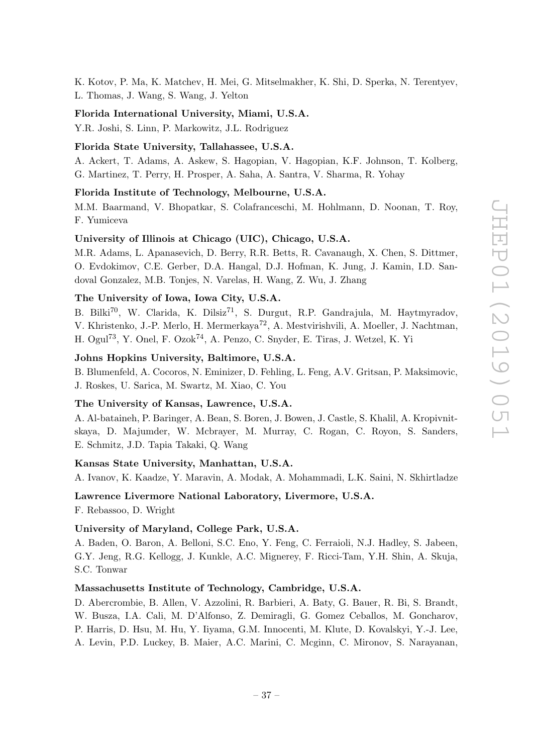K. Kotov, P. Ma, K. Matchev, H. Mei, G. Mitselmakher, K. Shi, D. Sperka, N. Terentyev, L. Thomas, J. Wang, S. Wang, J. Yelton

**Florida International University, Miami, U.S.A.**

Y.R. Joshi, S. Linn, P. Markowitz, J.L. Rodriguez

**Florida State University, Tallahassee, U.S.A.**

A. Ackert, T. Adams, A. Askew, S. Hagopian, V. Hagopian, K.F. Johnson, T. Kolberg, G. Martinez, T. Perry, H. Prosper, A. Saha, A. Santra, V. Sharma, R. Yohay

**Florida Institute of Technology, Melbourne, U.S.A.**

M.M. Baarmand, V. Bhopatkar, S. Colafranceschi, M. Hohlmann, D. Noonan, T. Roy, F. Yumiceva

**University of Illinois at Chicago (UIC), Chicago, U.S.A.**

M.R. Adams, L. Apanasevich, D. Berry, R.R. Betts, R. Cavanaugh, X. Chen, S. Dittmer, O. Evdokimov, C.E. Gerber, D.A. Hangal, D.J. Hofman, K. Jung, J. Kamin, I.D. Sandoval Gonzalez, M.B. Tonjes, N. Varelas, H. Wang, Z. Wu, J. Zhang

**The University of Iowa, Iowa City, U.S.A.**

B. Bilki[70], W. Clarida, K. Dilsiz[71], S. Durgut, R.P. Gandrajula, M. Haytmyradov, V. Khristenko, J.-P. Merlo, H. Mermerkaya[72], A. Mestvirishvili, A. Moeller, J. Nachtman, H. Ogul[73], Y. Onel, F. Ozok[74], A. Penzo, C. Snyder, E. Tiras, J. Wetzel, K. Yi

**Johns Hopkins University, Baltimore, U.S.A.**

B. Blumenfeld, A. Cocoros, N. Eminizer, D. Fehling, L. Feng, A.V. Gritsan, P. Maksimovic, J. Roskes, U. Sarica, M. Swartz, M. Xiao, C. You

**The University of Kansas, Lawrence, U.S.A.**

A. Al-bataineh, P. Baringer, A. Bean, S. Boren, J. Bowen, J. Castle, S. Khalil, A. Kropivnitskaya, D. Majumder, W. Mcbrayer, M. Murray, C. Rogan, C. Royon, S. Sanders, E. Schmitz, J.D. Tapia Takaki, Q. Wang

**Kansas State University, Manhattan, U.S.A.**

A. Ivanov, K. Kaadze, Y. Maravin, A. Modak, A. Mohammadi, L.K. Saini, N. Skhirtladze

**Lawrence Livermore National Laboratory, Livermore, U.S.A.**

F. Rebassoo, D. Wright

**University of Maryland, College Park, U.S.A.**

A. Baden, O. Baron, A. Belloni, S.C. Eno, Y. Feng, C. Ferraioli, N.J. Hadley, S. Jabeen, G.Y. Jeng, R.G. Kellogg, J. Kunkle, A.C. Mignerey, F. Ricci-Tam, Y.H. Shin, A. Skuja, S.C. Tonwar

**Massachusetts Institute of Technology, Cambridge, U.S.A.**

D. Abercrombie, B. Allen, V. Azzolini, R. Barbieri, A. Baty, G. Bauer, R. Bi, S. Brandt, W. Busza, I.A. Cali, M. D'Alfonso, Z. Demiragli, G. Gomez Ceballos, M. Goncharov, P. Harris, D. Hsu, M. Hu, Y. Iiyama, G.M. Innocenti, M. Klute, D. Kovalskyi, Y.-J. Lee, A. Levin, P.D. Luckey, B. Maier, A.C. Marini, C. Mcginn, C. Mironov, S. Narayanan,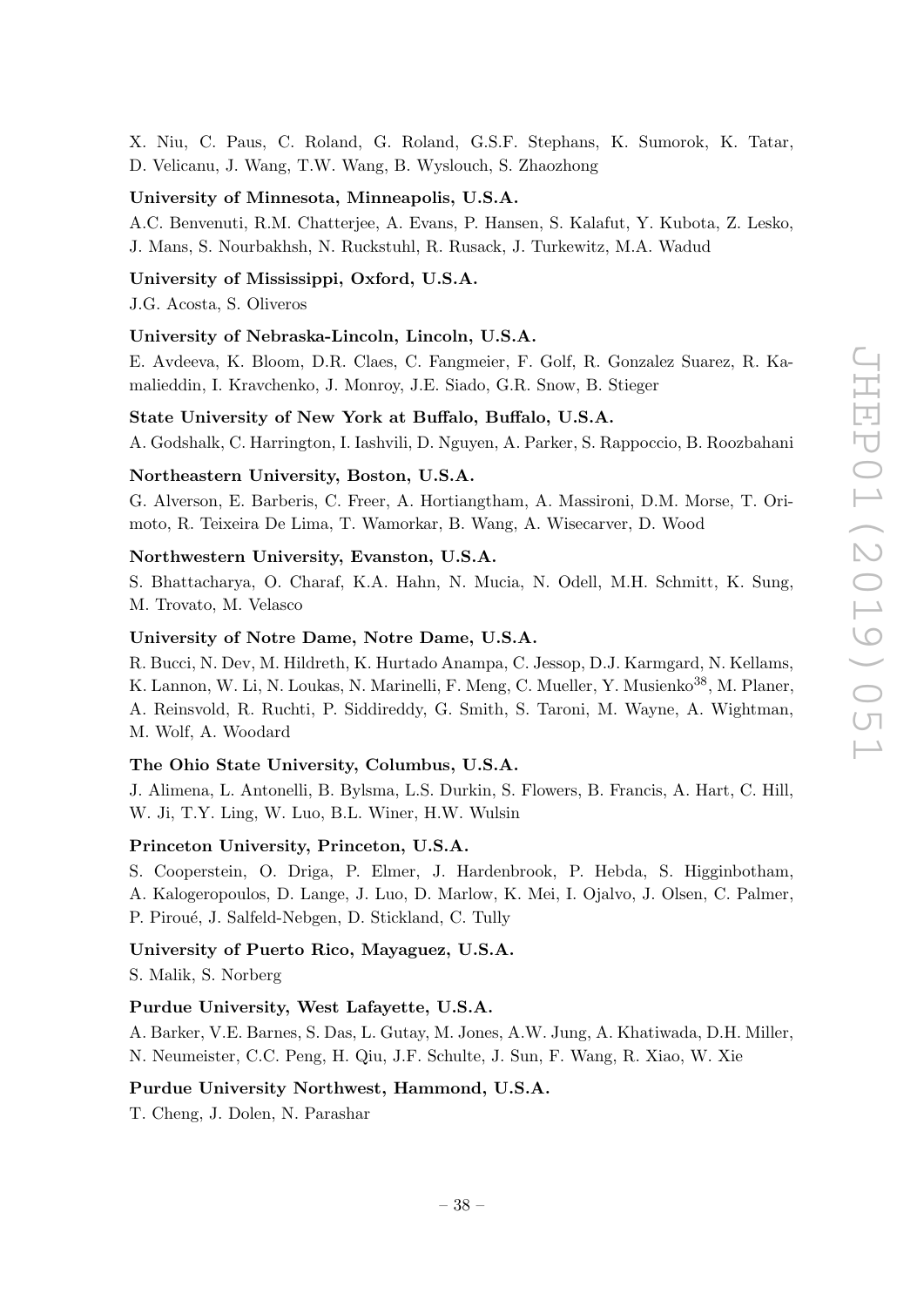X. Niu, C. Paus, C. Roland, G. Roland, G.S.F. Stephans, K. Sumorok, K. Tatar, D. Velicanu, J. Wang, T.W. Wang, B. Wyslouch, S. Zhaozhong

**University of Minnesota, Minneapolis, U.S.A.**

A.C. Benvenuti, R.M. Chatterjee, A. Evans, P. Hansen, S. Kalafut, Y. Kubota, Z. Lesko, J. Mans, S. Nourbakhsh, N. Ruckstuhl, R. Rusack, J. Turkewitz, M.A. Wadud

**University of Mississippi, Oxford, U.S.A.**

J.G. Acosta, S. Oliveros

**University of Nebraska-Lincoln, Lincoln, U.S.A.**

E. Avdeeva, K. Bloom, D.R. Claes, C. Fangmeier, F. Golf, R. Gonzalez Suarez, R. Kamalieddin, I. Kravchenko, J. Monroy, J.E. Siado, G.R. Snow, B. Stieger

**State University of New York at Buffalo, Buffalo, U.S.A.**

A. Godshalk, C. Harrington, I. Iashvili, D. Nguyen, A. Parker, S. Rappoccio, B. Roozbahani

**Northeastern University, Boston, U.S.A.**

G. Alverson, E. Barberis, C. Freer, A. Hortiangtham, A. Massironi, D.M. Morse, T. Orimoto, R. Teixeira De Lima, T. Wamorkar, B. Wang, A. Wisecarver, D. Wood

**Northwestern University, Evanston, U.S.A.**

S. Bhattacharya, O. Charaf, K.A. Hahn, N. Mucia, N. Odell, M.H. Schmitt, K. Sung, M. Trovato, M. Velasco

**University of Notre Dame, Notre Dame, U.S.A.**

R. Bucci, N. Dev, M. Hildreth, K. Hurtado Anampa, C. Jessop, D.J. Karmgard, N. Kellams, K. Lannon, W. Li, N. Loukas, N. Marinelli, F. Meng, C. Mueller, Y. Musienko[38], M. Planer, A. Reinsvold, R. Ruchti, P. Siddireddy, G. Smith, S. Taroni, M. Wayne, A. Wightman, M. Wolf, A. Woodard

**The Ohio State University, Columbus, U.S.A.**

J. Alimena, L. Antonelli, B. Bylsma, L.S. Durkin, S. Flowers, B. Francis, A. Hart, C. Hill, W. Ji, T.Y. Ling, W. Luo, B.L. Winer, H.W. Wulsin

**Princeton University, Princeton, U.S.A.**

S. Cooperstein, O. Driga, P. Elmer, J. Hardenbrook, P. Hebda, S. Higginbotham, A. Kalogeropoulos, D. Lange, J. Luo, D. Marlow, K. Mei, I. Ojalvo, J. Olsen, C. Palmer, P. Piroué, J. Salfeld-Nebgen, D. Stickland, C. Tully

**University of Puerto Rico, Mayaguez, U.S.A.**

S. Malik, S. Norberg

**Purdue University, West Lafayette, U.S.A.**

A. Barker, V.E. Barnes, S. Das, L. Gutay, M. Jones, A.W. Jung, A. Khatiwada, D.H. Miller, N. Neumeister, C.C. Peng, H. Qiu, J.F. Schulte, J. Sun, F. Wang, R. Xiao, W. Xie

**Purdue University Northwest, Hammond, U.S.A.**

T. Cheng, J. Dolen, N. Parashar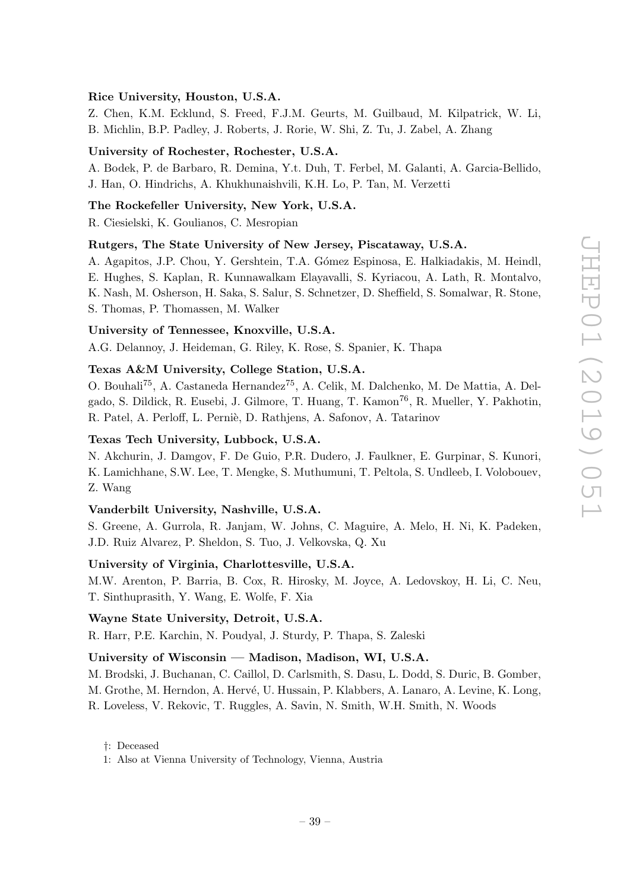**Rice University, Houston, U.S.A.**

Z. Chen, K.M. Ecklund, S. Freed, F.J.M. Geurts, M. Guilbaud, M. Kilpatrick, W. Li, B. Michlin, B.P. Padley, J. Roberts, J. Rorie, W. Shi, Z. Tu, J. Zabel, A. Zhang

**University of Rochester, Rochester, U.S.A.**

A. Bodek, P. de Barbaro, R. Demina, Y.t. Duh, T. Ferbel, M. Galanti, A. Garcia-Bellido, J. Han, O. Hindrichs, A. Khukhunaishvili, K.H. Lo, P. Tan, M. Verzetti

**The Rockefeller University, New York, U.S.A.**

R. Ciesielski, K. Goulianos, C. Mesropian

**Rutgers, The State University of New Jersey, Piscataway, U.S.A.**

A. Agapitos, J.P. Chou, Y. Gershtein, T.A. Gómez Espinosa, E. Halkiadakis, M. Heindl, E. Hughes, S. Kaplan, R. Kunnawalkam Elayavalli, S. Kyriacou, A. Lath, R. Montalvo, K. Nash, M. Osherson, H. Saka, S. Salur, S. Schnetzer, D. Sheffield, S. Somalwar, R. Stone, S. Thomas, P. Thomassen, M. Walker

**University of Tennessee, Knoxville, U.S.A.**

A.G. Delannoy, J. Heideman, G. Riley, K. Rose, S. Spanier, K. Thapa

**Texas A&M University, College Station, U.S.A.**

O. Bouhali[75], A. Castaneda Hernandez[75], A. Celik, M. Dalchenko, M. De Mattia, A. Delgado, S. Dildick, R. Eusebi, J. Gilmore, T. Huang, T. Kamon[76], R. Mueller, Y. Pakhotin, R. Patel, A. Perloff, L. Perniè, D. Rathjens, A. Safonov, A. Tatarinov

**Texas Tech University, Lubbock, U.S.A.**

N. Akchurin, J. Damgov, F. De Guio, P.R. Dudero, J. Faulkner, E. Gurpinar, S. Kunori, K. Lamichhane, S.W. Lee, T. Mengke, S. Muthumuni, T. Peltola, S. Undleeb, I. Volobouev, Z. Wang

**Vanderbilt University, Nashville, U.S.A.**

S. Greene, A. Gurrola, R. Janjam, W. Johns, C. Maguire, A. Melo, H. Ni, K. Padeken, J.D. Ruiz Alvarez, P. Sheldon, S. Tuo, J. Velkovska, Q. Xu

**University of Virginia, Charlottesville, U.S.A.**

M.W. Arenton, P. Barria, B. Cox, R. Hirosky, M. Joyce, A. Ledovskoy, H. Li, C. Neu, T. Sinthuprasith, Y. Wang, E. Wolfe, F. Xia

**Wayne State University, Detroit, U.S.A.**

R. Harr, P.E. Karchin, N. Poudyal, J. Sturdy, P. Thapa, S. Zaleski

**University of Wisconsin — Madison, Madison, WI, U.S.A.**

M. Brodski, J. Buchanan, C. Caillol, D. Carlsmith, S. Dasu, L. Dodd, S. Duric, B. Gomber, M. Grothe, M. Herndon, A. Hervé, U. Hussain, P. Klabbers, A. Lanaro, A. Levine, K. Long, R. Loveless, V. Rekovic, T. Ruggles, A. Savin, N. Smith, W.H. Smith, N. Woods

†: Deceased

1: Also at Vienna University of Technology, Vienna, Austria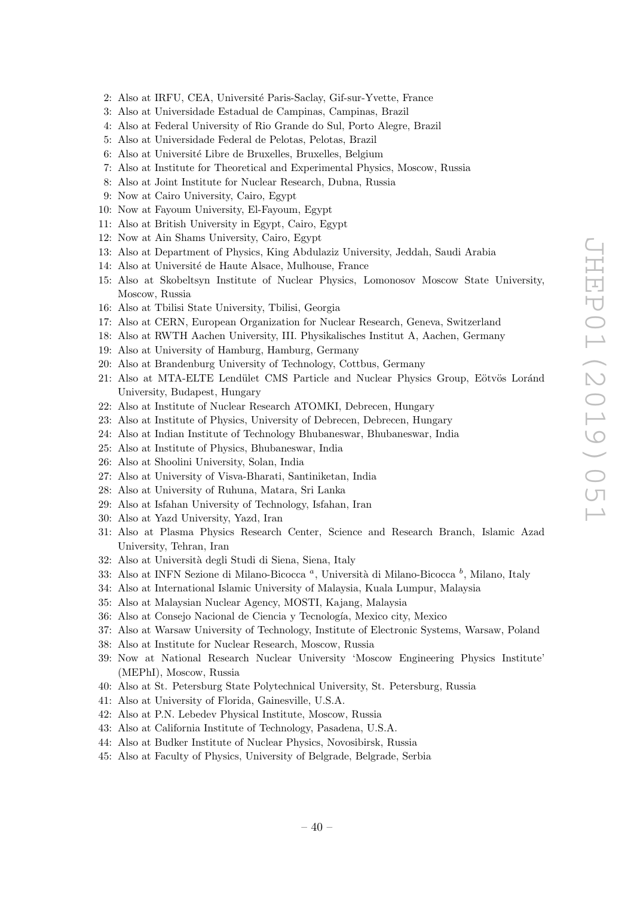2: Also at IRFU, CEA, Université Paris-Saclay, Gif-sur-Yvette, France
3: Also at Universidade Estadual de Campinas, Campinas, Brazil
4: Also at Federal University of Rio Grande do Sul, Porto Alegre, Brazil
5: Also at Universidade Federal de Pelotas, Pelotas, Brazil
6: Also at Université Libre de Bruxelles, Bruxelles, Belgium
7: Also at Institute for Theoretical and Experimental Physics, Moscow, Russia
8: Also at Joint Institute for Nuclear Research, Dubna, Russia
9: Now at Cairo University, Cairo, Egypt
10: Now at Fayoum University, El-Fayoum, Egypt
11: Also at British University in Egypt, Cairo, Egypt
12: Now at Ain Shams University, Cairo, Egypt
13: Also at Department of Physics, King Abdulaziz University, Jeddah, Saudi Arabia
14: Also at Université de Haute Alsace, Mulhouse, France
15: Also at Skobeltsyn Institute of Nuclear Physics, Lomonosov Moscow State University, Moscow, Russia
16: Also at Tbilisi State University, Tbilisi, Georgia
17: Also at CERN, European Organization for Nuclear Research, Geneva, Switzerland
18: Also at RWTH Aachen University, III. Physikalisches Institut A, Aachen, Germany
19: Also at University of Hamburg, Hamburg, Germany
20: Also at Brandenburg University of Technology, Cottbus, Germany
21: Also at MTA-ELTE Lendület CMS Particle and Nuclear Physics Group, Eötvös Loránd University, Budapest, Hungary
22: Also at Institute of Nuclear Research ATOMKI, Debrecen, Hungary
23: Also at Institute of Physics, University of Debrecen, Debrecen, Hungary
24: Also at Indian Institute of Technology Bhubaneswar, Bhubaneswar, India
25: Also at Institute of Physics, Bhubaneswar, India
26: Also at Shoolini University, Solan, India
27: Also at University of Visva-Bharati, Santiniketan, India
28: Also at University of Ruhuna, Matara, Sri Lanka
29: Also at Isfahan University of Technology, Isfahan, Iran
30: Also at Yazd University, Yazd, Iran
31: Also at Plasma Physics Research Center, Science and Research Branch, Islamic Azad University, Tehran, Iran
32: Also at Università degli Studi di Siena, Siena, Italy
33: Also at INFN Sezione di Milano-Bicocca [a], Università di Milano-Bicocca [b], Milano, Italy
34: Also at International Islamic University of Malaysia, Kuala Lumpur, Malaysia
35: Also at Malaysian Nuclear Agency, MOSTI, Kajang, Malaysia
36: Also at Consejo Nacional de Ciencia y Tecnología, Mexico city, Mexico
37: Also at Warsaw University of Technology, Institute of Electronic Systems, Warsaw, Poland
38: Also at Institute for Nuclear Research, Moscow, Russia
39: Now at National Research Nuclear University 'Moscow Engineering Physics Institute' (MEPhI), Moscow, Russia
40: Also at St. Petersburg State Polytechnical University, St. Petersburg, Russia
41: Also at University of Florida, Gainesville, U.S.A.
42: Also at P.N. Lebedev Physical Institute, Moscow, Russia
43: Also at California Institute of Technology, Pasadena, U.S.A.
44: Also at Budker Institute of Nuclear Physics, Novosibirsk, Russia
45: Also at Faculty of Physics, University of Belgrade, Belgrade, Serbia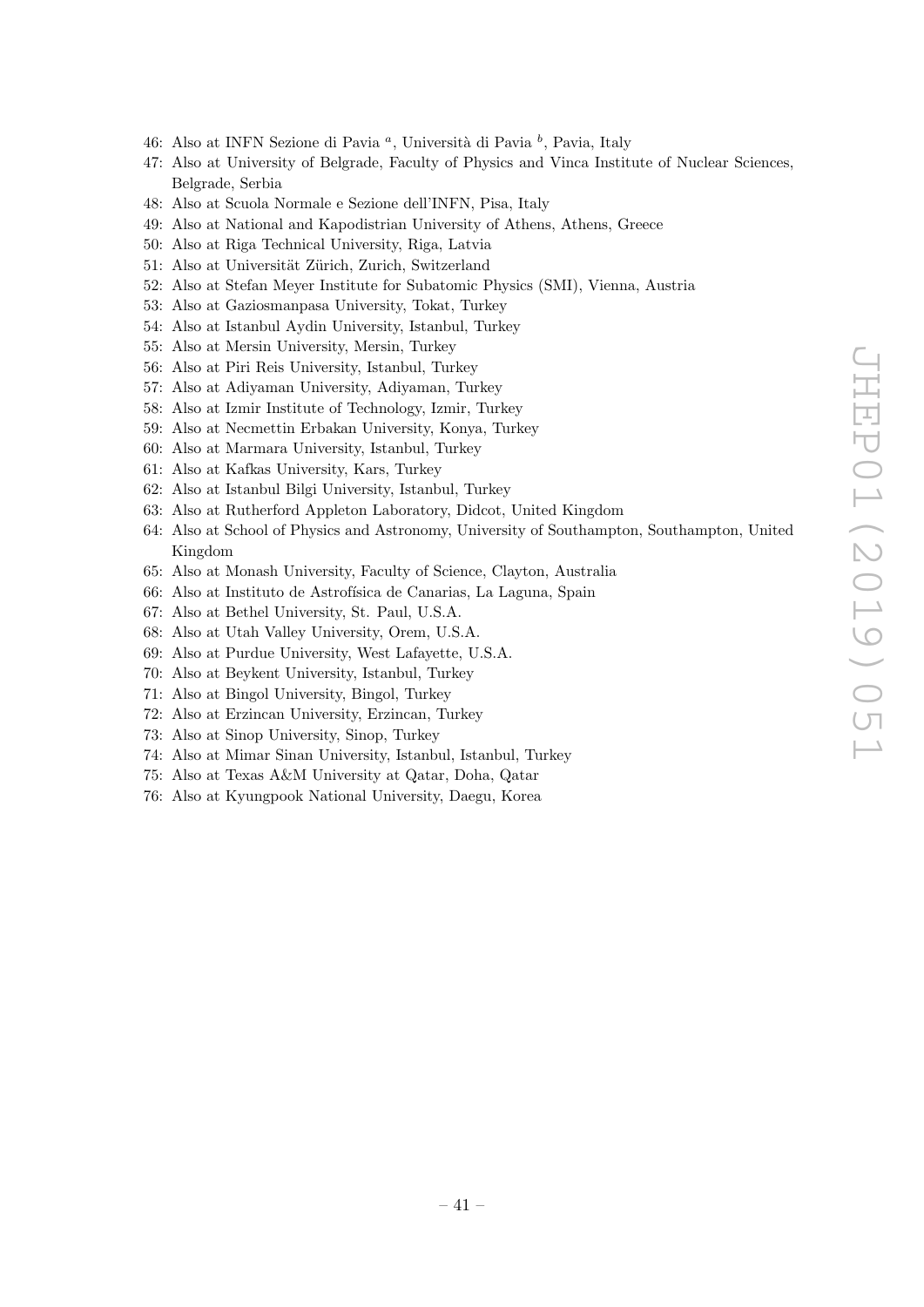46: Also at INFN Sezione di Pavia [a], Università di Pavia [b], Pavia, Italy
47: Also at University of Belgrade, Faculty of Physics and Vinca Institute of Nuclear Sciences, Belgrade, Serbia
48: Also at Scuola Normale e Sezione dell'INFN, Pisa, Italy
49: Also at National and Kapodistrian University of Athens, Athens, Greece
50: Also at Riga Technical University, Riga, Latvia
51: Also at Universität Zürich, Zurich, Switzerland
52: Also at Stefan Meyer Institute for Subatomic Physics (SMI), Vienna, Austria
53: Also at Gaziosmanpasa University, Tokat, Turkey
54: Also at Istanbul Aydin University, Istanbul, Turkey
55: Also at Mersin University, Mersin, Turkey
56: Also at Piri Reis University, Istanbul, Turkey
57: Also at Adiyaman University, Adiyaman, Turkey
58: Also at Izmir Institute of Technology, Izmir, Turkey
59: Also at Necmettin Erbakan University, Konya, Turkey
60: Also at Marmara University, Istanbul, Turkey
61: Also at Kafkas University, Kars, Turkey
62: Also at Istanbul Bilgi University, Istanbul, Turkey
63: Also at Rutherford Appleton Laboratory, Didcot, United Kingdom
64: Also at School of Physics and Astronomy, University of Southampton, Southampton, United Kingdom
65: Also at Monash University, Faculty of Science, Clayton, Australia
66: Also at Instituto de Astrofísica de Canarias, La Laguna, Spain
67: Also at Bethel University, St. Paul, U.S.A.
68: Also at Utah Valley University, Orem, U.S.A.
69: Also at Purdue University, West Lafayette, U.S.A.
70: Also at Beykent University, Istanbul, Turkey
71: Also at Bingol University, Bingol, Turkey
72: Also at Erzincan University, Erzincan, Turkey
73: Also at Sinop University, Sinop, Turkey
74: Also at Mimar Sinan University, Istanbul, Istanbul, Turkey
75: Also at Texas A&M University at Qatar, Doha, Qatar
76: Also at Kyungpook National University, Daegu, Korea